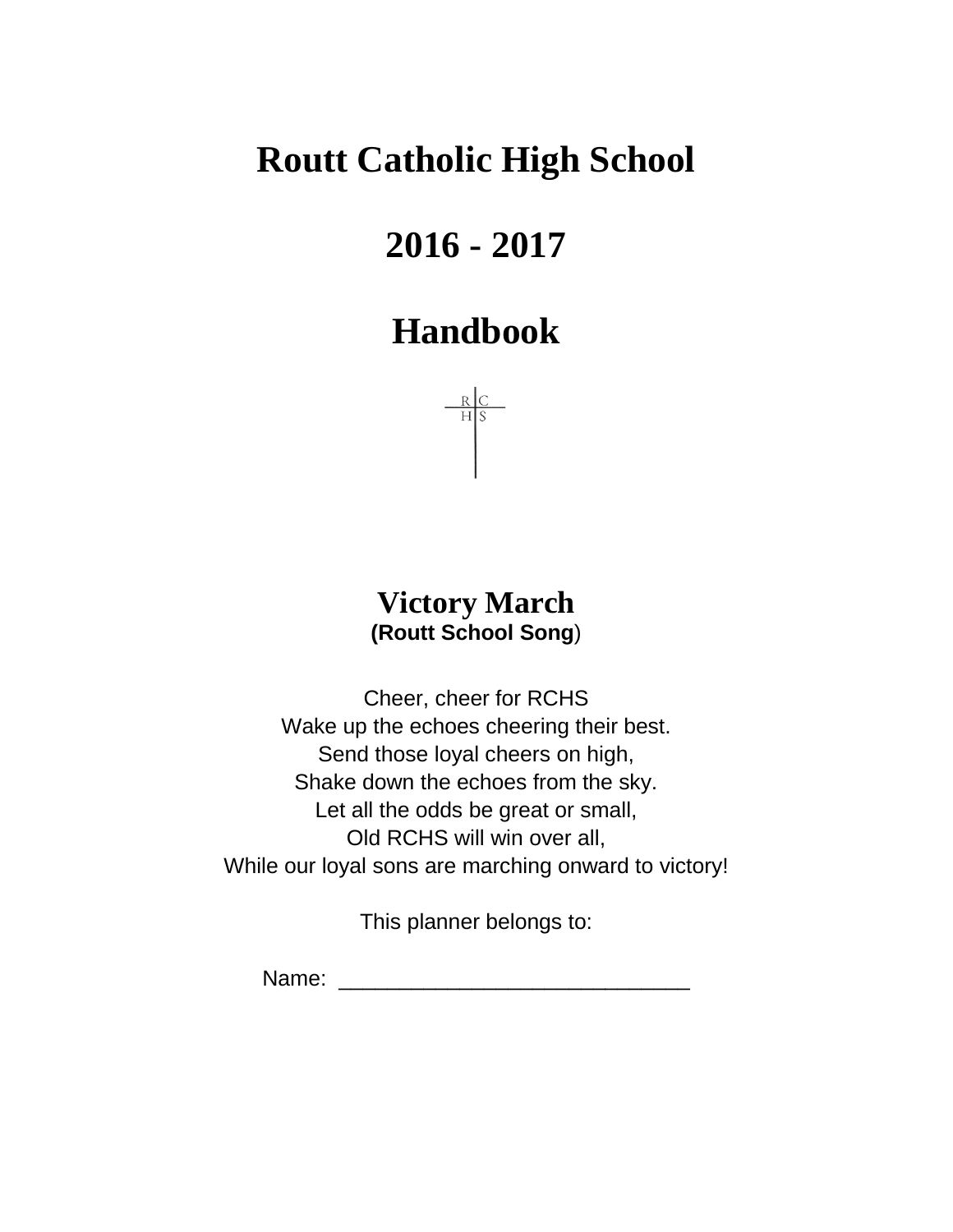# Routt Catholic High School

# 2016 - 2017

# Handbook

R C
H S

## Victory March

**(Routt School Song)**

Cheer, cheer for RCHS
Wake up the echoes cheering their best.
Send those loyal cheers on high,
Shake down the echoes from the sky.
Let all the odds be great or small,
Old RCHS will win over all,
While our loyal sons are marching onward to victory!

This planner belongs to:

Name: ______________________________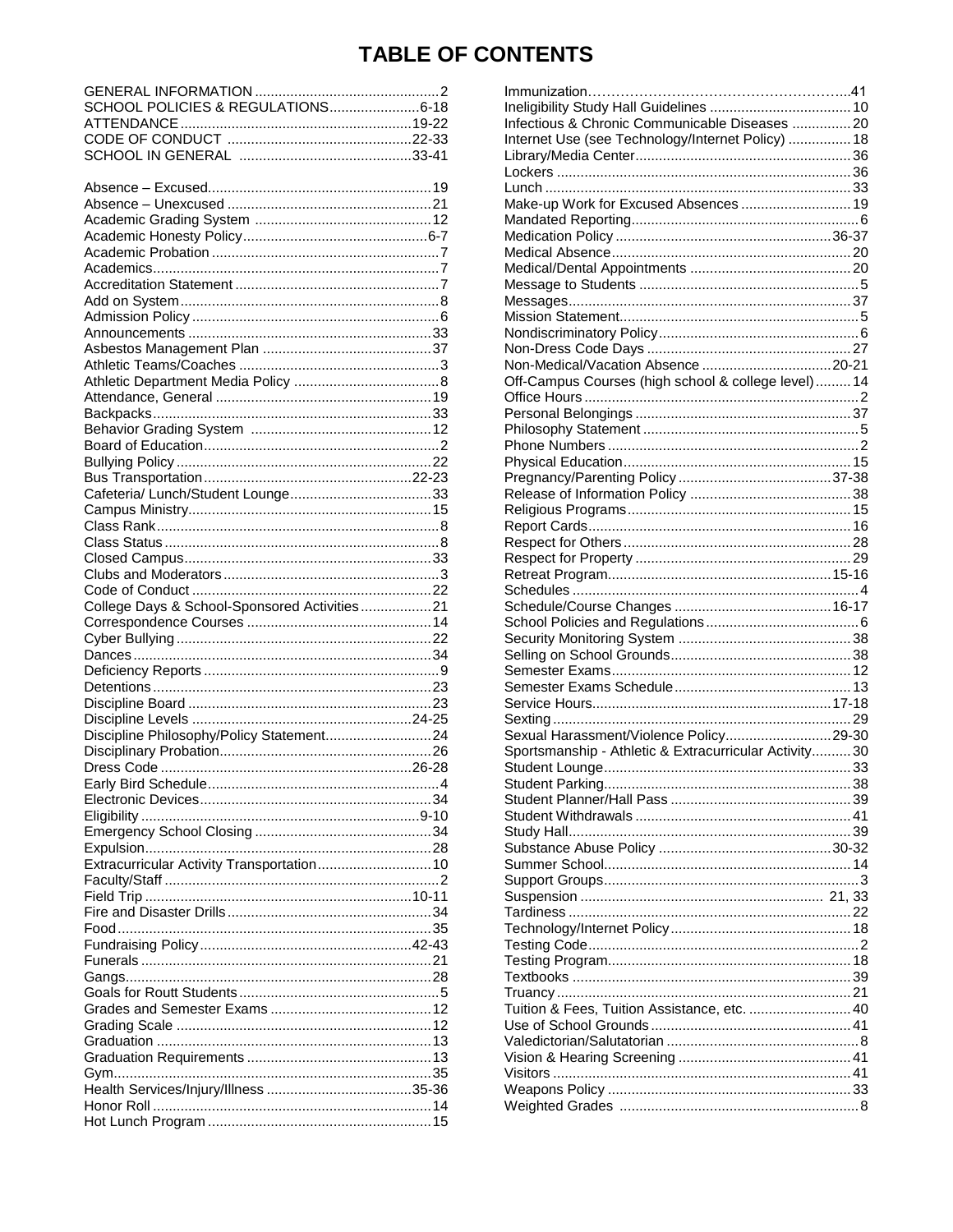# TABLE OF CONTENTS

- GENERAL INFORMATION ... 2
- SCHOOL POLICIES & REGULATIONS ... 6-18
- ATTENDANCE ... 19-22
- CODE OF CONDUCT ... 22-33
- SCHOOL IN GENERAL ... 33-41

- Absence – Excused ... 19
- Absence – Unexcused ... 21
- Academic Grading System ... 12
- Academic Honesty Policy ... 6-7
- Academic Probation ... 7
- Academics ... 7
- Accreditation Statement ... 7
- Add on System ... 8
- Admission Policy ... 6
- Announcements ... 33
- Asbestos Management Plan ... 37
- Athletic Teams/Coaches ... 3
- Athletic Department Media Policy ... 8
- Attendance, General ... 19
- Backpacks ... 33
- Behavior Grading System ... 12
- Board of Education ... 2
- Bullying Policy ... 22
- Bus Transportation ... 22-23
- Cafeteria/ Lunch/Student Lounge ... 33
- Campus Ministry ... 15
- Class Rank ... 8
- Class Status ... 8
- Closed Campus ... 33
- Clubs and Moderators ... 3
- Code of Conduct ... 22
- College Days & School-Sponsored Activities ... 21
- Correspondence Courses ... 14
- Cyber Bullying ... 22
- Dances ... 34
- Deficiency Reports ... 9
- Detentions ... 23
- Discipline Board ... 23
- Discipline Levels ... 24-25
- Discipline Philosophy/Policy Statement ... 24
- Disciplinary Probation ... 26
- Dress Code ... 26-28
- Early Bird Schedule ... 4
- Electronic Devices ... 34
- Eligibility ... 9-10
- Emergency School Closing ... 34
- Expulsion ... 28
- Extracurricular Activity Transportation ... 10
- Faculty/Staff ... 2
- Field Trip ... 10-11
- Fire and Disaster Drills ... 34
- Food ... 35
- Fundraising Policy ... 42-43
- Funerals ... 21
- Gangs ... 28
- Goals for Routt Students ... 5
- Grades and Semester Exams ... 12
- Grading Scale ... 12
- Graduation ... 13
- Graduation Requirements ... 13
- Gym ... 35
- Health Services/Injury/Illness ... 35-36
- Honor Roll ... 14
- Hot Lunch Program ... 15
- Immunization ... 41
- Ineligibility Study Hall Guidelines ... 10
- Infectious & Chronic Communicable Diseases ... 20
- Internet Use (see Technology/Internet Policy) ... 18
- Library/Media Center ... 36
- Lockers ... 36
- Lunch ... 33
- Make-up Work for Excused Absences ... 19
- Mandated Reporting ... 6
- Medication Policy ... 36-37
- Medical Absence ... 20
- Medical/Dental Appointments ... 20
- Message to Students ... 5
- Messages ... 37
- Mission Statement ... 5
- Nondiscriminatory Policy ... 6
- Non-Dress Code Days ... 27
- Non-Medical/Vacation Absence ... 20-21
- Off-Campus Courses (high school & college level) ... 14
- Office Hours ... 2
- Personal Belongings ... 37
- Philosophy Statement ... 5
- Phone Numbers ... 2
- Physical Education ... 15
- Pregnancy/Parenting Policy ... 37-38
- Release of Information Policy ... 38
- Religious Programs ... 15
- Report Cards ... 16
- Respect for Others ... 28
- Respect for Property ... 29
- Retreat Program ... 15-16
- Schedules ... 4
- Schedule/Course Changes ... 16-17
- School Policies and Regulations ... 6
- Security Monitoring System ... 38
- Selling on School Grounds ... 38
- Semester Exams ... 12
- Semester Exams Schedule ... 13
- Service Hours ... 17-18
- Sexting ... 29
- Sexual Harassment/Violence Policy ... 29-30
- Sportsmanship - Athletic & Extracurricular Activity ... 30
- Student Lounge ... 33
- Student Parking ... 38
- Student Planner/Hall Pass ... 39
- Student Withdrawals ... 41
- Study Hall ... 39
- Substance Abuse Policy ... 30-32
- Summer School ... 14
- Support Groups ... 3
- Suspension ... 21, 33
- Tardiness ... 22
- Technology/Internet Policy ... 18
- Testing Code ... 2
- Testing Program ... 18
- Textbooks ... 39
- Truancy ... 21
- Tuition & Fees, Tuition Assistance, etc. ... 40
- Use of School Grounds ... 41
- Valedictorian/Salutatorian ... 8
- Vision & Hearing Screening ... 41
- Visitors ... 41
- Weapons Policy ... 33
- Weighted Grades ... 8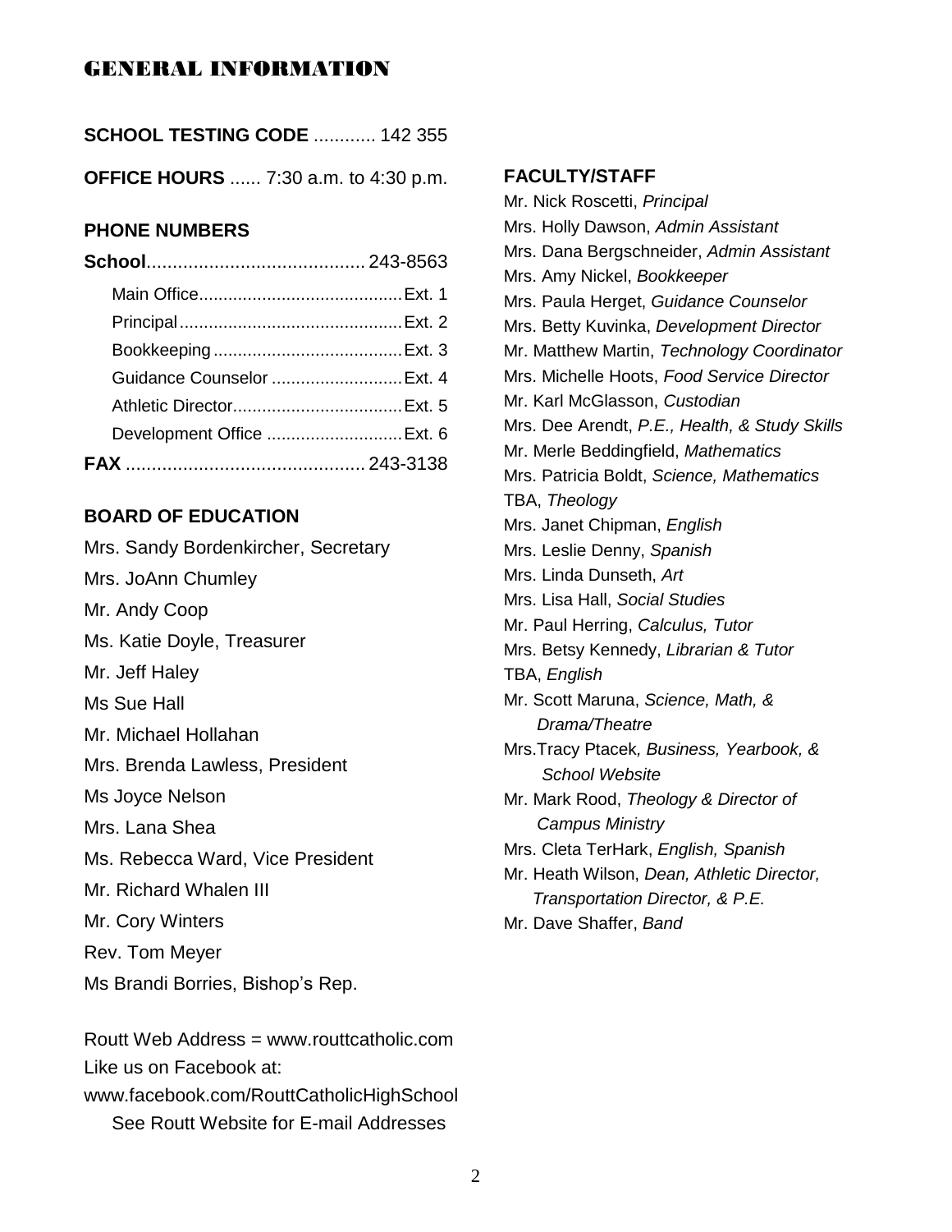# GENERAL INFORMATION

**SCHOOL TESTING CODE** ............ 142 355

**OFFICE HOURS** ...... 7:30 a.m. to 4:30 p.m.

### PHONE NUMBERS

**School**.......................................... 243-8563

- Main Office.......................................... Ext. 1
- Principal.............................................. Ext. 2
- Bookkeeping....................................... Ext. 3
- Guidance Counselor ........................... Ext. 4
- Athletic Director.................................. Ext. 5
- Development Office ............................ Ext. 6

**FAX** .............................................. 243-3138

### BOARD OF EDUCATION

Mrs. Sandy Bordenkircher, Secretary
Mrs. JoAnn Chumley
Mr. Andy Coop
Ms. Katie Doyle, Treasurer
Mr. Jeff Haley
Ms Sue Hall
Mr. Michael Hollahan
Mrs. Brenda Lawless, President
Ms Joyce Nelson
Mrs. Lana Shea
Ms. Rebecca Ward, Vice President
Mr. Richard Whalen III
Mr. Cory Winters
Rev. Tom Meyer
Ms Brandi Borries, Bishop's Rep.

Routt Web Address = www.routtcatholic.com
Like us on Facebook at:
www.facebook.com/RouttCatholicHighSchool
See Routt Website for E-mail Addresses

### FACULTY/STAFF

Mr. Nick Roscetti, *Principal*
Mrs. Holly Dawson, *Admin Assistant*
Mrs. Dana Bergschneider, *Admin Assistant*
Mrs. Amy Nickel, *Bookkeeper*
Mrs. Paula Herget, *Guidance Counselor*
Mrs. Betty Kuvinka, *Development Director*
Mr. Matthew Martin, *Technology Coordinator*
Mrs. Michelle Hoots, *Food Service Director*
Mr. Karl McGlasson, *Custodian*
Mrs. Dee Arendt, *P.E., Health, & Study Skills*
Mr. Merle Beddingfield, *Mathematics*
Mrs. Patricia Boldt, *Science, Mathematics*
TBA, *Theology*
Mrs. Janet Chipman, *English*
Mrs. Leslie Denny, *Spanish*
Mrs. Linda Dunseth, *Art*
Mrs. Lisa Hall, *Social Studies*
Mr. Paul Herring, *Calculus, Tutor*
Mrs. Betsy Kennedy, *Librarian & Tutor*
TBA, *English*
Mr. Scott Maruna, *Science, Math, & Drama/Theatre*
Mrs.Tracy Ptacek*, Business, Yearbook, & School Website*
Mr. Mark Rood, *Theology & Director of Campus Ministry*
Mrs. Cleta TerHark, *English, Spanish*
Mr. Heath Wilson, *Dean, Athletic Director, Transportation Director, & P.E.*
Mr. Dave Shaffer, *Band*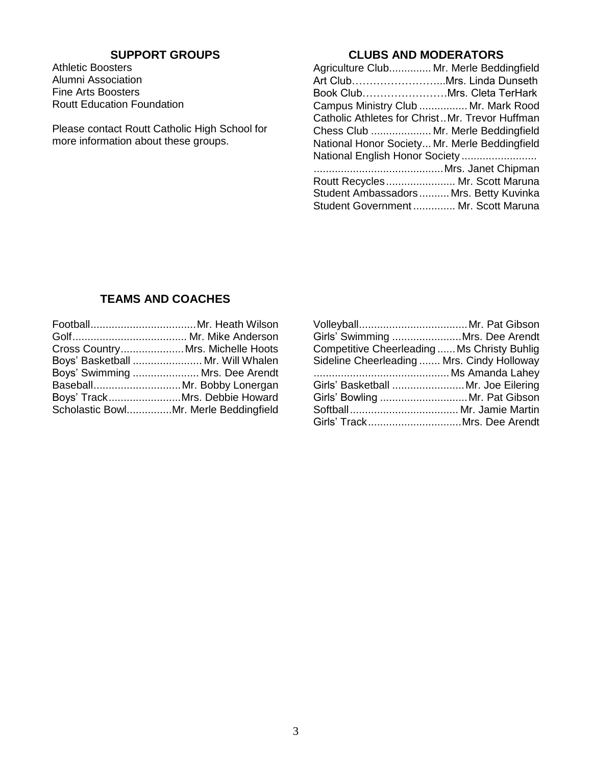## SUPPORT GROUPS

Athletic Boosters
Alumni Association
Fine Arts Boosters
Routt Education Foundation

Please contact Routt Catholic High School for more information about these groups.

## CLUBS AND MODERATORS

| Club | Moderator |
|---|---|
| Agriculture Club | Mr. Merle Beddingfield |
| Art Club | Mrs. Linda Dunseth |
| Book Club | Mrs. Cleta TerHark |
| Campus Ministry Club | Mr. Mark Rood |
| Catholic Athletes for Christ | Mr. Trevor Huffman |
| Chess Club | Mr. Merle Beddingfield |
| National Honor Society | Mr. Merle Beddingfield |
| National English Honor Society | Mrs. Janet Chipman |
| Routt Recycles | Mr. Scott Maruna |
| Student Ambassadors | Mrs. Betty Kuvinka |
| Student Government | Mr. Scott Maruna |

## TEAMS AND COACHES

| Team | Coach |
|---|---|
| Football | Mr. Heath Wilson |
| Golf | Mr. Mike Anderson |
| Cross Country | Mrs. Michelle Hoots |
| Boys' Basketball | Mr. Will Whalen |
| Boys' Swimming | Mrs. Dee Arendt |
| Baseball | Mr. Bobby Lonergan |
| Boys' Track | Mrs. Debbie Howard |
| Scholastic Bowl | Mr. Merle Beddingfield |
| Volleyball | Mr. Pat Gibson |
| Girls' Swimming | Mrs. Dee Arendt |
| Competitive Cheerleading | Ms Christy Buhlig |
| Sideline Cheerleading | Mrs. Cindy Holloway, Ms Amanda Lahey |
| Girls' Basketball | Mr. Joe Eilering |
| Girls' Bowling | Mr. Pat Gibson |
| Softball | Mr. Jamie Martin |
| Girls' Track | Mrs. Dee Arendt |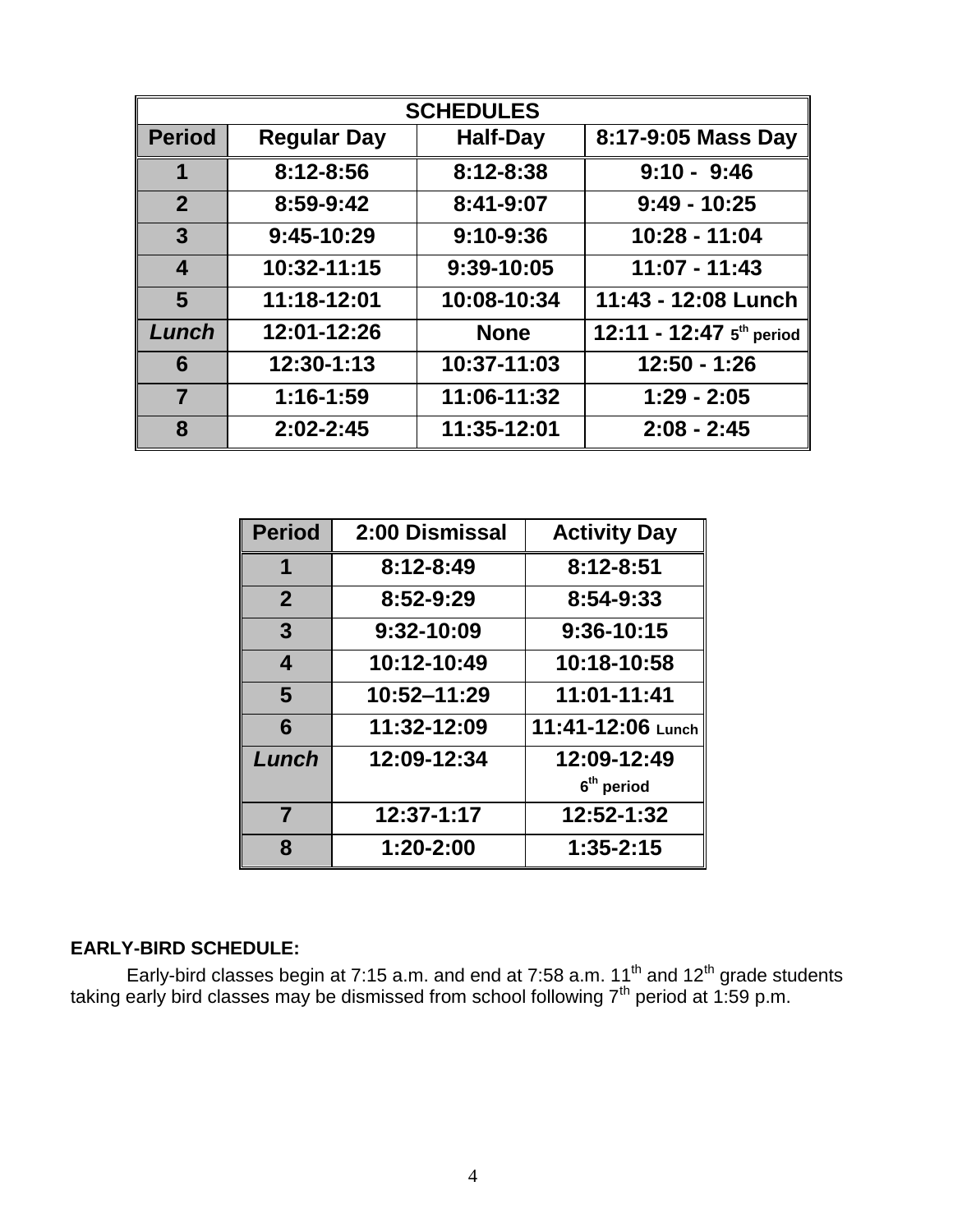| SCHEDULES | | | |
|---|---|---|---|
| **Period** | **Regular Day** | **Half-Day** | **8:17-9:05 Mass Day** |
| **1** | 8:12-8:56 | 8:12-8:38 | 9:10 - 9:46 |
| **2** | 8:59-9:42 | 8:41-9:07 | 9:49 - 10:25 |
| **3** | 9:45-10:29 | 9:10-9:36 | 10:28 - 11:04 |
| **4** | 10:32-11:15 | 9:39-10:05 | 11:07 - 11:43 |
| **5** | 11:18-12:01 | 10:08-10:34 | 11:43 - 12:08 Lunch |
| ***Lunch*** | 12:01-12:26 | None | 12:11 - 12:47 5th period |
| **6** | 12:30-1:13 | 10:37-11:03 | 12:50 - 1:26 |
| **7** | 1:16-1:59 | 11:06-11:32 | 1:29 - 2:05 |
| **8** | 2:02-2:45 | 11:35-12:01 | 2:08 - 2:45 |

| Period | 2:00 Dismissal | Activity Day |
|---|---|---|
| **1** | 8:12-8:49 | 8:12-8:51 |
| **2** | 8:52-9:29 | 8:54-9:33 |
| **3** | 9:32-10:09 | 9:36-10:15 |
| **4** | 10:12-10:49 | 10:18-10:58 |
| **5** | 10:52–11:29 | 11:01-11:41 |
| **6** | 11:32-12:09 | 11:41-12:06 Lunch |
| ***Lunch*** | 12:09-12:34 | 12:09-12:49 6th period |
| **7** | 12:37-1:17 | 12:52-1:32 |
| **8** | 1:20-2:00 | 1:35-2:15 |

**EARLY-BIRD SCHEDULE:**

Early-bird classes begin at 7:15 a.m. and end at 7:58 a.m. 11th and 12th grade students taking early bird classes may be dismissed from school following 7th period at 1:59 p.m.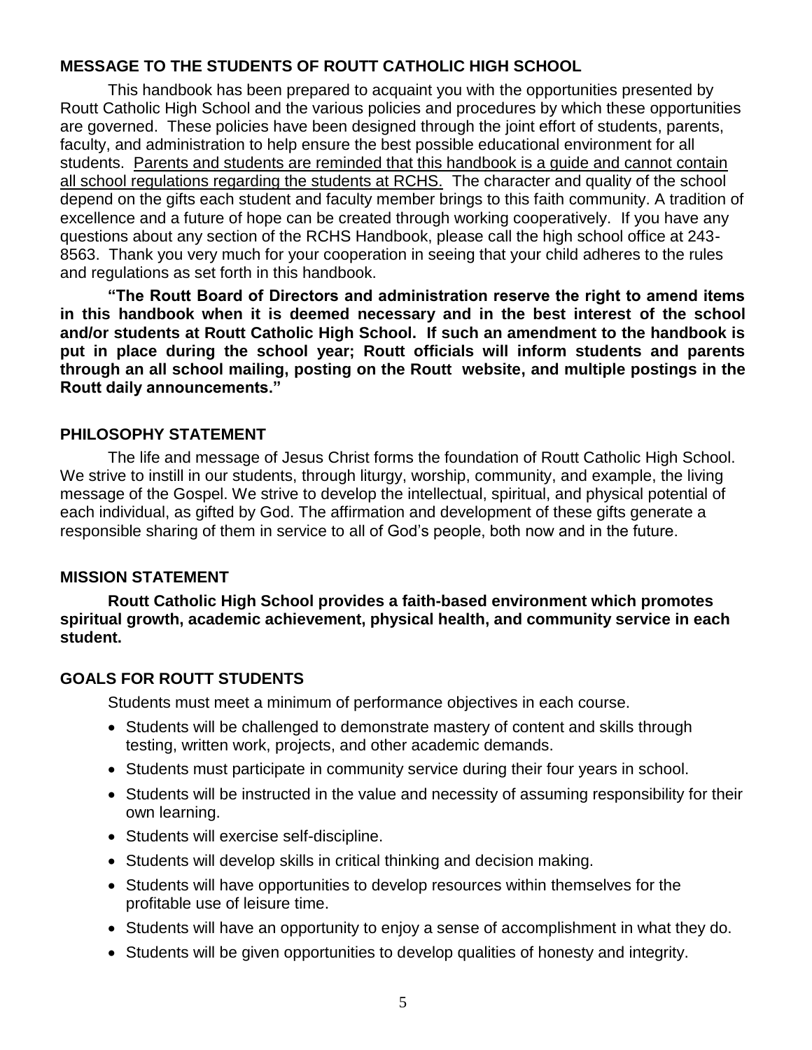## MESSAGE TO THE STUDENTS OF ROUTT CATHOLIC HIGH SCHOOL

This handbook has been prepared to acquaint you with the opportunities presented by Routt Catholic High School and the various policies and procedures by which these opportunities are governed. These policies have been designed through the joint effort of students, parents, faculty, and administration to help ensure the best possible educational environment for all students. <u>Parents and students are reminded that this handbook is a guide and cannot contain all school regulations regarding the students at RCHS.</u> The character and quality of the school depend on the gifts each student and faculty member brings to this faith community. A tradition of excellence and a future of hope can be created through working cooperatively. If you have any questions about any section of the RCHS Handbook, please call the high school office at 243-8563. Thank you very much for your cooperation in seeing that your child adheres to the rules and regulations as set forth in this handbook.

**"The Routt Board of Directors and administration reserve the right to amend items in this handbook when it is deemed necessary and in the best interest of the school and/or students at Routt Catholic High School. If such an amendment to the handbook is put in place during the school year; Routt officials will inform students and parents through an all school mailing, posting on the Routt website, and multiple postings in the Routt daily announcements."**

## PHILOSOPHY STATEMENT

The life and message of Jesus Christ forms the foundation of Routt Catholic High School. We strive to instill in our students, through liturgy, worship, community, and example, the living message of the Gospel. We strive to develop the intellectual, spiritual, and physical potential of each individual, as gifted by God. The affirmation and development of these gifts generate a responsible sharing of them in service to all of God's people, both now and in the future.

## MISSION STATEMENT

**Routt Catholic High School provides a faith-based environment which promotes spiritual growth, academic achievement, physical health, and community service in each student.**

## GOALS FOR ROUTT STUDENTS

Students must meet a minimum of performance objectives in each course.

- Students will be challenged to demonstrate mastery of content and skills through testing, written work, projects, and other academic demands.
- Students must participate in community service during their four years in school.
- Students will be instructed in the value and necessity of assuming responsibility for their own learning.
- Students will exercise self-discipline.
- Students will develop skills in critical thinking and decision making.
- Students will have opportunities to develop resources within themselves for the profitable use of leisure time.
- Students will have an opportunity to enjoy a sense of accomplishment in what they do.
- Students will be given opportunities to develop qualities of honesty and integrity.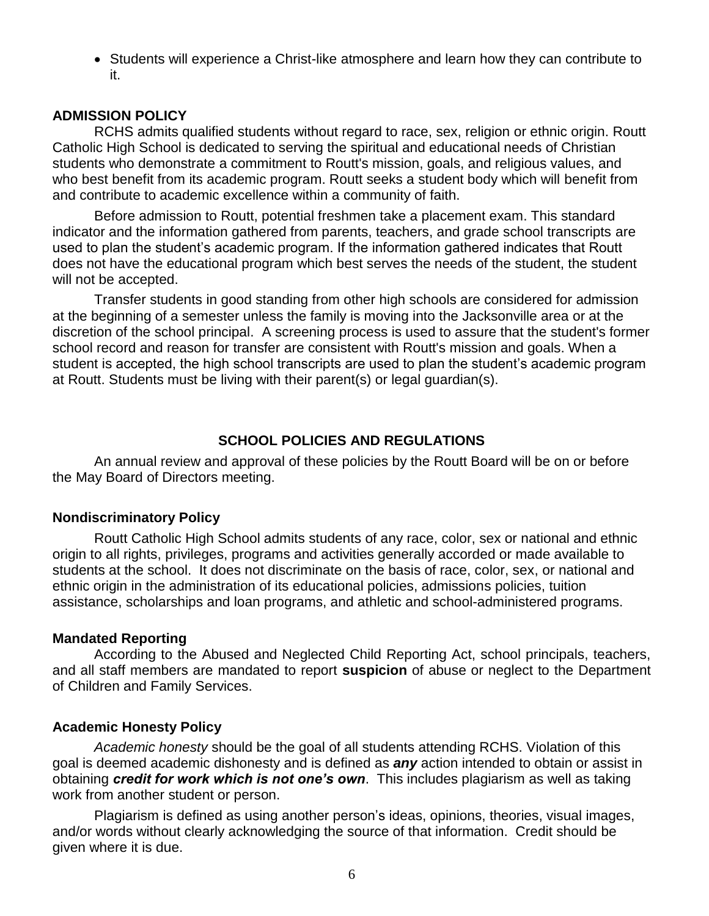- Students will experience a Christ-like atmosphere and learn how they can contribute to it.

## ADMISSION POLICY

RCHS admits qualified students without regard to race, sex, religion or ethnic origin. Routt Catholic High School is dedicated to serving the spiritual and educational needs of Christian students who demonstrate a commitment to Routt's mission, goals, and religious values, and who best benefit from its academic program. Routt seeks a student body which will benefit from and contribute to academic excellence within a community of faith.

Before admission to Routt, potential freshmen take a placement exam. This standard indicator and the information gathered from parents, teachers, and grade school transcripts are used to plan the student's academic program. If the information gathered indicates that Routt does not have the educational program which best serves the needs of the student, the student will not be accepted.

Transfer students in good standing from other high schools are considered for admission at the beginning of a semester unless the family is moving into the Jacksonville area or at the discretion of the school principal. A screening process is used to assure that the student's former school record and reason for transfer are consistent with Routt's mission and goals. When a student is accepted, the high school transcripts are used to plan the student's academic program at Routt. Students must be living with their parent(s) or legal guardian(s).

# SCHOOL POLICIES AND REGULATIONS

An annual review and approval of these policies by the Routt Board will be on or before the May Board of Directors meeting.

### Nondiscriminatory Policy

Routt Catholic High School admits students of any race, color, sex or national and ethnic origin to all rights, privileges, programs and activities generally accorded or made available to students at the school. It does not discriminate on the basis of race, color, sex, or national and ethnic origin in the administration of its educational policies, admissions policies, tuition assistance, scholarships and loan programs, and athletic and school-administered programs.

### Mandated Reporting

According to the Abused and Neglected Child Reporting Act, school principals, teachers, and all staff members are mandated to report **suspicion** of abuse or neglect to the Department of Children and Family Services.

### Academic Honesty Policy

*Academic honesty* should be the goal of all students attending RCHS. Violation of this goal is deemed academic dishonesty and is defined as ***any*** action intended to obtain or assist in obtaining ***credit for work which is not one's own***. This includes plagiarism as well as taking work from another student or person.

Plagiarism is defined as using another person's ideas, opinions, theories, visual images, and/or words without clearly acknowledging the source of that information. Credit should be given where it is due.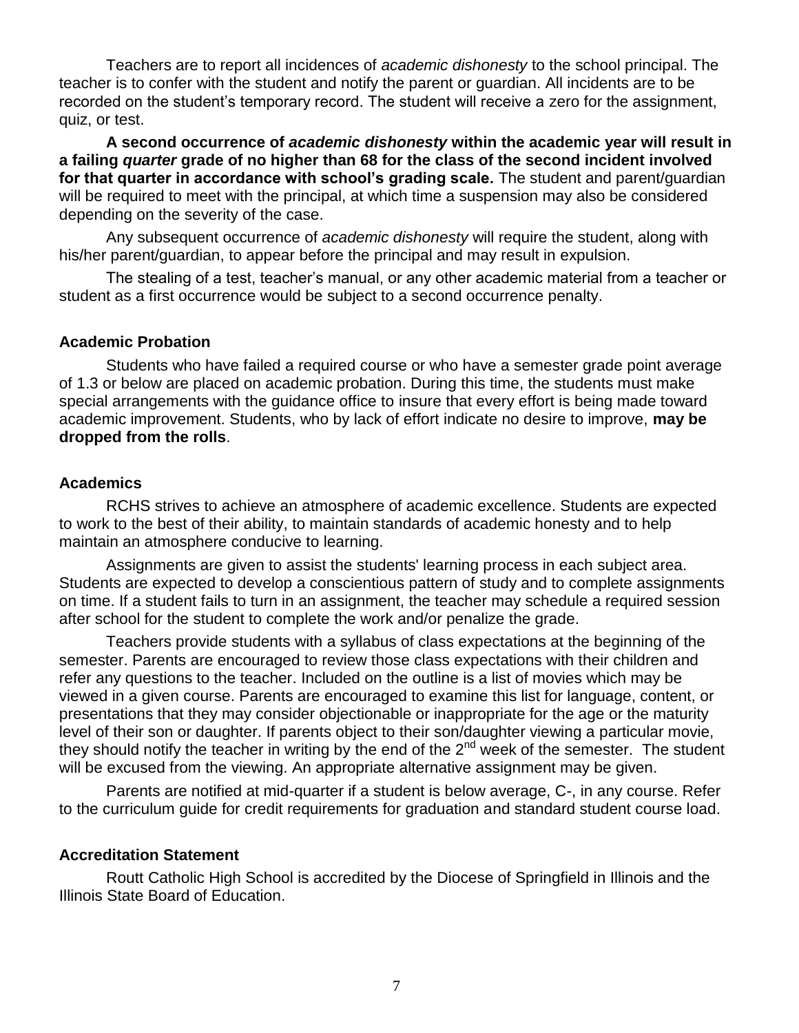Teachers are to report all incidences of *academic dishonesty* to the school principal. The teacher is to confer with the student and notify the parent or guardian. All incidents are to be recorded on the student's temporary record. The student will receive a zero for the assignment, quiz, or test.

**A second occurrence of *academic dishonesty* within the academic year will result in a failing *quarter* grade of no higher than 68 for the class of the second incident involved for that quarter in accordance with school's grading scale.** The student and parent/guardian will be required to meet with the principal, at which time a suspension may also be considered depending on the severity of the case.

Any subsequent occurrence of *academic dishonesty* will require the student, along with his/her parent/guardian, to appear before the principal and may result in expulsion.

The stealing of a test, teacher's manual, or any other academic material from a teacher or student as a first occurrence would be subject to a second occurrence penalty.

### Academic Probation

Students who have failed a required course or who have a semester grade point average of 1.3 or below are placed on academic probation. During this time, the students must make special arrangements with the guidance office to insure that every effort is being made toward academic improvement. Students, who by lack of effort indicate no desire to improve, **may be dropped from the rolls**.

### Academics

RCHS strives to achieve an atmosphere of academic excellence. Students are expected to work to the best of their ability, to maintain standards of academic honesty and to help maintain an atmosphere conducive to learning.

Assignments are given to assist the students' learning process in each subject area. Students are expected to develop a conscientious pattern of study and to complete assignments on time. If a student fails to turn in an assignment, the teacher may schedule a required session after school for the student to complete the work and/or penalize the grade.

Teachers provide students with a syllabus of class expectations at the beginning of the semester. Parents are encouraged to review those class expectations with their children and refer any questions to the teacher. Included on the outline is a list of movies which may be viewed in a given course. Parents are encouraged to examine this list for language, content, or presentations that they may consider objectionable or inappropriate for the age or the maturity level of their son or daughter. If parents object to their son/daughter viewing a particular movie, they should notify the teacher in writing by the end of the 2nd week of the semester. The student will be excused from the viewing. An appropriate alternative assignment may be given.

Parents are notified at mid-quarter if a student is below average, C-, in any course. Refer to the curriculum guide for credit requirements for graduation and standard student course load.

### Accreditation Statement

Routt Catholic High School is accredited by the Diocese of Springfield in Illinois and the Illinois State Board of Education.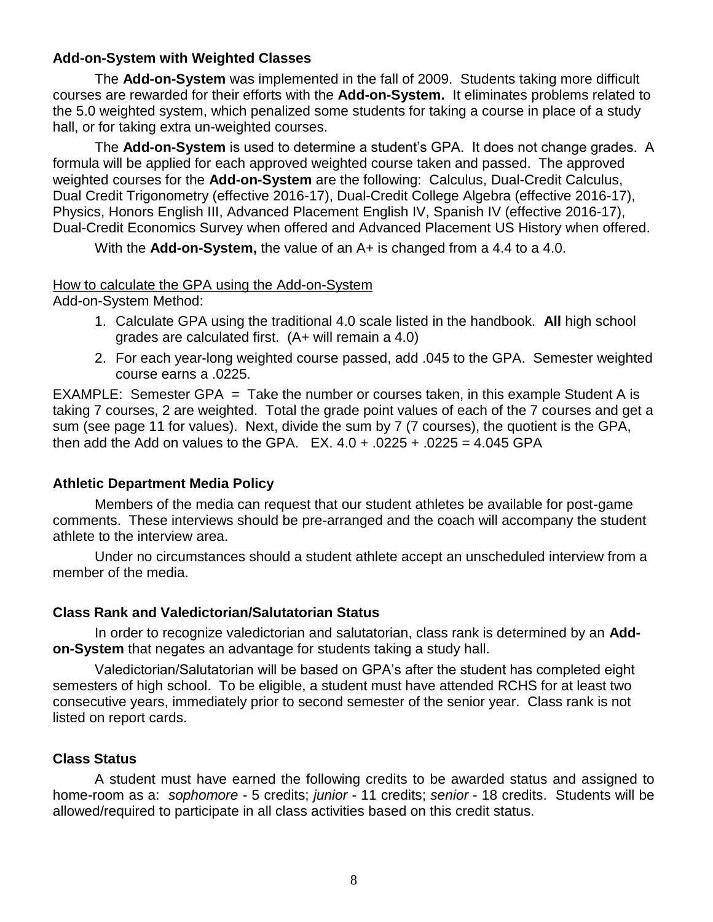**Add-on-System with Weighted Classes**

The **Add-on-System** was implemented in the fall of 2009. Students taking more difficult courses are rewarded for their efforts with the **Add-on-System.** It eliminates problems related to the 5.0 weighted system, which penalized some students for taking a course in place of a study hall, or for taking extra un-weighted courses.

The **Add-on-System** is used to determine a student's GPA. It does not change grades. A formula will be applied for each approved weighted course taken and passed. The approved weighted courses for the **Add-on-System** are the following: Calculus, Dual-Credit Calculus, Dual Credit Trigonometry (effective 2016-17), Dual-Credit College Algebra (effective 2016-17), Physics, Honors English III, Advanced Placement English IV, Spanish IV (effective 2016-17), Dual-Credit Economics Survey when offered and Advanced Placement US History when offered.

With the **Add-on-System,** the value of an A+ is changed from a 4.4 to a 4.0.

<u>How to calculate the GPA using the Add-on-System</u>

Add-on-System Method:

1. Calculate GPA using the traditional 4.0 scale listed in the handbook. **All** high school grades are calculated first. (A+ will remain a 4.0)
2. For each year-long weighted course passed, add .045 to the GPA. Semester weighted course earns a .0225.

EXAMPLE: Semester GPA = Take the number or courses taken, in this example Student A is taking 7 courses, 2 are weighted. Total the grade point values of each of the 7 courses and get a sum (see page 11 for values). Next, divide the sum by 7 (7 courses), the quotient is the GPA, then add the Add on values to the GPA. EX. 4.0 + .0225 + .0225 = 4.045 GPA

**Athletic Department Media Policy**

Members of the media can request that our student athletes be available for post-game comments. These interviews should be pre-arranged and the coach will accompany the student athlete to the interview area.

Under no circumstances should a student athlete accept an unscheduled interview from a member of the media.

**Class Rank and Valedictorian/Salutatorian Status**

In order to recognize valedictorian and salutatorian, class rank is determined by an **Add-on-System** that negates an advantage for students taking a study hall.

Valedictorian/Salutatorian will be based on GPA's after the student has completed eight semesters of high school. To be eligible, a student must have attended RCHS for at least two consecutive years, immediately prior to second semester of the senior year. Class rank is not listed on report cards.

**Class Status**

A student must have earned the following credits to be awarded status and assigned to home-room as a: *sophomore* - 5 credits; *junior* - 11 credits; *senior* - 18 credits. Students will be allowed/required to participate in all class activities based on this credit status.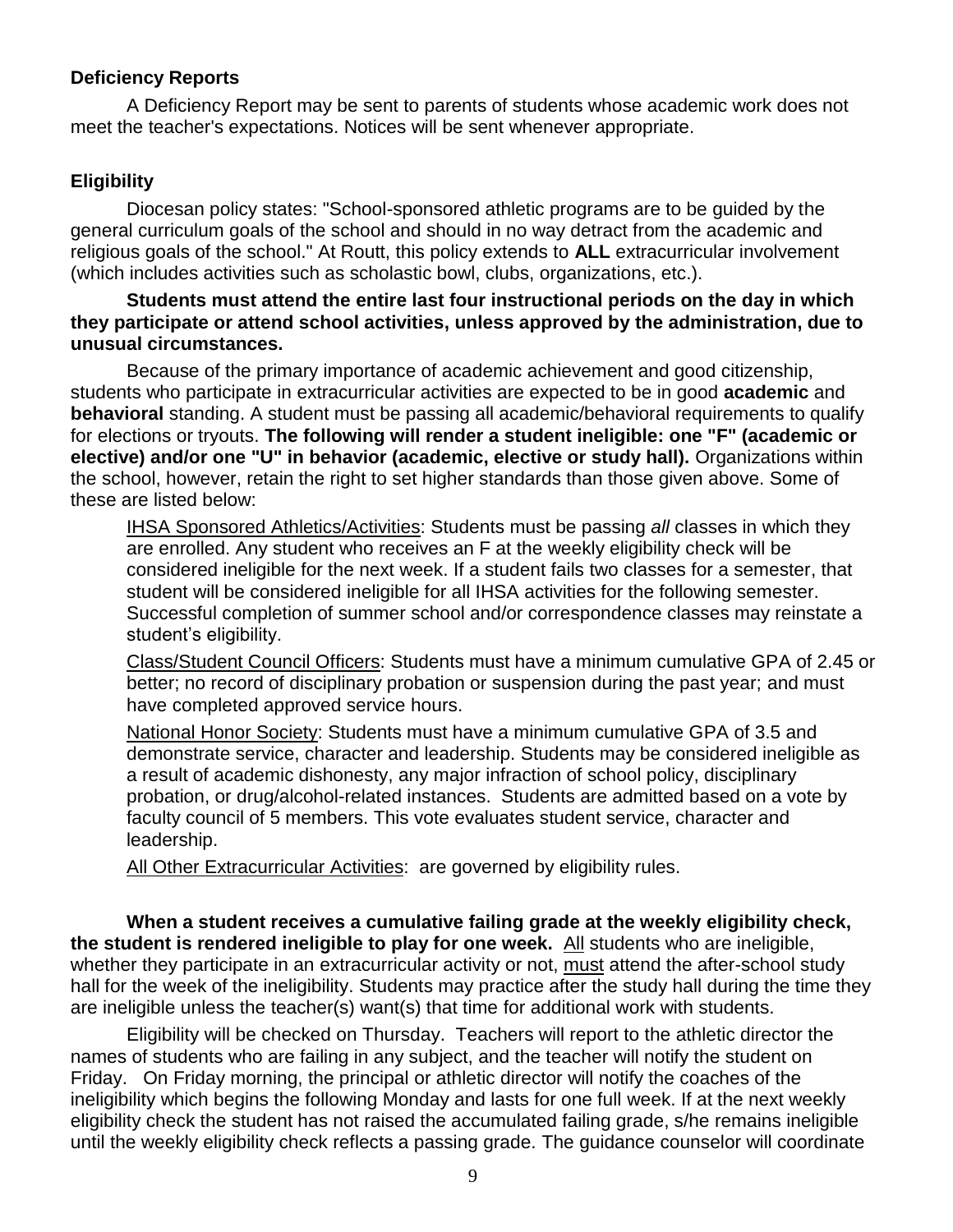### Deficiency Reports

A Deficiency Report may be sent to parents of students whose academic work does not meet the teacher's expectations. Notices will be sent whenever appropriate.

### Eligibility

Diocesan policy states: "School-sponsored athletic programs are to be guided by the general curriculum goals of the school and should in no way detract from the academic and religious goals of the school." At Routt, this policy extends to **ALL** extracurricular involvement (which includes activities such as scholastic bowl, clubs, organizations, etc.).

**Students must attend the entire last four instructional periods on the day in which they participate or attend school activities, unless approved by the administration, due to unusual circumstances.**

Because of the primary importance of academic achievement and good citizenship, students who participate in extracurricular activities are expected to be in good **academic** and **behavioral** standing. A student must be passing all academic/behavioral requirements to qualify for elections or tryouts. **The following will render a student ineligible: one "F" (academic or elective) and/or one "U" in behavior (academic, elective or study hall).** Organizations within the school, however, retain the right to set higher standards than those given above. Some of these are listed below:

IHSA Sponsored Athletics/Activities: Students must be passing *all* classes in which they are enrolled. Any student who receives an F at the weekly eligibility check will be considered ineligible for the next week. If a student fails two classes for a semester, that student will be considered ineligible for all IHSA activities for the following semester. Successful completion of summer school and/or correspondence classes may reinstate a student's eligibility.

Class/Student Council Officers: Students must have a minimum cumulative GPA of 2.45 or better; no record of disciplinary probation or suspension during the past year; and must have completed approved service hours.

National Honor Society: Students must have a minimum cumulative GPA of 3.5 and demonstrate service, character and leadership. Students may be considered ineligible as a result of academic dishonesty, any major infraction of school policy, disciplinary probation, or drug/alcohol-related instances. Students are admitted based on a vote by faculty council of 5 members. This vote evaluates student service, character and leadership.

All Other Extracurricular Activities: are governed by eligibility rules.

**When a student receives a cumulative failing grade at the weekly eligibility check, the student is rendered ineligible to play for one week.** All students who are ineligible, whether they participate in an extracurricular activity or not, must attend the after-school study hall for the week of the ineligibility. Students may practice after the study hall during the time they are ineligible unless the teacher(s) want(s) that time for additional work with students.

Eligibility will be checked on Thursday. Teachers will report to the athletic director the names of students who are failing in any subject, and the teacher will notify the student on Friday. On Friday morning, the principal or athletic director will notify the coaches of the ineligibility which begins the following Monday and lasts for one full week. If at the next weekly eligibility check the student has not raised the accumulated failing grade, s/he remains ineligible until the weekly eligibility check reflects a passing grade. The guidance counselor will coordinate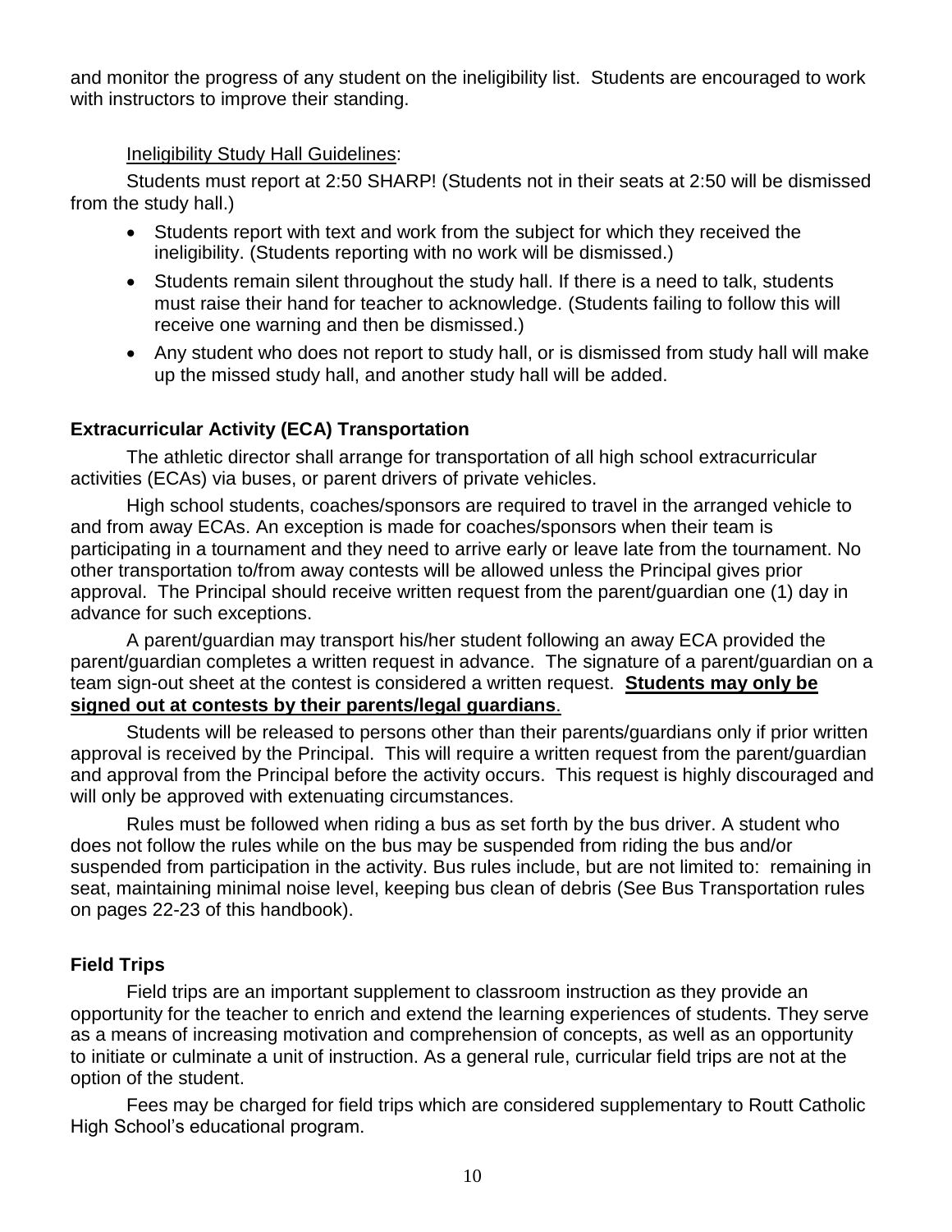and monitor the progress of any student on the ineligibility list. Students are encouraged to work with instructors to improve their standing.

Ineligibility Study Hall Guidelines:

Students must report at 2:50 SHARP! (Students not in their seats at 2:50 will be dismissed from the study hall.)

- Students report with text and work from the subject for which they received the ineligibility. (Students reporting with no work will be dismissed.)
- Students remain silent throughout the study hall. If there is a need to talk, students must raise their hand for teacher to acknowledge. (Students failing to follow this will receive one warning and then be dismissed.)
- Any student who does not report to study hall, or is dismissed from study hall will make up the missed study hall, and another study hall will be added.

### Extracurricular Activity (ECA) Transportation

The athletic director shall arrange for transportation of all high school extracurricular activities (ECAs) via buses, or parent drivers of private vehicles.

High school students, coaches/sponsors are required to travel in the arranged vehicle to and from away ECAs. An exception is made for coaches/sponsors when their team is participating in a tournament and they need to arrive early or leave late from the tournament. No other transportation to/from away contests will be allowed unless the Principal gives prior approval. The Principal should receive written request from the parent/guardian one (1) day in advance for such exceptions.

A parent/guardian may transport his/her student following an away ECA provided the parent/guardian completes a written request in advance. The signature of a parent/guardian on a team sign-out sheet at the contest is considered a written request. **Students may only be signed out at contests by their parents/legal guardians**.

Students will be released to persons other than their parents/guardians only if prior written approval is received by the Principal. This will require a written request from the parent/guardian and approval from the Principal before the activity occurs. This request is highly discouraged and will only be approved with extenuating circumstances.

Rules must be followed when riding a bus as set forth by the bus driver. A student who does not follow the rules while on the bus may be suspended from riding the bus and/or suspended from participation in the activity. Bus rules include, but are not limited to: remaining in seat, maintaining minimal noise level, keeping bus clean of debris (See Bus Transportation rules on pages 22-23 of this handbook).

### Field Trips

Field trips are an important supplement to classroom instruction as they provide an opportunity for the teacher to enrich and extend the learning experiences of students. They serve as a means of increasing motivation and comprehension of concepts, as well as an opportunity to initiate or culminate a unit of instruction. As a general rule, curricular field trips are not at the option of the student.

Fees may be charged for field trips which are considered supplementary to Routt Catholic High School's educational program.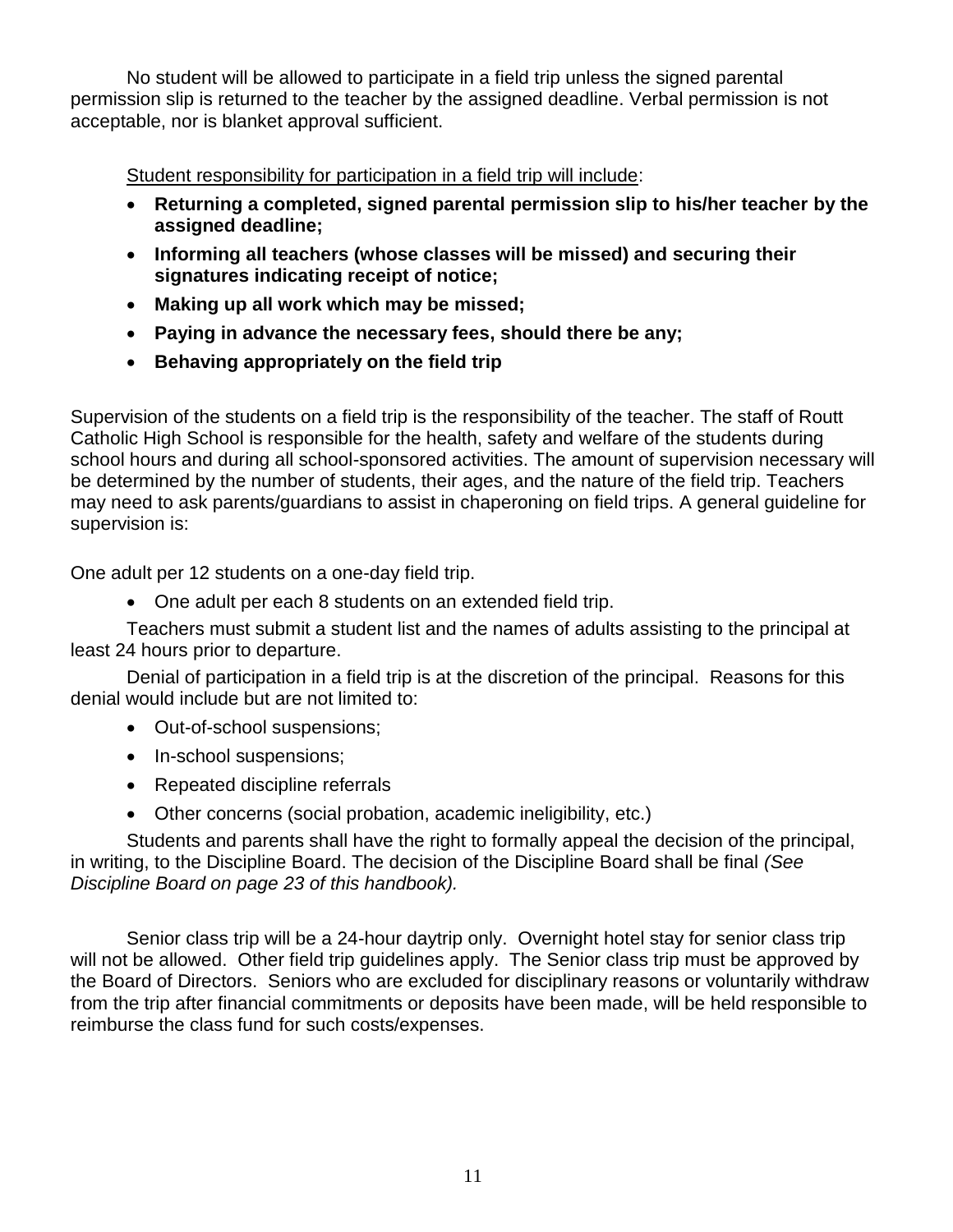No student will be allowed to participate in a field trip unless the signed parental permission slip is returned to the teacher by the assigned deadline. Verbal permission is not acceptable, nor is blanket approval sufficient.

Student responsibility for participation in a field trip will include:

- **Returning a completed, signed parental permission slip to his/her teacher by the assigned deadline;**
- **Informing all teachers (whose classes will be missed) and securing their signatures indicating receipt of notice;**
- **Making up all work which may be missed;**
- **Paying in advance the necessary fees, should there be any;**
- **Behaving appropriately on the field trip**

Supervision of the students on a field trip is the responsibility of the teacher. The staff of Routt Catholic High School is responsible for the health, safety and welfare of the students during school hours and during all school-sponsored activities. The amount of supervision necessary will be determined by the number of students, their ages, and the nature of the field trip. Teachers may need to ask parents/guardians to assist in chaperoning on field trips. A general guideline for supervision is:

One adult per 12 students on a one-day field trip.

- One adult per each 8 students on an extended field trip.

Teachers must submit a student list and the names of adults assisting to the principal at least 24 hours prior to departure.

Denial of participation in a field trip is at the discretion of the principal. Reasons for this denial would include but are not limited to:

- Out-of-school suspensions;
- In-school suspensions;
- Repeated discipline referrals
- Other concerns (social probation, academic ineligibility, etc.)

Students and parents shall have the right to formally appeal the decision of the principal, in writing, to the Discipline Board. The decision of the Discipline Board shall be final *(See Discipline Board on page 23 of this handbook).*

Senior class trip will be a 24-hour daytrip only. Overnight hotel stay for senior class trip will not be allowed. Other field trip guidelines apply. The Senior class trip must be approved by the Board of Directors. Seniors who are excluded for disciplinary reasons or voluntarily withdraw from the trip after financial commitments or deposits have been made, will be held responsible to reimburse the class fund for such costs/expenses.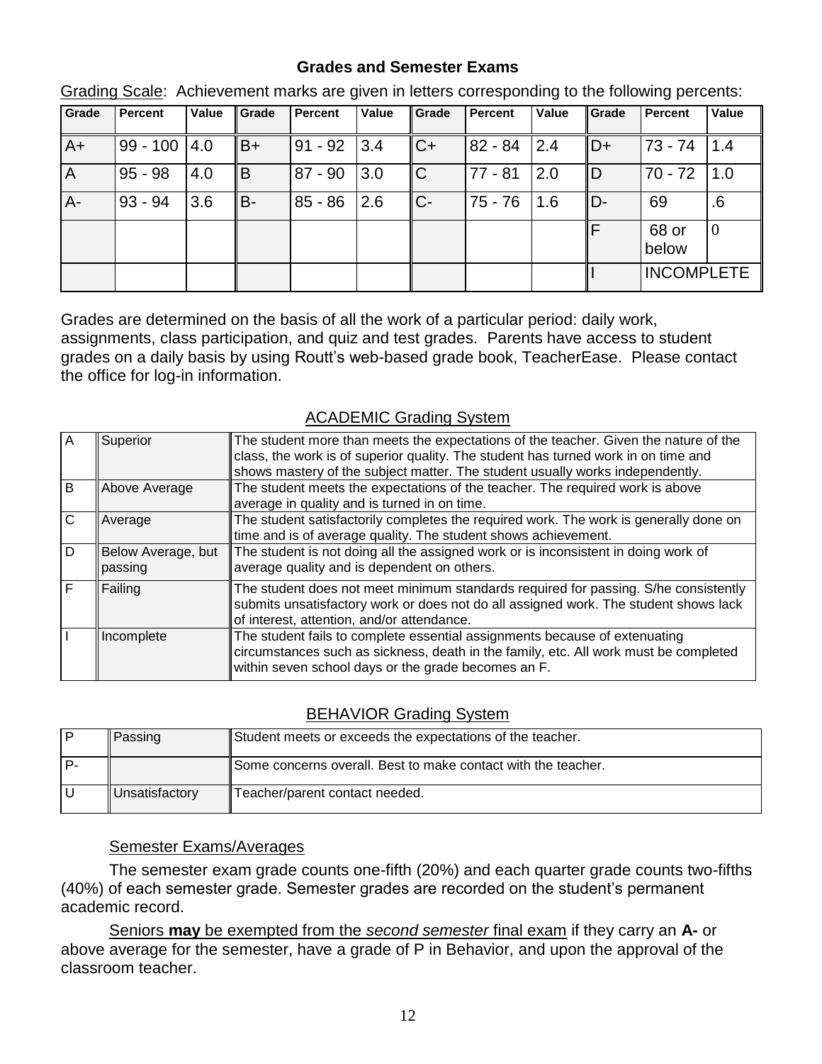## Grades and Semester Exams

Grading Scale: Achievement marks are given in letters corresponding to the following percents:

| Grade | Percent | Value | Grade | Percent | Value | Grade | Percent | Value | Grade | Percent | Value |
|---|---|---|---|---|---|---|---|---|---|---|---|
| A+ | 99 - 100 | 4.0 | B+ | 91 - 92 | 3.4 | C+ | 82 - 84 | 2.4 | D+ | 73 - 74 | 1.4 |
| A | 95 - 98 | 4.0 | B | 87 - 90 | 3.0 | C | 77 - 81 | 2.0 | D | 70 - 72 | 1.0 |
| A- | 93 - 94 | 3.6 | B- | 85 - 86 | 2.6 | C- | 75 - 76 | 1.6 | D- | 69 | .6 |
| | | | | | | | | | F | 68 or below | 0 |
| | | | | | | | | | I | INCOMPLETE | |

Grades are determined on the basis of all the work of a particular period: daily work, assignments, class participation, and quiz and test grades. Parents have access to student grades on a daily basis by using Routt's web-based grade book, TeacherEase. Please contact the office for log-in information.

### ACADEMIC Grading System

| | | |
|---|---|---|
| A | Superior | The student more than meets the expectations of the teacher. Given the nature of the class, the work is of superior quality. The student has turned work in on time and shows mastery of the subject matter. The student usually works independently. |
| B | Above Average | The student meets the expectations of the teacher. The required work is above average in quality and is turned in on time. |
| C | Average | The student satisfactorily completes the required work. The work is generally done on time and is of average quality. The student shows achievement. |
| D | Below Average, but passing | The student is not doing all the assigned work or is inconsistent in doing work of average quality and is dependent on others. |
| F | Failing | The student does not meet minimum standards required for passing. S/he consistently submits unsatisfactory work or does not do all assigned work. The student shows lack of interest, attention, and/or attendance. |
| I | Incomplete | The student fails to complete essential assignments because of extenuating circumstances such as sickness, death in the family, etc. All work must be completed within seven school days or the grade becomes an F. |

### BEHAVIOR Grading System

| | | |
|---|---|---|
| P | Passing | Student meets or exceeds the expectations of the teacher. |
| P- | | Some concerns overall. Best to make contact with the teacher. |
| U | Unsatisfactory | Teacher/parent contact needed. |

### Semester Exams/Averages

The semester exam grade counts one-fifth (20%) and each quarter grade counts two-fifths (40%) of each semester grade. Semester grades are recorded on the student's permanent academic record.

Seniors **may** be exempted from the *second semester* final exam if they carry an **A-** or above average for the semester, have a grade of P in Behavior, and upon the approval of the classroom teacher.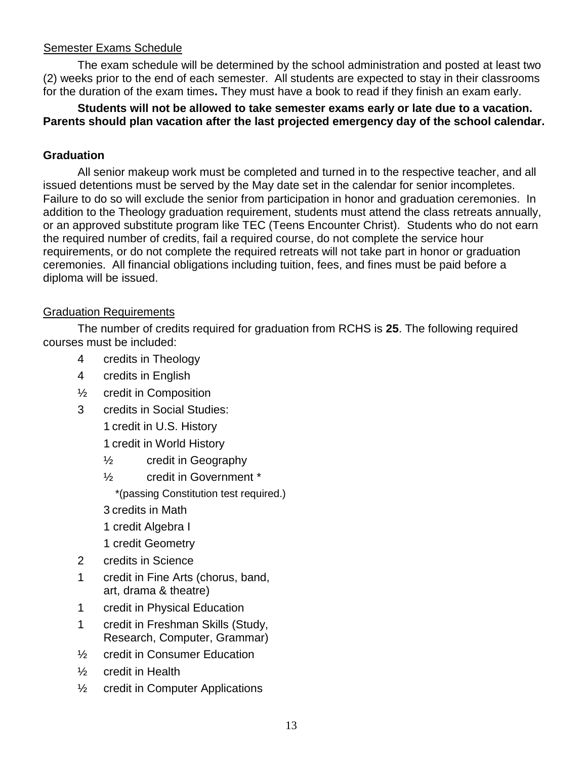## Semester Exams Schedule

The exam schedule will be determined by the school administration and posted at least two (2) weeks prior to the end of each semester. All students are expected to stay in their classrooms for the duration of the exam times**.** They must have a book to read if they finish an exam early.

**Students will not be allowed to take semester exams early or late due to a vacation. Parents should plan vacation after the last projected emergency day of the school calendar.**

## Graduation

All senior makeup work must be completed and turned in to the respective teacher, and all issued detentions must be served by the May date set in the calendar for senior incompletes. Failure to do so will exclude the senior from participation in honor and graduation ceremonies. In addition to the Theology graduation requirement, students must attend the class retreats annually, or an approved substitute program like TEC (Teens Encounter Christ). Students who do not earn the required number of credits, fail a required course, do not complete the service hour requirements, or do not complete the required retreats will not take part in honor or graduation ceremonies. All financial obligations including tuition, fees, and fines must be paid before a diploma will be issued.

## Graduation Requirements

The number of credits required for graduation from RCHS is **25**. The following required courses must be included:

- 4 credits in Theology
- 4 credits in English
- ½ credit in Composition
- 3 credits in Social Studies:
  - 1 credit in U.S. History
  - 1 credit in World History
  - ½ credit in Geography
  - ½ credit in Government *
    - *(passing Constitution test required.)
  - 3 credits in Math
  - 1 credit Algebra I
  - 1 credit Geometry
- 2 credits in Science
- 1 credit in Fine Arts (chorus, band, art, drama & theatre)
- 1 credit in Physical Education
- 1 credit in Freshman Skills (Study, Research, Computer, Grammar)
- ½ credit in Consumer Education
- ½ credit in Health
- ½ credit in Computer Applications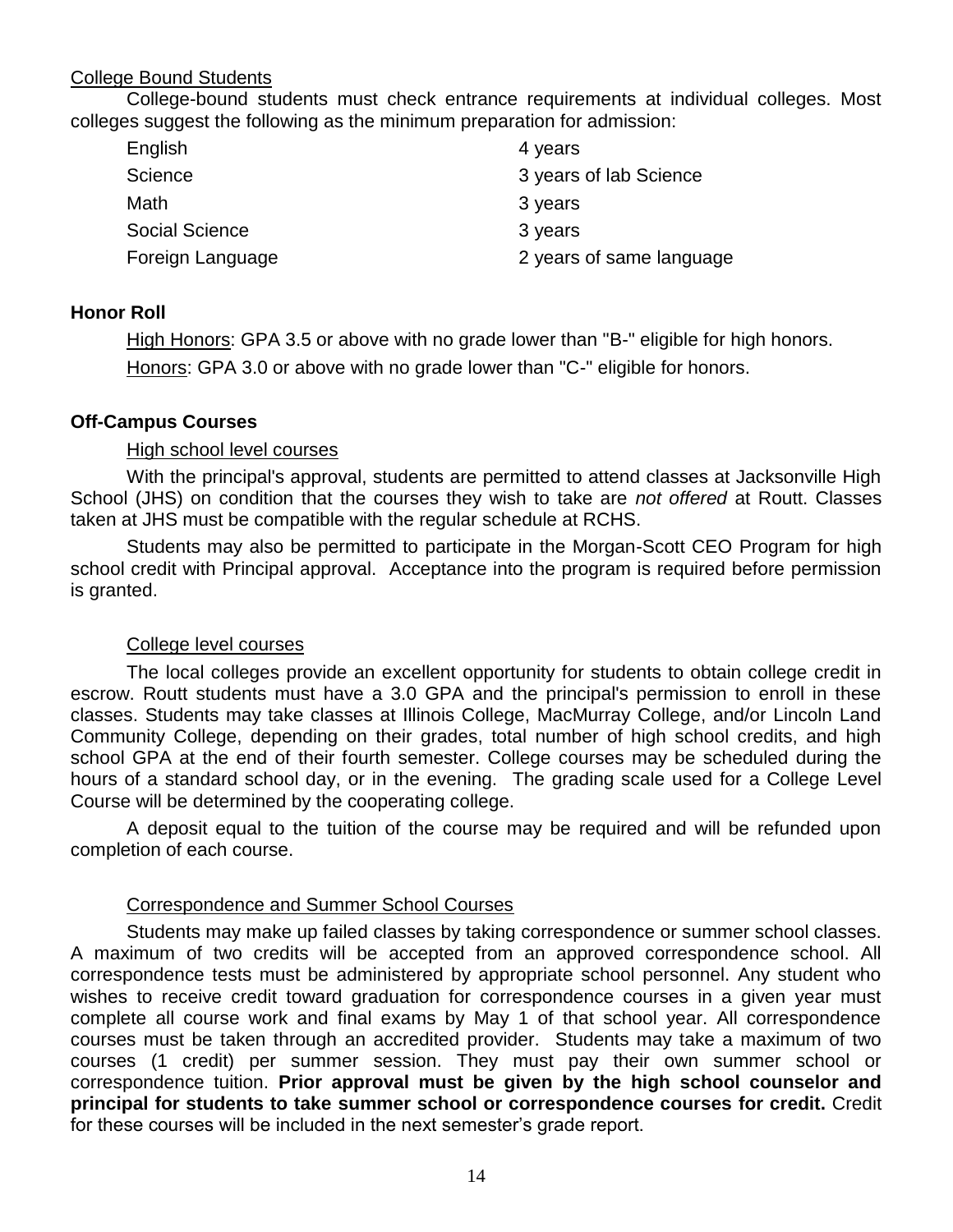College Bound Students

College-bound students must check entrance requirements at individual colleges. Most colleges suggest the following as the minimum preparation for admission:

| | |
|---|---|
| English | 4 years |
| Science | 3 years of lab Science |
| Math | 3 years |
| Social Science | 3 years |
| Foreign Language | 2 years of same language |

**Honor Roll**

High Honors: GPA 3.5 or above with no grade lower than "B-" eligible for high honors.

Honors: GPA 3.0 or above with no grade lower than "C-" eligible for honors.

**Off-Campus Courses**

High school level courses

With the principal's approval, students are permitted to attend classes at Jacksonville High School (JHS) on condition that the courses they wish to take are *not offered* at Routt. Classes taken at JHS must be compatible with the regular schedule at RCHS.

Students may also be permitted to participate in the Morgan-Scott CEO Program for high school credit with Principal approval. Acceptance into the program is required before permission is granted.

College level courses

The local colleges provide an excellent opportunity for students to obtain college credit in escrow. Routt students must have a 3.0 GPA and the principal's permission to enroll in these classes. Students may take classes at Illinois College, MacMurray College, and/or Lincoln Land Community College, depending on their grades, total number of high school credits, and high school GPA at the end of their fourth semester. College courses may be scheduled during the hours of a standard school day, or in the evening. The grading scale used for a College Level Course will be determined by the cooperating college.

A deposit equal to the tuition of the course may be required and will be refunded upon completion of each course.

Correspondence and Summer School Courses

Students may make up failed classes by taking correspondence or summer school classes. A maximum of two credits will be accepted from an approved correspondence school. All correspondence tests must be administered by appropriate school personnel. Any student who wishes to receive credit toward graduation for correspondence courses in a given year must complete all course work and final exams by May 1 of that school year. All correspondence courses must be taken through an accredited provider. Students may take a maximum of two courses (1 credit) per summer session. They must pay their own summer school or correspondence tuition. **Prior approval must be given by the high school counselor and principal for students to take summer school or correspondence courses for credit.** Credit for these courses will be included in the next semester's grade report.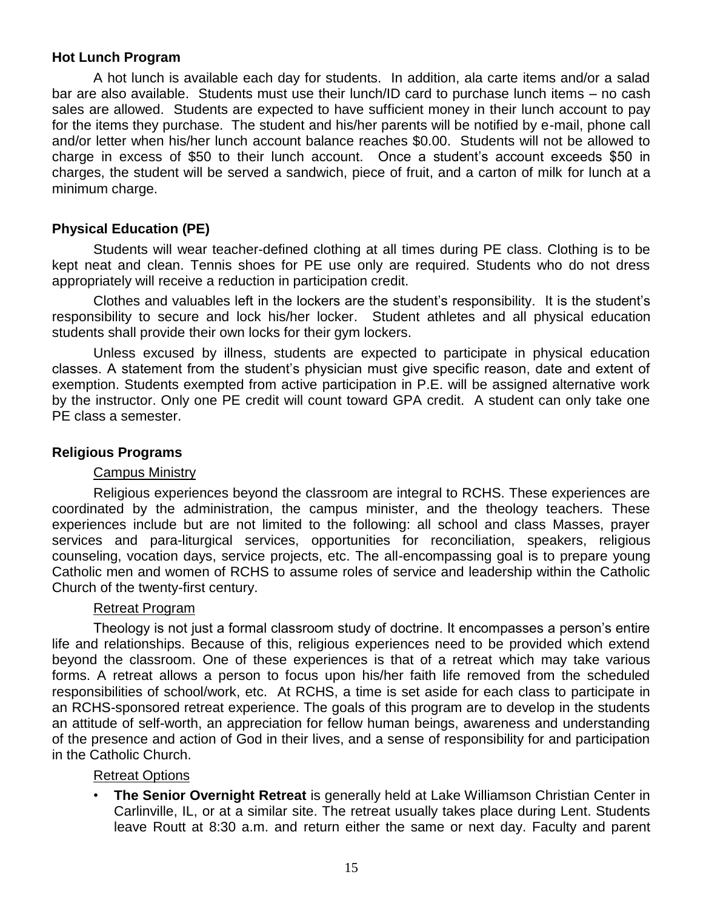### Hot Lunch Program

A hot lunch is available each day for students. In addition, ala carte items and/or a salad bar are also available. Students must use their lunch/ID card to purchase lunch items – no cash sales are allowed. Students are expected to have sufficient money in their lunch account to pay for the items they purchase. The student and his/her parents will be notified by e-mail, phone call and/or letter when his/her lunch account balance reaches $0.00. Students will not be allowed to charge in excess of $50 to their lunch account. Once a student's account exceeds $50 in charges, the student will be served a sandwich, piece of fruit, and a carton of milk for lunch at a minimum charge.

### Physical Education (PE)

Students will wear teacher-defined clothing at all times during PE class. Clothing is to be kept neat and clean. Tennis shoes for PE use only are required. Students who do not dress appropriately will receive a reduction in participation credit.

Clothes and valuables left in the lockers are the student's responsibility. It is the student's responsibility to secure and lock his/her locker. Student athletes and all physical education students shall provide their own locks for their gym lockers.

Unless excused by illness, students are expected to participate in physical education classes. A statement from the student's physician must give specific reason, date and extent of exemption. Students exempted from active participation in P.E. will be assigned alternative work by the instructor. Only one PE credit will count toward GPA credit. A student can only take one PE class a semester.

### Religious Programs

Campus Ministry

Religious experiences beyond the classroom are integral to RCHS. These experiences are coordinated by the administration, the campus minister, and the theology teachers. These experiences include but are not limited to the following: all school and class Masses, prayer services and para-liturgical services, opportunities for reconciliation, speakers, religious counseling, vocation days, service projects, etc. The all-encompassing goal is to prepare young Catholic men and women of RCHS to assume roles of service and leadership within the Catholic Church of the twenty-first century.

Retreat Program

Theology is not just a formal classroom study of doctrine. It encompasses a person's entire life and relationships. Because of this, religious experiences need to be provided which extend beyond the classroom. One of these experiences is that of a retreat which may take various forms. A retreat allows a person to focus upon his/her faith life removed from the scheduled responsibilities of school/work, etc. At RCHS, a time is set aside for each class to participate in an RCHS-sponsored retreat experience. The goals of this program are to develop in the students an attitude of self-worth, an appreciation for fellow human beings, awareness and understanding of the presence and action of God in their lives, and a sense of responsibility for and participation in the Catholic Church.

Retreat Options

- **The Senior Overnight Retreat** is generally held at Lake Williamson Christian Center in Carlinville, IL, or at a similar site. The retreat usually takes place during Lent. Students leave Routt at 8:30 a.m. and return either the same or next day. Faculty and parent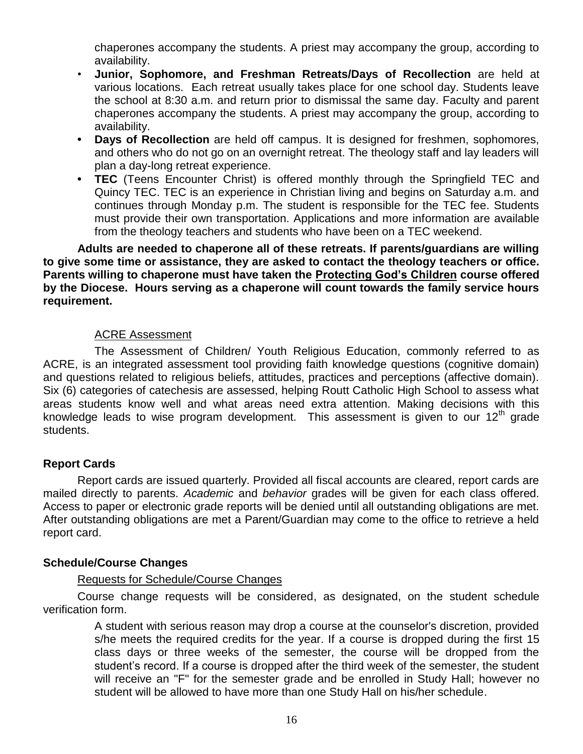chaperones accompany the students. A priest may accompany the group, according to availability.

- **Junior, Sophomore, and Freshman Retreats/Days of Recollection** are held at various locations. Each retreat usually takes place for one school day. Students leave the school at 8:30 a.m. and return prior to dismissal the same day. Faculty and parent chaperones accompany the students. A priest may accompany the group, according to availability.
- **Days of Recollection** are held off campus. It is designed for freshmen, sophomores, and others who do not go on an overnight retreat. The theology staff and lay leaders will plan a day-long retreat experience.
- **TEC** (Teens Encounter Christ) is offered monthly through the Springfield TEC and Quincy TEC. TEC is an experience in Christian living and begins on Saturday a.m. and continues through Monday p.m. The student is responsible for the TEC fee. Students must provide their own transportation. Applications and more information are available from the theology teachers and students who have been on a TEC weekend.

**Adults are needed to chaperone all of these retreats. If parents/guardians are willing to give some time or assistance, they are asked to contact the theology teachers or office. Parents willing to chaperone must have taken the <u>Protecting God's Children</u> course offered by the Diocese. Hours serving as a chaperone will count towards the family service hours requirement.**

<u>ACRE Assessment</u>

The Assessment of Children/ Youth Religious Education, commonly referred to as ACRE, is an integrated assessment tool providing faith knowledge questions (cognitive domain) and questions related to religious beliefs, attitudes, practices and perceptions (affective domain). Six (6) categories of catechesis are assessed, helping Routt Catholic High School to assess what areas students know well and what areas need extra attention. Making decisions with this knowledge leads to wise program development. This assessment is given to our 12th grade students.

**Report Cards**

Report cards are issued quarterly. Provided all fiscal accounts are cleared, report cards are mailed directly to parents. *Academic* and *behavior* grades will be given for each class offered. Access to paper or electronic grade reports will be denied until all outstanding obligations are met. After outstanding obligations are met a Parent/Guardian may come to the office to retrieve a held report card.

**Schedule/Course Changes**

<u>Requests for Schedule/Course Changes</u>

Course change requests will be considered, as designated, on the student schedule verification form.

A student with serious reason may drop a course at the counselor's discretion, provided s/he meets the required credits for the year. If a course is dropped during the first 15 class days or three weeks of the semester, the course will be dropped from the student's record. If a course is dropped after the third week of the semester, the student will receive an "F" for the semester grade and be enrolled in Study Hall; however no student will be allowed to have more than one Study Hall on his/her schedule.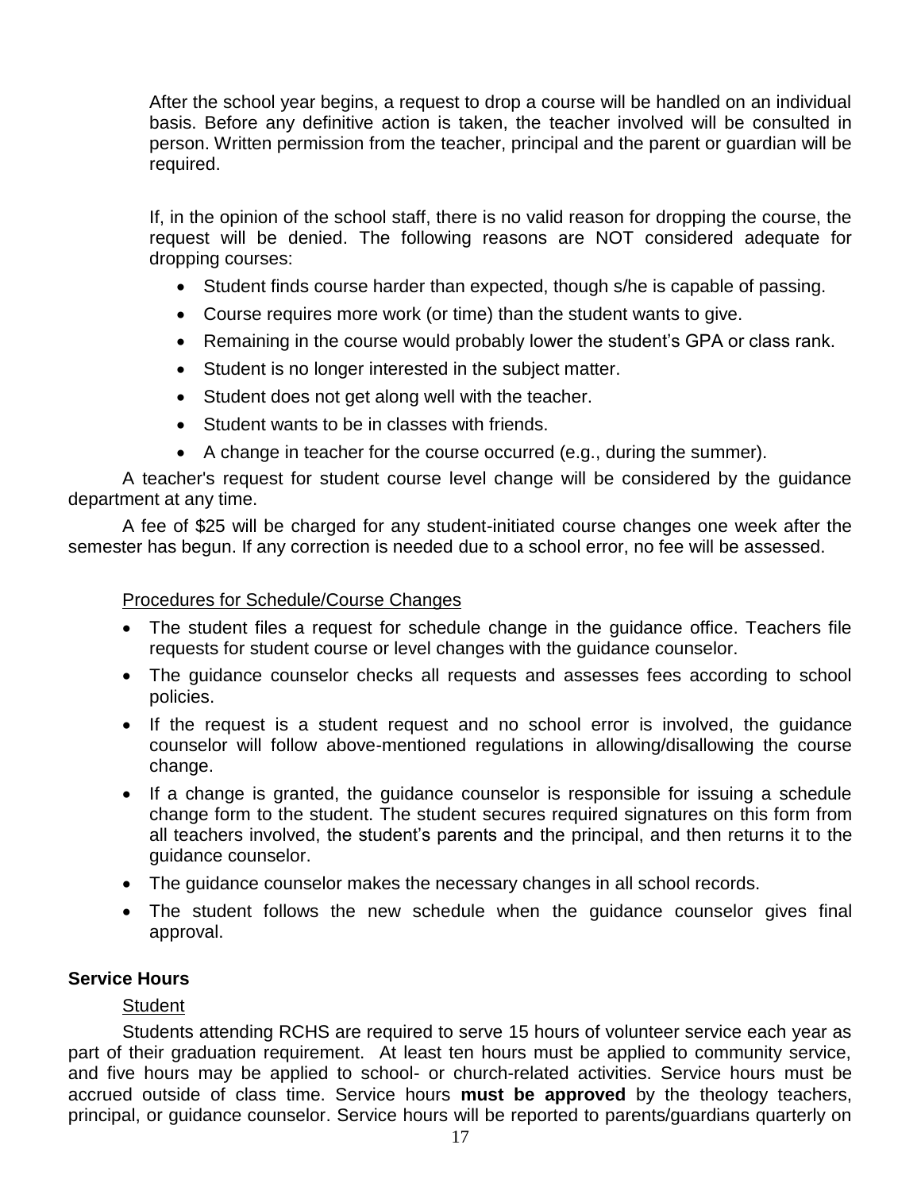After the school year begins, a request to drop a course will be handled on an individual basis. Before any definitive action is taken, the teacher involved will be consulted in person. Written permission from the teacher, principal and the parent or guardian will be required.

If, in the opinion of the school staff, there is no valid reason for dropping the course, the request will be denied. The following reasons are NOT considered adequate for dropping courses:

- Student finds course harder than expected, though s/he is capable of passing.
- Course requires more work (or time) than the student wants to give.
- Remaining in the course would probably lower the student's GPA or class rank.
- Student is no longer interested in the subject matter.
- Student does not get along well with the teacher.
- Student wants to be in classes with friends.
- A change in teacher for the course occurred (e.g., during the summer).

A teacher's request for student course level change will be considered by the guidance department at any time.

A fee of $25 will be charged for any student-initiated course changes one week after the semester has begun. If any correction is needed due to a school error, no fee will be assessed.

Procedures for Schedule/Course Changes

- The student files a request for schedule change in the guidance office. Teachers file requests for student course or level changes with the guidance counselor.
- The guidance counselor checks all requests and assesses fees according to school policies.
- If the request is a student request and no school error is involved, the guidance counselor will follow above-mentioned regulations in allowing/disallowing the course change.
- If a change is granted, the guidance counselor is responsible for issuing a schedule change form to the student. The student secures required signatures on this form from all teachers involved, the student's parents and the principal, and then returns it to the guidance counselor.
- The guidance counselor makes the necessary changes in all school records.
- The student follows the new schedule when the guidance counselor gives final approval.

**Service Hours**

Student

Students attending RCHS are required to serve 15 hours of volunteer service each year as part of their graduation requirement. At least ten hours must be applied to community service, and five hours may be applied to school- or church-related activities. Service hours must be accrued outside of class time. Service hours **must be approved** by the theology teachers, principal, or guidance counselor. Service hours will be reported to parents/guardians quarterly on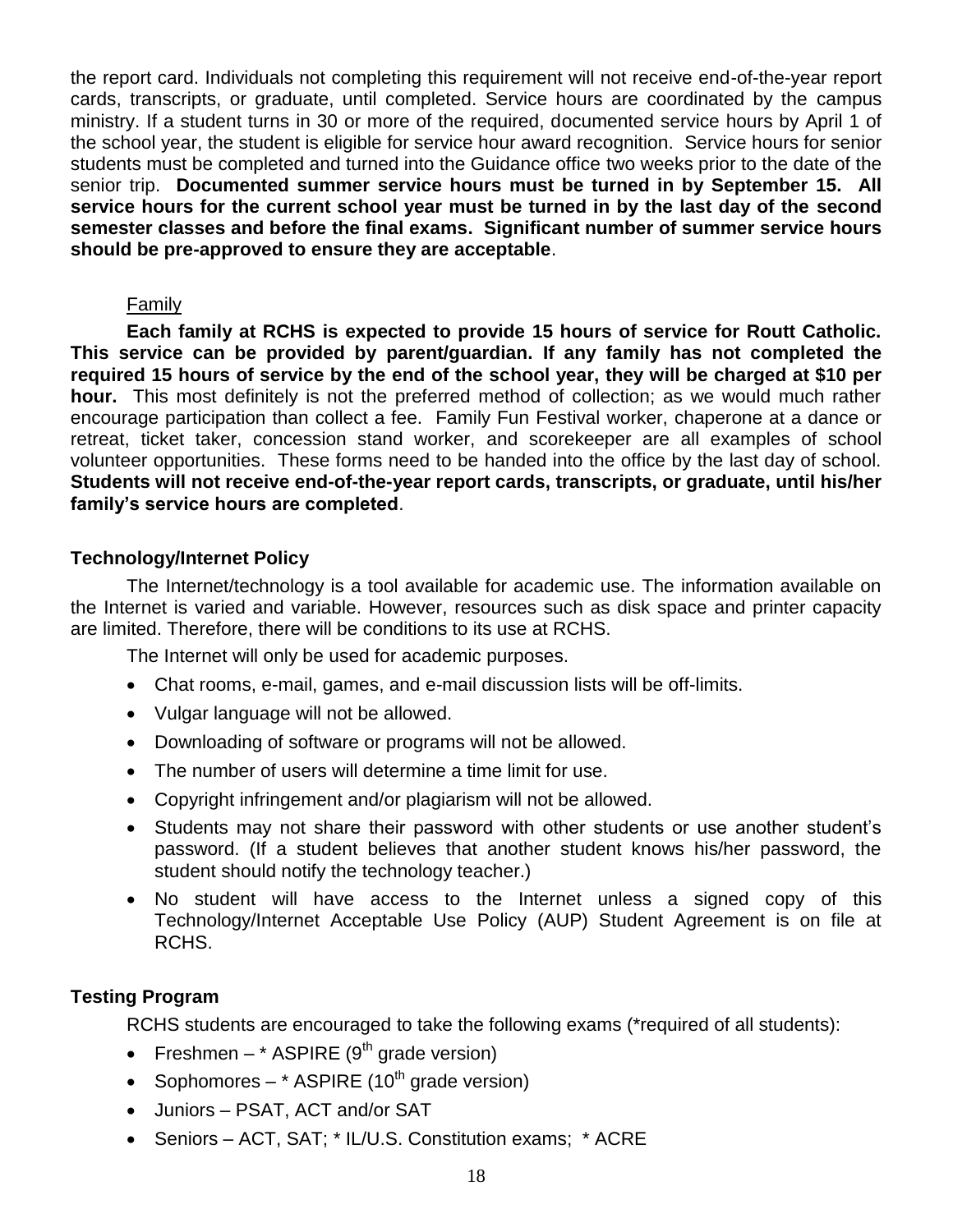the report card. Individuals not completing this requirement will not receive end-of-the-year report cards, transcripts, or graduate, until completed. Service hours are coordinated by the campus ministry. If a student turns in 30 or more of the required, documented service hours by April 1 of the school year, the student is eligible for service hour award recognition. Service hours for senior students must be completed and turned into the Guidance office two weeks prior to the date of the senior trip. **Documented summer service hours must be turned in by September 15. All service hours for the current school year must be turned in by the last day of the second semester classes and before the final exams. Significant number of summer service hours should be pre-approved to ensure they are acceptable**.

Family

**Each family at RCHS is expected to provide 15 hours of service for Routt Catholic. This service can be provided by parent/guardian. If any family has not completed the required 15 hours of service by the end of the school year, they will be charged at $10 per hour.** This most definitely is not the preferred method of collection; as we would much rather encourage participation than collect a fee. Family Fun Festival worker, chaperone at a dance or retreat, ticket taker, concession stand worker, and scorekeeper are all examples of school volunteer opportunities. These forms need to be handed into the office by the last day of school. **Students will not receive end-of-the-year report cards, transcripts, or graduate, until his/her family's service hours are completed**.

### Technology/Internet Policy

The Internet/technology is a tool available for academic use. The information available on the Internet is varied and variable. However, resources such as disk space and printer capacity are limited. Therefore, there will be conditions to its use at RCHS.

The Internet will only be used for academic purposes.

- Chat rooms, e-mail, games, and e-mail discussion lists will be off-limits.
- Vulgar language will not be allowed.
- Downloading of software or programs will not be allowed.
- The number of users will determine a time limit for use.
- Copyright infringement and/or plagiarism will not be allowed.
- Students may not share their password with other students or use another student's password. (If a student believes that another student knows his/her password, the student should notify the technology teacher.)
- No student will have access to the Internet unless a signed copy of this Technology/Internet Acceptable Use Policy (AUP) Student Agreement is on file at RCHS.

### Testing Program

RCHS students are encouraged to take the following exams (*required of all students):

- Freshmen – * ASPIRE (9th grade version)
- Sophomores – * ASPIRE (10th grade version)
- Juniors – PSAT, ACT and/or SAT
- Seniors – ACT, SAT; * IL/U.S. Constitution exams; * ACRE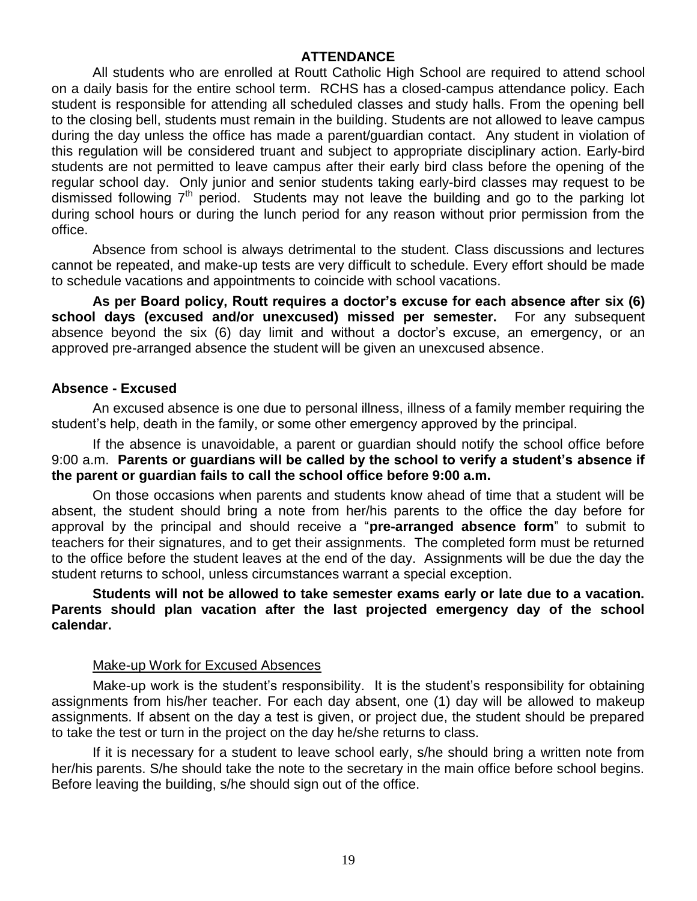## ATTENDANCE

All students who are enrolled at Routt Catholic High School are required to attend school on a daily basis for the entire school term. RCHS has a closed-campus attendance policy. Each student is responsible for attending all scheduled classes and study halls. From the opening bell to the closing bell, students must remain in the building. Students are not allowed to leave campus during the day unless the office has made a parent/guardian contact. Any student in violation of this regulation will be considered truant and subject to appropriate disciplinary action. Early-bird students are not permitted to leave campus after their early bird class before the opening of the regular school day. Only junior and senior students taking early-bird classes may request to be dismissed following 7th period. Students may not leave the building and go to the parking lot during school hours or during the lunch period for any reason without prior permission from the office.

Absence from school is always detrimental to the student. Class discussions and lectures cannot be repeated, and make-up tests are very difficult to schedule. Every effort should be made to schedule vacations and appointments to coincide with school vacations.

**As per Board policy, Routt requires a doctor's excuse for each absence after six (6) school days (excused and/or unexcused) missed per semester.** For any subsequent absence beyond the six (6) day limit and without a doctor's excuse, an emergency, or an approved pre-arranged absence the student will be given an unexcused absence.

### Absence - Excused

An excused absence is one due to personal illness, illness of a family member requiring the student's help, death in the family, or some other emergency approved by the principal.

If the absence is unavoidable, a parent or guardian should notify the school office before 9:00 a.m. **Parents or guardians will be called by the school to verify a student's absence if the parent or guardian fails to call the school office before 9:00 a.m.**

On those occasions when parents and students know ahead of time that a student will be absent, the student should bring a note from her/his parents to the office the day before for approval by the principal and should receive a "**pre-arranged absence form**" to submit to teachers for their signatures, and to get their assignments. The completed form must be returned to the office before the student leaves at the end of the day. Assignments will be due the day the student returns to school, unless circumstances warrant a special exception.

**Students will not be allowed to take semester exams early or late due to a vacation. Parents should plan vacation after the last projected emergency day of the school calendar.**

#### Make-up Work for Excused Absences

Make-up work is the student's responsibility. It is the student's responsibility for obtaining assignments from his/her teacher. For each day absent, one (1) day will be allowed to makeup assignments. If absent on the day a test is given, or project due, the student should be prepared to take the test or turn in the project on the day he/she returns to class.

If it is necessary for a student to leave school early, s/he should bring a written note from her/his parents. S/he should take the note to the secretary in the main office before school begins. Before leaving the building, s/he should sign out of the office.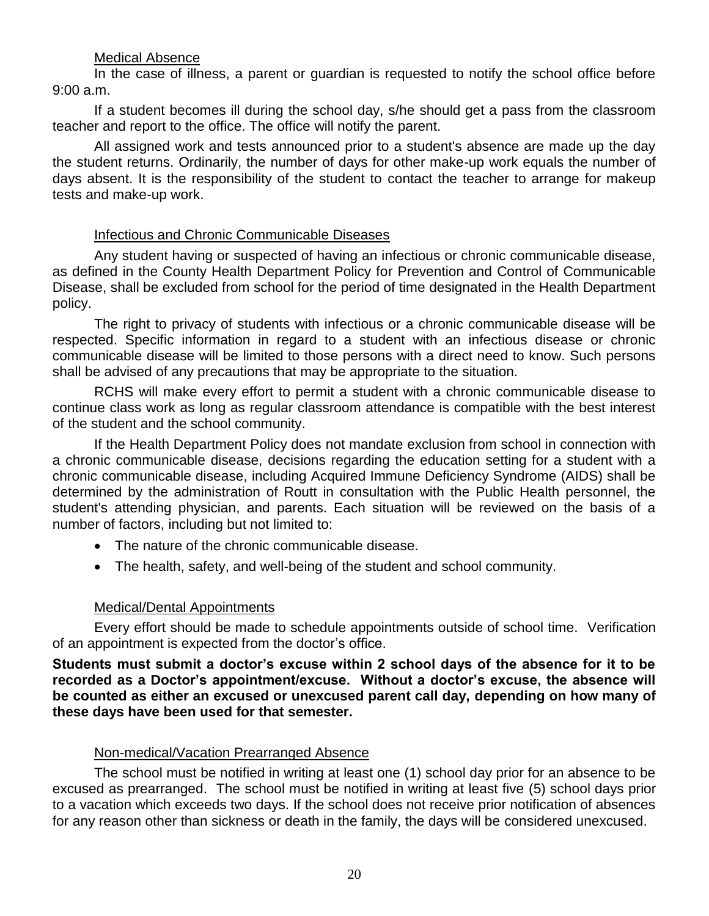### Medical Absence

In the case of illness, a parent or guardian is requested to notify the school office before 9:00 a.m.

If a student becomes ill during the school day, s/he should get a pass from the classroom teacher and report to the office. The office will notify the parent.

All assigned work and tests announced prior to a student's absence are made up the day the student returns. Ordinarily, the number of days for other make-up work equals the number of days absent. It is the responsibility of the student to contact the teacher to arrange for makeup tests and make-up work.

### Infectious and Chronic Communicable Diseases

Any student having or suspected of having an infectious or chronic communicable disease, as defined in the County Health Department Policy for Prevention and Control of Communicable Disease, shall be excluded from school for the period of time designated in the Health Department policy.

The right to privacy of students with infectious or a chronic communicable disease will be respected. Specific information in regard to a student with an infectious disease or chronic communicable disease will be limited to those persons with a direct need to know. Such persons shall be advised of any precautions that may be appropriate to the situation.

RCHS will make every effort to permit a student with a chronic communicable disease to continue class work as long as regular classroom attendance is compatible with the best interest of the student and the school community.

If the Health Department Policy does not mandate exclusion from school in connection with a chronic communicable disease, decisions regarding the education setting for a student with a chronic communicable disease, including Acquired Immune Deficiency Syndrome (AIDS) shall be determined by the administration of Routt in consultation with the Public Health personnel, the student's attending physician, and parents. Each situation will be reviewed on the basis of a number of factors, including but not limited to:

- The nature of the chronic communicable disease.
- The health, safety, and well-being of the student and school community.

### Medical/Dental Appointments

Every effort should be made to schedule appointments outside of school time. Verification of an appointment is expected from the doctor's office.

**Students must submit a doctor's excuse within 2 school days of the absence for it to be recorded as a Doctor's appointment/excuse. Without a doctor's excuse, the absence will be counted as either an excused or unexcused parent call day, depending on how many of these days have been used for that semester.**

### Non-medical/Vacation Prearranged Absence

The school must be notified in writing at least one (1) school day prior for an absence to be excused as prearranged. The school must be notified in writing at least five (5) school days prior to a vacation which exceeds two days. If the school does not receive prior notification of absences for any reason other than sickness or death in the family, the days will be considered unexcused.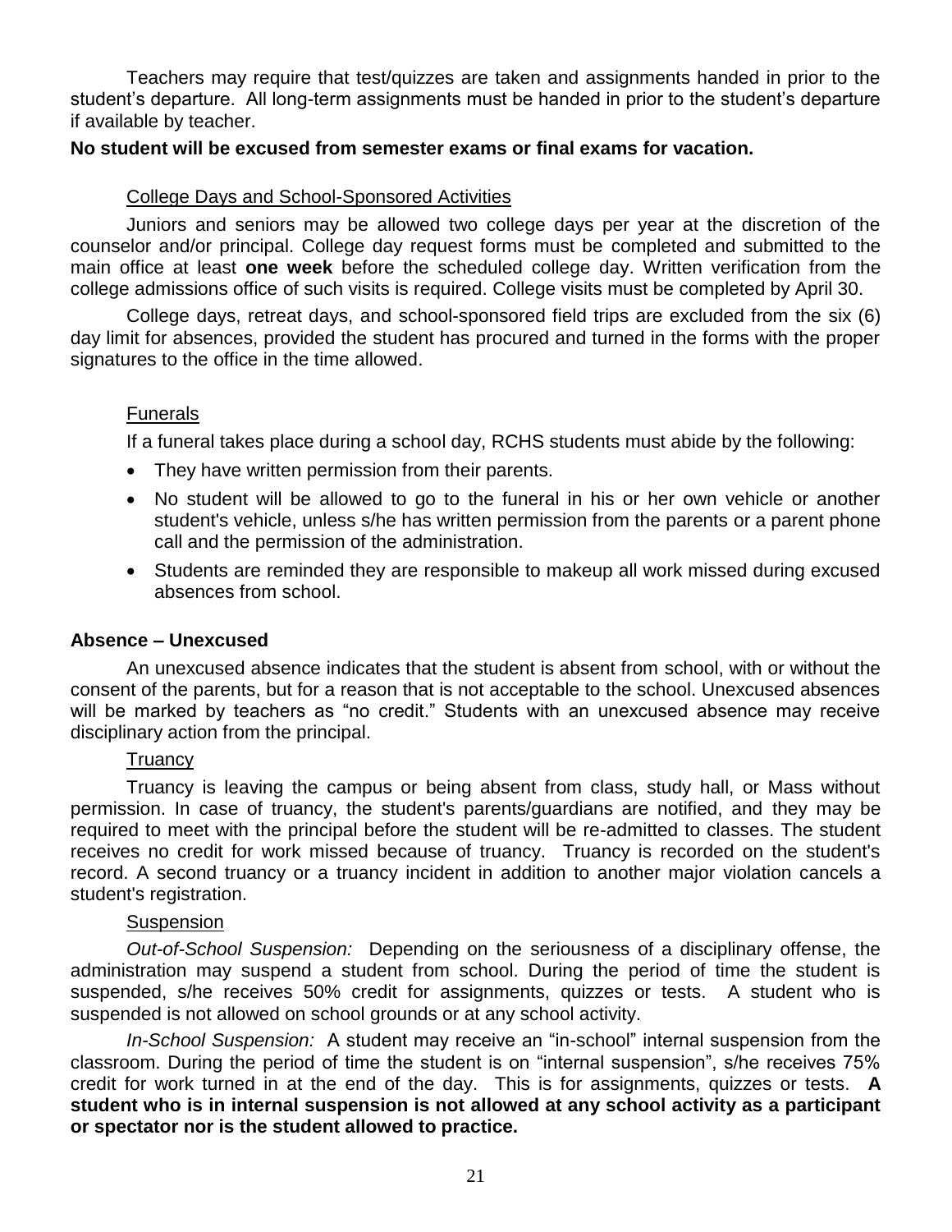Teachers may require that test/quizzes are taken and assignments handed in prior to the student's departure. All long-term assignments must be handed in prior to the student's departure if available by teacher.

**No student will be excused from semester exams or final exams for vacation.**

College Days and School-Sponsored Activities

Juniors and seniors may be allowed two college days per year at the discretion of the counselor and/or principal. College day request forms must be completed and submitted to the main office at least **one week** before the scheduled college day. Written verification from the college admissions office of such visits is required. College visits must be completed by April 30.

College days, retreat days, and school-sponsored field trips are excluded from the six (6) day limit for absences, provided the student has procured and turned in the forms with the proper signatures to the office in the time allowed.

Funerals

If a funeral takes place during a school day, RCHS students must abide by the following:

- They have written permission from their parents.
- No student will be allowed to go to the funeral in his or her own vehicle or another student's vehicle, unless s/he has written permission from the parents or a parent phone call and the permission of the administration.
- Students are reminded they are responsible to makeup all work missed during excused absences from school.

**Absence – Unexcused**

An unexcused absence indicates that the student is absent from school, with or without the consent of the parents, but for a reason that is not acceptable to the school. Unexcused absences will be marked by teachers as "no credit." Students with an unexcused absence may receive disciplinary action from the principal.

Truancy

Truancy is leaving the campus or being absent from class, study hall, or Mass without permission. In case of truancy, the student's parents/guardians are notified, and they may be required to meet with the principal before the student will be re-admitted to classes. The student receives no credit for work missed because of truancy. Truancy is recorded on the student's record. A second truancy or a truancy incident in addition to another major violation cancels a student's registration.

Suspension

*Out-of-School Suspension:* Depending on the seriousness of a disciplinary offense, the administration may suspend a student from school. During the period of time the student is suspended, s/he receives 50% credit for assignments, quizzes or tests. A student who is suspended is not allowed on school grounds or at any school activity.

*In-School Suspension:* A student may receive an "in-school" internal suspension from the classroom. During the period of time the student is on "internal suspension", s/he receives 75% credit for work turned in at the end of the day. This is for assignments, quizzes or tests. **A student who is in internal suspension is not allowed at any school activity as a participant or spectator nor is the student allowed to practice.**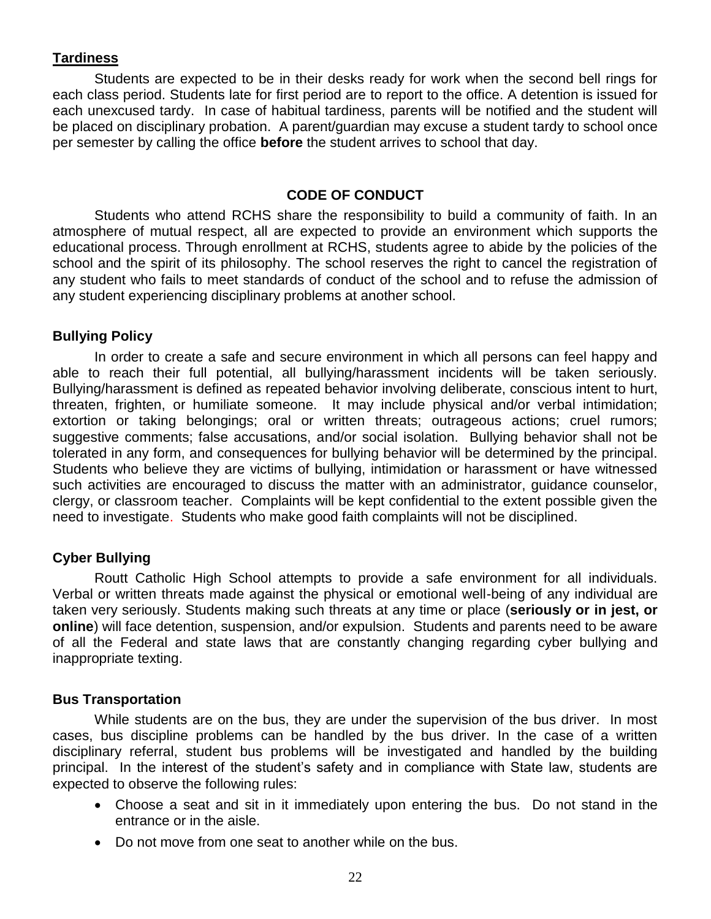## Tardiness

Students are expected to be in their desks ready for work when the second bell rings for each class period. Students late for first period are to report to the office. A detention is issued for each unexcused tardy. In case of habitual tardiness, parents will be notified and the student will be placed on disciplinary probation. A parent/guardian may excuse a student tardy to school once per semester by calling the office **before** the student arrives to school that day.

## CODE OF CONDUCT

Students who attend RCHS share the responsibility to build a community of faith. In an atmosphere of mutual respect, all are expected to provide an environment which supports the educational process. Through enrollment at RCHS, students agree to abide by the policies of the school and the spirit of its philosophy. The school reserves the right to cancel the registration of any student who fails to meet standards of conduct of the school and to refuse the admission of any student experiencing disciplinary problems at another school.

### Bullying Policy

In order to create a safe and secure environment in which all persons can feel happy and able to reach their full potential, all bullying/harassment incidents will be taken seriously. Bullying/harassment is defined as repeated behavior involving deliberate, conscious intent to hurt, threaten, frighten, or humiliate someone. It may include physical and/or verbal intimidation; extortion or taking belongings; oral or written threats; outrageous actions; cruel rumors; suggestive comments; false accusations, and/or social isolation. Bullying behavior shall not be tolerated in any form, and consequences for bullying behavior will be determined by the principal. Students who believe they are victims of bullying, intimidation or harassment or have witnessed such activities are encouraged to discuss the matter with an administrator, guidance counselor, clergy, or classroom teacher. Complaints will be kept confidential to the extent possible given the need to investigate. Students who make good faith complaints will not be disciplined.

### Cyber Bullying

Routt Catholic High School attempts to provide a safe environment for all individuals. Verbal or written threats made against the physical or emotional well-being of any individual are taken very seriously. Students making such threats at any time or place (**seriously or in jest, or online**) will face detention, suspension, and/or expulsion. Students and parents need to be aware of all the Federal and state laws that are constantly changing regarding cyber bullying and inappropriate texting.

### Bus Transportation

While students are on the bus, they are under the supervision of the bus driver. In most cases, bus discipline problems can be handled by the bus driver. In the case of a written disciplinary referral, student bus problems will be investigated and handled by the building principal. In the interest of the student's safety and in compliance with State law, students are expected to observe the following rules:

- Choose a seat and sit in it immediately upon entering the bus. Do not stand in the entrance or in the aisle.
- Do not move from one seat to another while on the bus.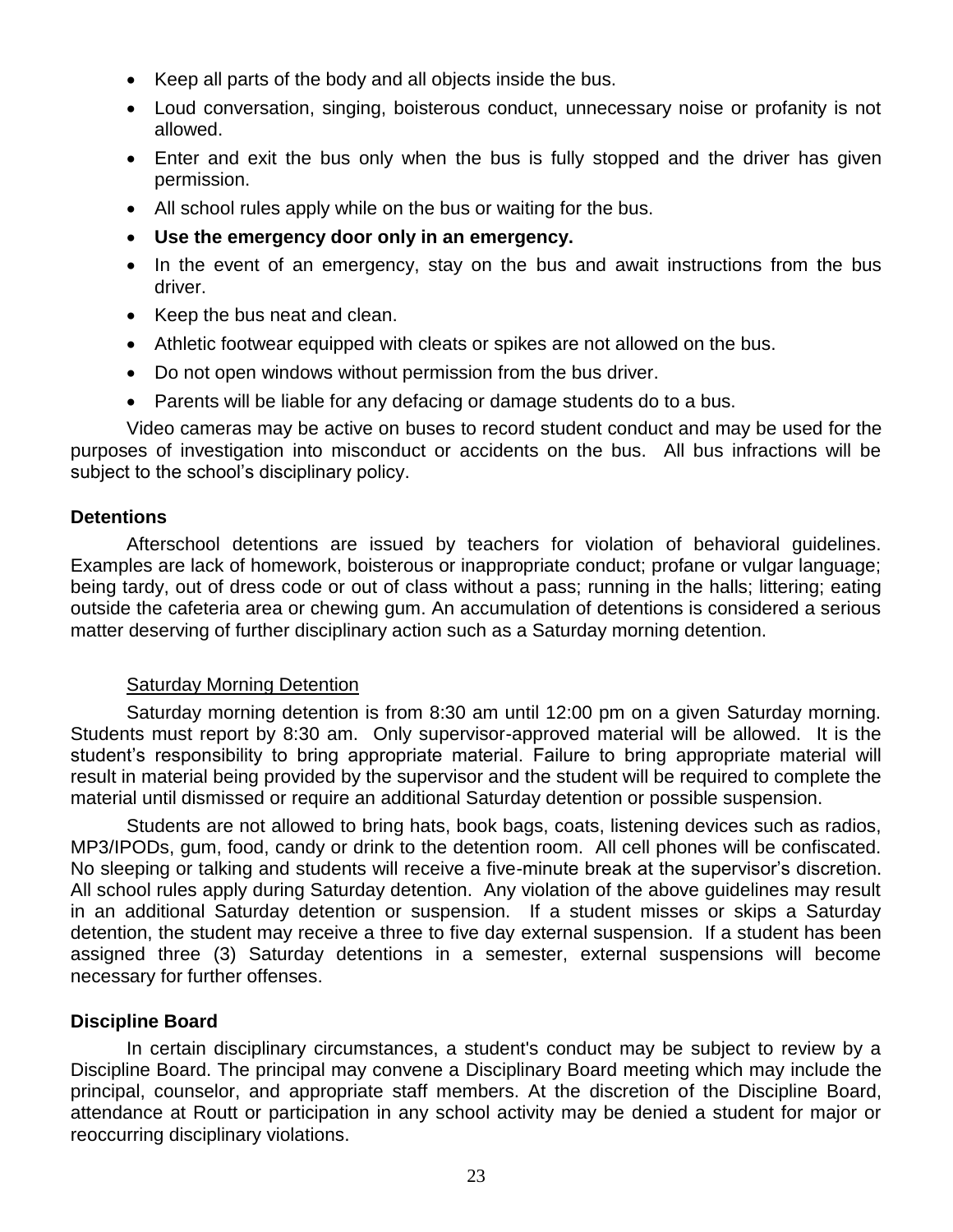- Keep all parts of the body and all objects inside the bus.
- Loud conversation, singing, boisterous conduct, unnecessary noise or profanity is not allowed.
- Enter and exit the bus only when the bus is fully stopped and the driver has given permission.
- All school rules apply while on the bus or waiting for the bus.
- **Use the emergency door only in an emergency.**
- In the event of an emergency, stay on the bus and await instructions from the bus driver.
- Keep the bus neat and clean.
- Athletic footwear equipped with cleats or spikes are not allowed on the bus.
- Do not open windows without permission from the bus driver.
- Parents will be liable for any defacing or damage students do to a bus.

Video cameras may be active on buses to record student conduct and may be used for the purposes of investigation into misconduct or accidents on the bus. All bus infractions will be subject to the school's disciplinary policy.

**Detentions**

Afterschool detentions are issued by teachers for violation of behavioral guidelines. Examples are lack of homework, boisterous or inappropriate conduct; profane or vulgar language; being tardy, out of dress code or out of class without a pass; running in the halls; littering; eating outside the cafeteria area or chewing gum. An accumulation of detentions is considered a serious matter deserving of further disciplinary action such as a Saturday morning detention.

<u>Saturday Morning Detention</u>

Saturday morning detention is from 8:30 am until 12:00 pm on a given Saturday morning. Students must report by 8:30 am. Only supervisor-approved material will be allowed. It is the student's responsibility to bring appropriate material. Failure to bring appropriate material will result in material being provided by the supervisor and the student will be required to complete the material until dismissed or require an additional Saturday detention or possible suspension.

Students are not allowed to bring hats, book bags, coats, listening devices such as radios, MP3/IPODs, gum, food, candy or drink to the detention room. All cell phones will be confiscated. No sleeping or talking and students will receive a five-minute break at the supervisor's discretion. All school rules apply during Saturday detention. Any violation of the above guidelines may result in an additional Saturday detention or suspension. If a student misses or skips a Saturday detention, the student may receive a three to five day external suspension. If a student has been assigned three (3) Saturday detentions in a semester, external suspensions will become necessary for further offenses.

**Discipline Board**

In certain disciplinary circumstances, a student's conduct may be subject to review by a Discipline Board. The principal may convene a Disciplinary Board meeting which may include the principal, counselor, and appropriate staff members. At the discretion of the Discipline Board, attendance at Routt or participation in any school activity may be denied a student for major or reoccurring disciplinary violations.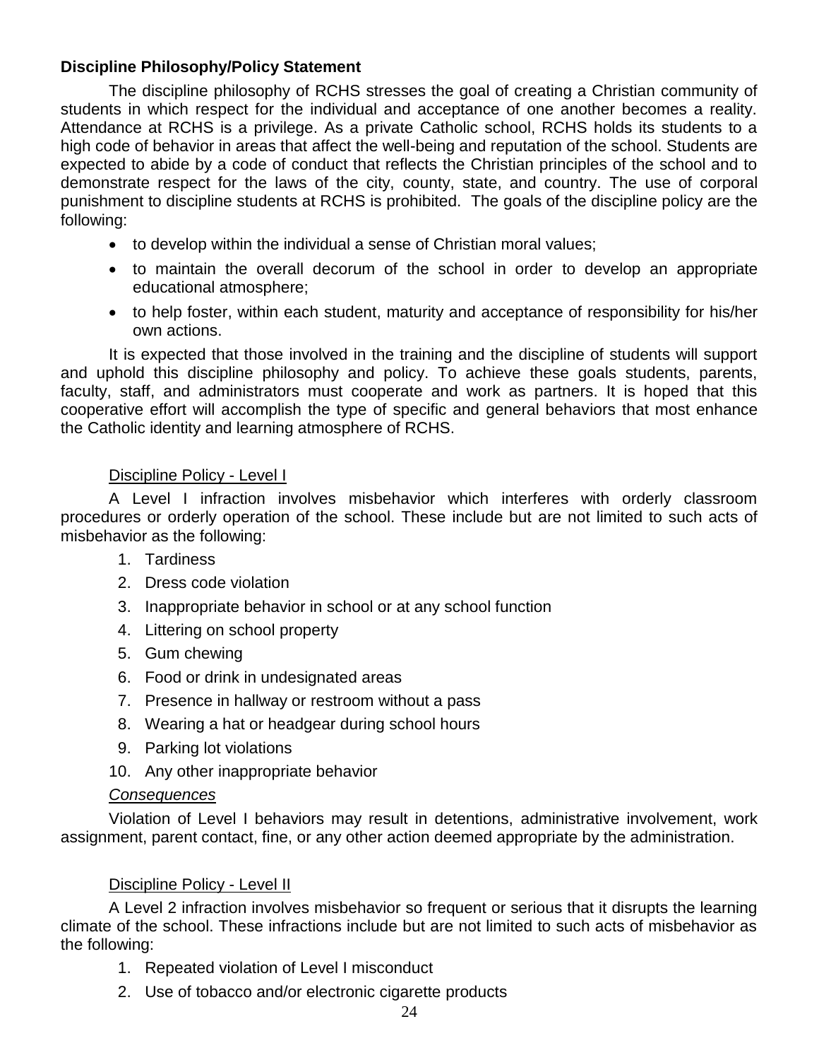**Discipline Philosophy/Policy Statement**

The discipline philosophy of RCHS stresses the goal of creating a Christian community of students in which respect for the individual and acceptance of one another becomes a reality. Attendance at RCHS is a privilege. As a private Catholic school, RCHS holds its students to a high code of behavior in areas that affect the well-being and reputation of the school. Students are expected to abide by a code of conduct that reflects the Christian principles of the school and to demonstrate respect for the laws of the city, county, state, and country. The use of corporal punishment to discipline students at RCHS is prohibited. The goals of the discipline policy are the following:

- to develop within the individual a sense of Christian moral values;
- to maintain the overall decorum of the school in order to develop an appropriate educational atmosphere;
- to help foster, within each student, maturity and acceptance of responsibility for his/her own actions.

It is expected that those involved in the training and the discipline of students will support and uphold this discipline philosophy and policy. To achieve these goals students, parents, faculty, staff, and administrators must cooperate and work as partners. It is hoped that this cooperative effort will accomplish the type of specific and general behaviors that most enhance the Catholic identity and learning atmosphere of RCHS.

<u>Discipline Policy - Level I</u>

A Level I infraction involves misbehavior which interferes with orderly classroom procedures or orderly operation of the school. These include but are not limited to such acts of misbehavior as the following:

1. Tardiness
2. Dress code violation
3. Inappropriate behavior in school or at any school function
4. Littering on school property
5. Gum chewing
6. Food or drink in undesignated areas
7. Presence in hallway or restroom without a pass
8. Wearing a hat or headgear during school hours
9. Parking lot violations
10. Any other inappropriate behavior

*<u>Consequences</u>*

Violation of Level I behaviors may result in detentions, administrative involvement, work assignment, parent contact, fine, or any other action deemed appropriate by the administration.

<u>Discipline Policy - Level II</u>

A Level 2 infraction involves misbehavior so frequent or serious that it disrupts the learning climate of the school. These infractions include but are not limited to such acts of misbehavior as the following:

1. Repeated violation of Level I misconduct
2. Use of tobacco and/or electronic cigarette products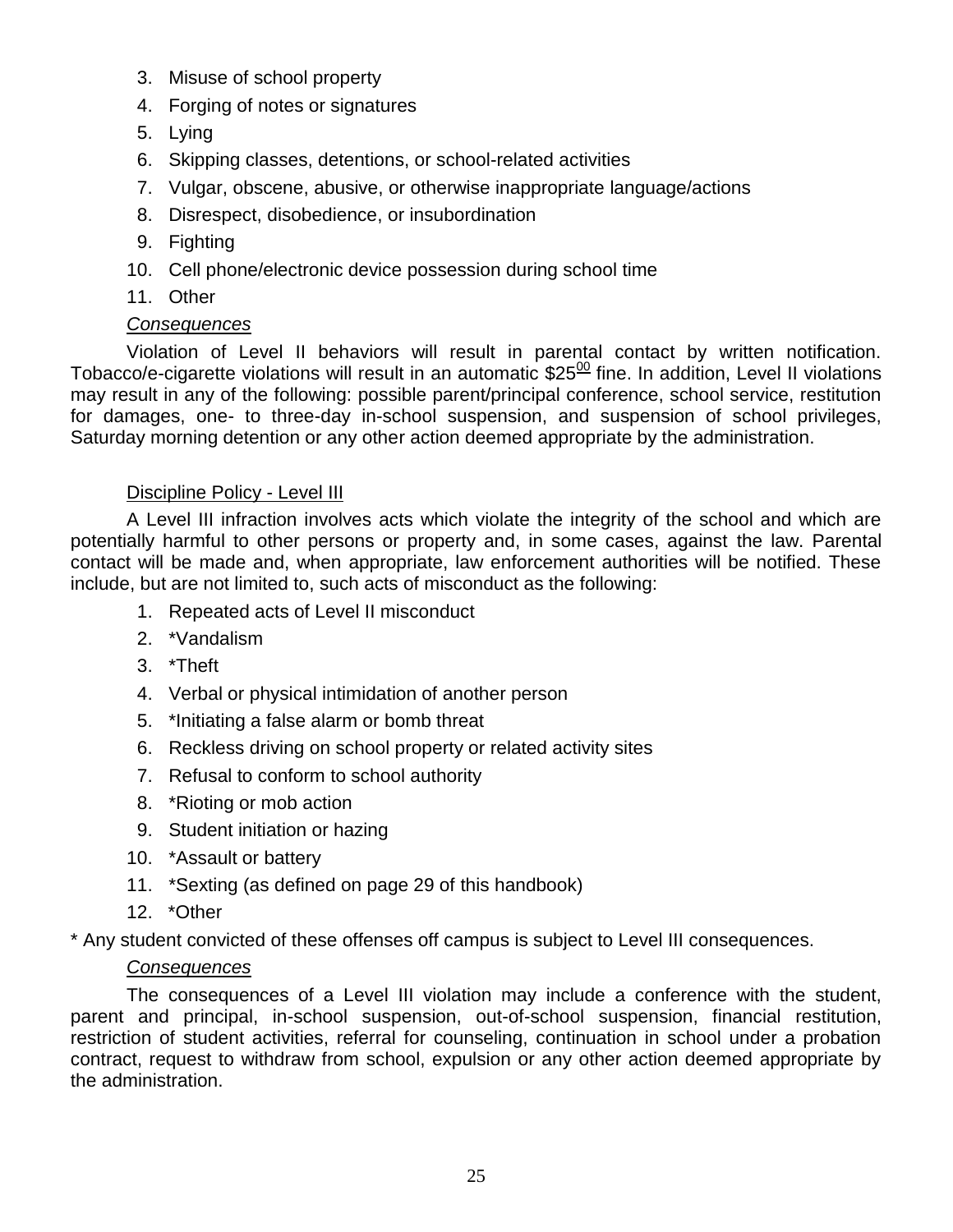3. Misuse of school property
4. Forging of notes or signatures
5. Lying
6. Skipping classes, detentions, or school-related activities
7. Vulgar, obscene, abusive, or otherwise inappropriate language/actions
8. Disrespect, disobedience, or insubordination
9. Fighting
10. Cell phone/electronic device possession during school time
11. Other

*Consequences*

Violation of Level II behaviors will result in parental contact by written notification. Tobacco/e-cigarette violations will result in an automatic $25[00] fine. In addition, Level II violations may result in any of the following: possible parent/principal conference, school service, restitution for damages, one- to three-day in-school suspension, and suspension of school privileges, Saturday morning detention or any other action deemed appropriate by the administration.

Discipline Policy - Level III

A Level III infraction involves acts which violate the integrity of the school and which are potentially harmful to other persons or property and, in some cases, against the law. Parental contact will be made and, when appropriate, law enforcement authorities will be notified. These include, but are not limited to, such acts of misconduct as the following:

1. Repeated acts of Level II misconduct
2. *Vandalism
3. *Theft
4. Verbal or physical intimidation of another person
5. *Initiating a false alarm or bomb threat
6. Reckless driving on school property or related activity sites
7. Refusal to conform to school authority
8. *Rioting or mob action
9. Student initiation or hazing
10. *Assault or battery
11. *Sexting (as defined on page 29 of this handbook)
12. *Other

* Any student convicted of these offenses off campus is subject to Level III consequences.

*Consequences*

The consequences of a Level III violation may include a conference with the student, parent and principal, in-school suspension, out-of-school suspension, financial restitution, restriction of student activities, referral for counseling, continuation in school under a probation contract, request to withdraw from school, expulsion or any other action deemed appropriate by the administration.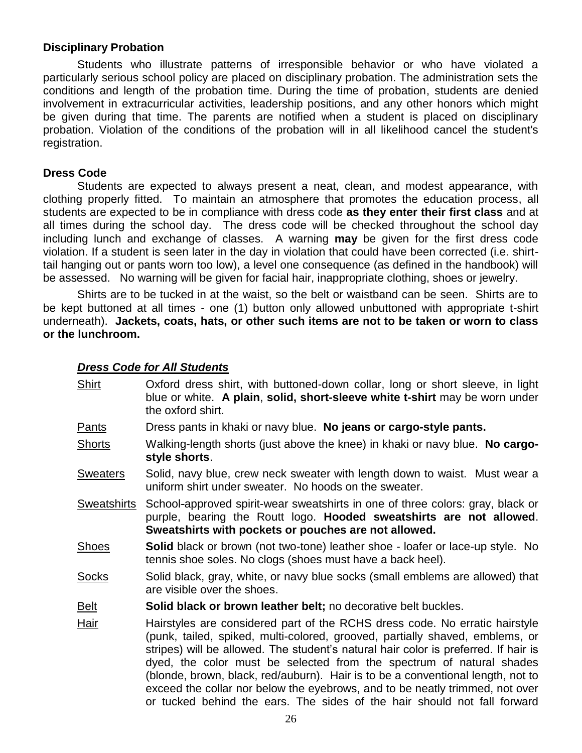### Disciplinary Probation

Students who illustrate patterns of irresponsible behavior or who have violated a particularly serious school policy are placed on disciplinary probation. The administration sets the conditions and length of the probation time. During the time of probation, students are denied involvement in extracurricular activities, leadership positions, and any other honors which might be given during that time. The parents are notified when a student is placed on disciplinary probation. Violation of the conditions of the probation will in all likelihood cancel the student's registration.

### Dress Code

Students are expected to always present a neat, clean, and modest appearance, with clothing properly fitted. To maintain an atmosphere that promotes the education process, all students are expected to be in compliance with dress code **as they enter their first class** and at all times during the school day. The dress code will be checked throughout the school day including lunch and exchange of classes. A warning **may** be given for the first dress code violation. If a student is seen later in the day in violation that could have been corrected (i.e. shirt-tail hanging out or pants worn too low), a level one consequence (as defined in the handbook) will be assessed. No warning will be given for facial hair, inappropriate clothing, shoes or jewelry.

Shirts are to be tucked in at the waist, so the belt or waistband can be seen. Shirts are to be kept buttoned at all times - one (1) button only allowed unbuttoned with appropriate t-shirt underneath). **Jackets, coats, hats, or other such items are not to be taken or worn to class or the lunchroom.**

***Dress Code for All Students***

Shirt — Oxford dress shirt, with buttoned-down collar, long or short sleeve, in light blue or white. **A plain**, **solid, short-sleeve white t-shirt** may be worn under the oxford shirt.

Pants — Dress pants in khaki or navy blue. **No jeans or cargo-style pants.**

Shorts — Walking-length shorts (just above the knee) in khaki or navy blue. **No cargo-style shorts**.

Sweaters — Solid, navy blue, crew neck sweater with length down to waist. Must wear a uniform shirt under sweater. No hoods on the sweater.

Sweatshirts — School-approved spirit-wear sweatshirts in one of three colors: gray, black or purple, bearing the Routt logo. **Hooded sweatshirts are not allowed**. **Sweatshirts with pockets or pouches are not allowed.**

Shoes — **Solid** black or brown (not two-tone) leather shoe - loafer or lace-up style. No tennis shoe soles. No clogs (shoes must have a back heel).

Socks — Solid black, gray, white, or navy blue socks (small emblems are allowed) that are visible over the shoes.

Belt — **Solid black or brown leather belt;** no decorative belt buckles.

Hair — Hairstyles are considered part of the RCHS dress code. No erratic hairstyle (punk, tailed, spiked, multi-colored, grooved, partially shaved, emblems, or stripes) will be allowed. The student's natural hair color is preferred. If hair is dyed, the color must be selected from the spectrum of natural shades (blonde, brown, black, red/auburn). Hair is to be a conventional length, not to exceed the collar nor below the eyebrows, and to be neatly trimmed, not over or tucked behind the ears. The sides of the hair should not fall forward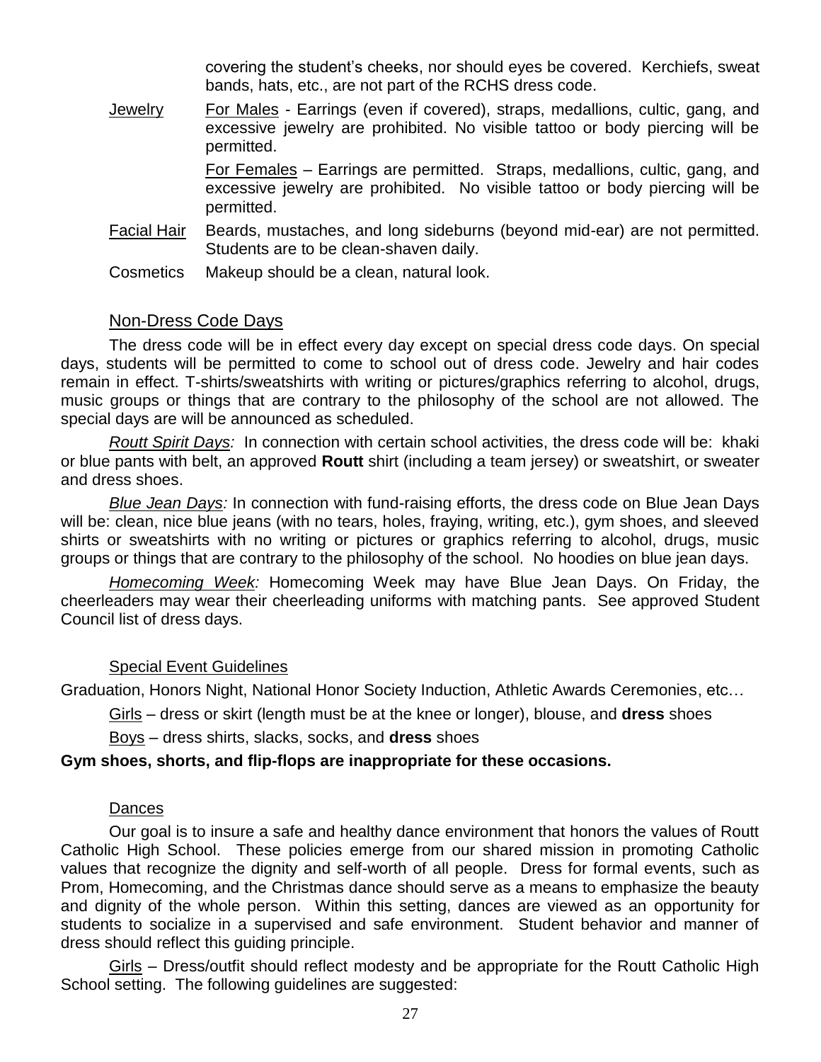covering the student's cheeks, nor should eyes be covered. Kerchiefs, sweat bands, hats, etc., are not part of the RCHS dress code.

Jewelry — For Males - Earrings (even if covered), straps, medallions, cultic, gang, and excessive jewelry are prohibited. No visible tattoo or body piercing will be permitted.

For Females – Earrings are permitted. Straps, medallions, cultic, gang, and excessive jewelry are prohibited. No visible tattoo or body piercing will be permitted.

Facial Hair — Beards, mustaches, and long sideburns (beyond mid-ear) are not permitted. Students are to be clean-shaven daily.

Cosmetics — Makeup should be a clean, natural look.

## Non-Dress Code Days

The dress code will be in effect every day except on special dress code days. On special days, students will be permitted to come to school out of dress code. Jewelry and hair codes remain in effect. T-shirts/sweatshirts with writing or pictures/graphics referring to alcohol, drugs, music groups or things that are contrary to the philosophy of the school are not allowed. The special days are will be announced as scheduled.

*Routt Spirit Days:* In connection with certain school activities, the dress code will be: khaki or blue pants with belt, an approved **Routt** shirt (including a team jersey) or sweatshirt, or sweater and dress shoes.

*Blue Jean Days:* In connection with fund-raising efforts, the dress code on Blue Jean Days will be: clean, nice blue jeans (with no tears, holes, fraying, writing, etc.), gym shoes, and sleeved shirts or sweatshirts with no writing or pictures or graphics referring to alcohol, drugs, music groups or things that are contrary to the philosophy of the school. No hoodies on blue jean days.

*Homecoming Week:* Homecoming Week may have Blue Jean Days. On Friday, the cheerleaders may wear their cheerleading uniforms with matching pants. See approved Student Council list of dress days.

### Special Event Guidelines

Graduation, Honors Night, National Honor Society Induction, Athletic Awards Ceremonies, etc…

Girls – dress or skirt (length must be at the knee or longer), blouse, and **dress** shoes

Boys – dress shirts, slacks, socks, and **dress** shoes

**Gym shoes, shorts, and flip-flops are inappropriate for these occasions.**

### Dances

Our goal is to insure a safe and healthy dance environment that honors the values of Routt Catholic High School. These policies emerge from our shared mission in promoting Catholic values that recognize the dignity and self-worth of all people. Dress for formal events, such as Prom, Homecoming, and the Christmas dance should serve as a means to emphasize the beauty and dignity of the whole person. Within this setting, dances are viewed as an opportunity for students to socialize in a supervised and safe environment. Student behavior and manner of dress should reflect this guiding principle.

Girls – Dress/outfit should reflect modesty and be appropriate for the Routt Catholic High School setting. The following guidelines are suggested: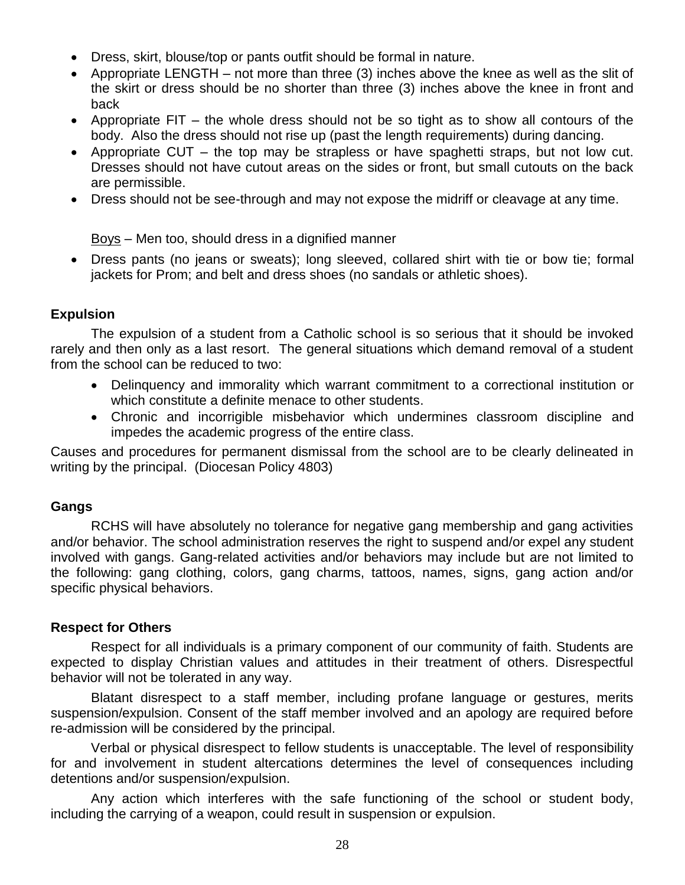- Dress, skirt, blouse/top or pants outfit should be formal in nature.
- Appropriate LENGTH – not more than three (3) inches above the knee as well as the slit of the skirt or dress should be no shorter than three (3) inches above the knee in front and back
- Appropriate FIT – the whole dress should not be so tight as to show all contours of the body. Also the dress should not rise up (past the length requirements) during dancing.
- Appropriate CUT – the top may be strapless or have spaghetti straps, but not low cut. Dresses should not have cutout areas on the sides or front, but small cutouts on the back are permissible.
- Dress should not be see-through and may not expose the midriff or cleavage at any time.

<u>Boys</u> – Men too, should dress in a dignified manner

- Dress pants (no jeans or sweats); long sleeved, collared shirt with tie or bow tie; formal jackets for Prom; and belt and dress shoes (no sandals or athletic shoes).

**Expulsion**

The expulsion of a student from a Catholic school is so serious that it should be invoked rarely and then only as a last resort. The general situations which demand removal of a student from the school can be reduced to two:

- Delinquency and immorality which warrant commitment to a correctional institution or which constitute a definite menace to other students.
- Chronic and incorrigible misbehavior which undermines classroom discipline and impedes the academic progress of the entire class.

Causes and procedures for permanent dismissal from the school are to be clearly delineated in writing by the principal. (Diocesan Policy 4803)

**Gangs**

RCHS will have absolutely no tolerance for negative gang membership and gang activities and/or behavior. The school administration reserves the right to suspend and/or expel any student involved with gangs. Gang-related activities and/or behaviors may include but are not limited to the following: gang clothing, colors, gang charms, tattoos, names, signs, gang action and/or specific physical behaviors.

**Respect for Others**

Respect for all individuals is a primary component of our community of faith. Students are expected to display Christian values and attitudes in their treatment of others. Disrespectful behavior will not be tolerated in any way.

Blatant disrespect to a staff member, including profane language or gestures, merits suspension/expulsion. Consent of the staff member involved and an apology are required before re-admission will be considered by the principal.

Verbal or physical disrespect to fellow students is unacceptable. The level of responsibility for and involvement in student altercations determines the level of consequences including detentions and/or suspension/expulsion.

Any action which interferes with the safe functioning of the school or student body, including the carrying of a weapon, could result in suspension or expulsion.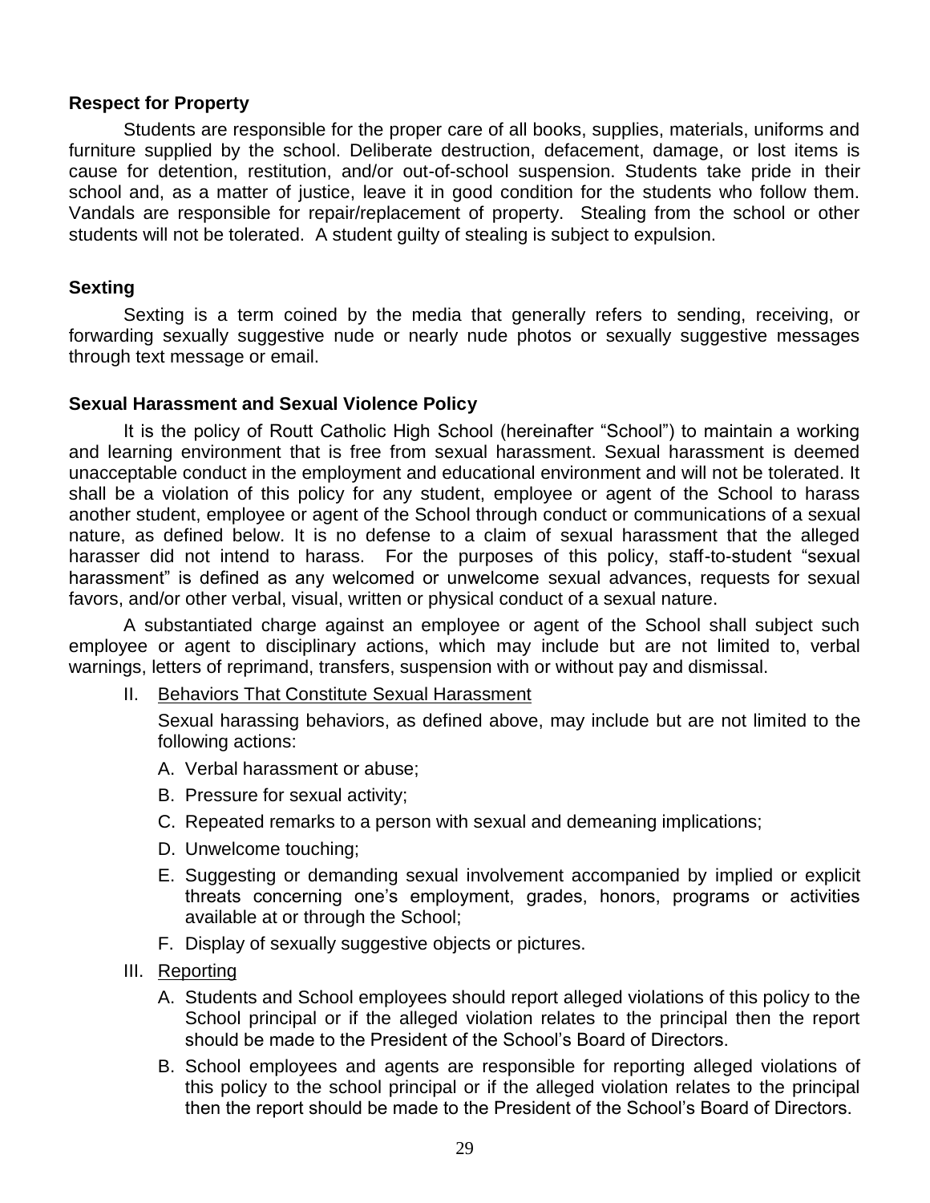**Respect for Property**

Students are responsible for the proper care of all books, supplies, materials, uniforms and furniture supplied by the school. Deliberate destruction, defacement, damage, or lost items is cause for detention, restitution, and/or out-of-school suspension. Students take pride in their school and, as a matter of justice, leave it in good condition for the students who follow them. Vandals are responsible for repair/replacement of property. Stealing from the school or other students will not be tolerated. A student guilty of stealing is subject to expulsion.

**Sexting**

Sexting is a term coined by the media that generally refers to sending, receiving, or forwarding sexually suggestive nude or nearly nude photos or sexually suggestive messages through text message or email.

**Sexual Harassment and Sexual Violence Policy**

It is the policy of Routt Catholic High School (hereinafter "School") to maintain a working and learning environment that is free from sexual harassment. Sexual harassment is deemed unacceptable conduct in the employment and educational environment and will not be tolerated. It shall be a violation of this policy for any student, employee or agent of the School to harass another student, employee or agent of the School through conduct or communications of a sexual nature, as defined below. It is no defense to a claim of sexual harassment that the alleged harasser did not intend to harass. For the purposes of this policy, staff-to-student "sexual harassment" is defined as any welcomed or unwelcome sexual advances, requests for sexual favors, and/or other verbal, visual, written or physical conduct of a sexual nature.

A substantiated charge against an employee or agent of the School shall subject such employee or agent to disciplinary actions, which may include but are not limited to, verbal warnings, letters of reprimand, transfers, suspension with or without pay and dismissal.

II. Behaviors That Constitute Sexual Harassment

Sexual harassing behaviors, as defined above, may include but are not limited to the following actions:

A. Verbal harassment or abuse;

B. Pressure for sexual activity;

C. Repeated remarks to a person with sexual and demeaning implications;

D. Unwelcome touching;

E. Suggesting or demanding sexual involvement accompanied by implied or explicit threats concerning one's employment, grades, honors, programs or activities available at or through the School;

F. Display of sexually suggestive objects or pictures.

III. Reporting

A. Students and School employees should report alleged violations of this policy to the School principal or if the alleged violation relates to the principal then the report should be made to the President of the School's Board of Directors.

B. School employees and agents are responsible for reporting alleged violations of this policy to the school principal or if the alleged violation relates to the principal then the report should be made to the President of the School's Board of Directors.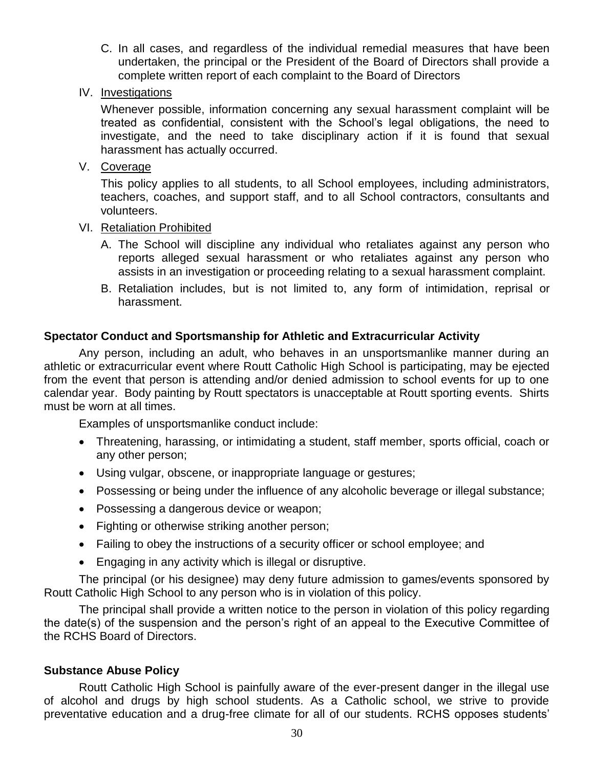C. In all cases, and regardless of the individual remedial measures that have been undertaken, the principal or the President of the Board of Directors shall provide a complete written report of each complaint to the Board of Directors

IV. Investigations

Whenever possible, information concerning any sexual harassment complaint will be treated as confidential, consistent with the School's legal obligations, the need to investigate, and the need to take disciplinary action if it is found that sexual harassment has actually occurred.

V. Coverage

This policy applies to all students, to all School employees, including administrators, teachers, coaches, and support staff, and to all School contractors, consultants and volunteers.

VI. Retaliation Prohibited

A. The School will discipline any individual who retaliates against any person who reports alleged sexual harassment or who retaliates against any person who assists in an investigation or proceeding relating to a sexual harassment complaint.

B. Retaliation includes, but is not limited to, any form of intimidation, reprisal or harassment.

**Spectator Conduct and Sportsmanship for Athletic and Extracurricular Activity**

Any person, including an adult, who behaves in an unsportsmanlike manner during an athletic or extracurricular event where Routt Catholic High School is participating, may be ejected from the event that person is attending and/or denied admission to school events for up to one calendar year. Body painting by Routt spectators is unacceptable at Routt sporting events. Shirts must be worn at all times.

Examples of unsportsmanlike conduct include:

- Threatening, harassing, or intimidating a student, staff member, sports official, coach or any other person;
- Using vulgar, obscene, or inappropriate language or gestures;
- Possessing or being under the influence of any alcoholic beverage or illegal substance;
- Possessing a dangerous device or weapon;
- Fighting or otherwise striking another person;
- Failing to obey the instructions of a security officer or school employee; and
- Engaging in any activity which is illegal or disruptive.

The principal (or his designee) may deny future admission to games/events sponsored by Routt Catholic High School to any person who is in violation of this policy.

The principal shall provide a written notice to the person in violation of this policy regarding the date(s) of the suspension and the person's right of an appeal to the Executive Committee of the RCHS Board of Directors.

**Substance Abuse Policy**

Routt Catholic High School is painfully aware of the ever-present danger in the illegal use of alcohol and drugs by high school students. As a Catholic school, we strive to provide preventative education and a drug-free climate for all of our students. RCHS opposes students'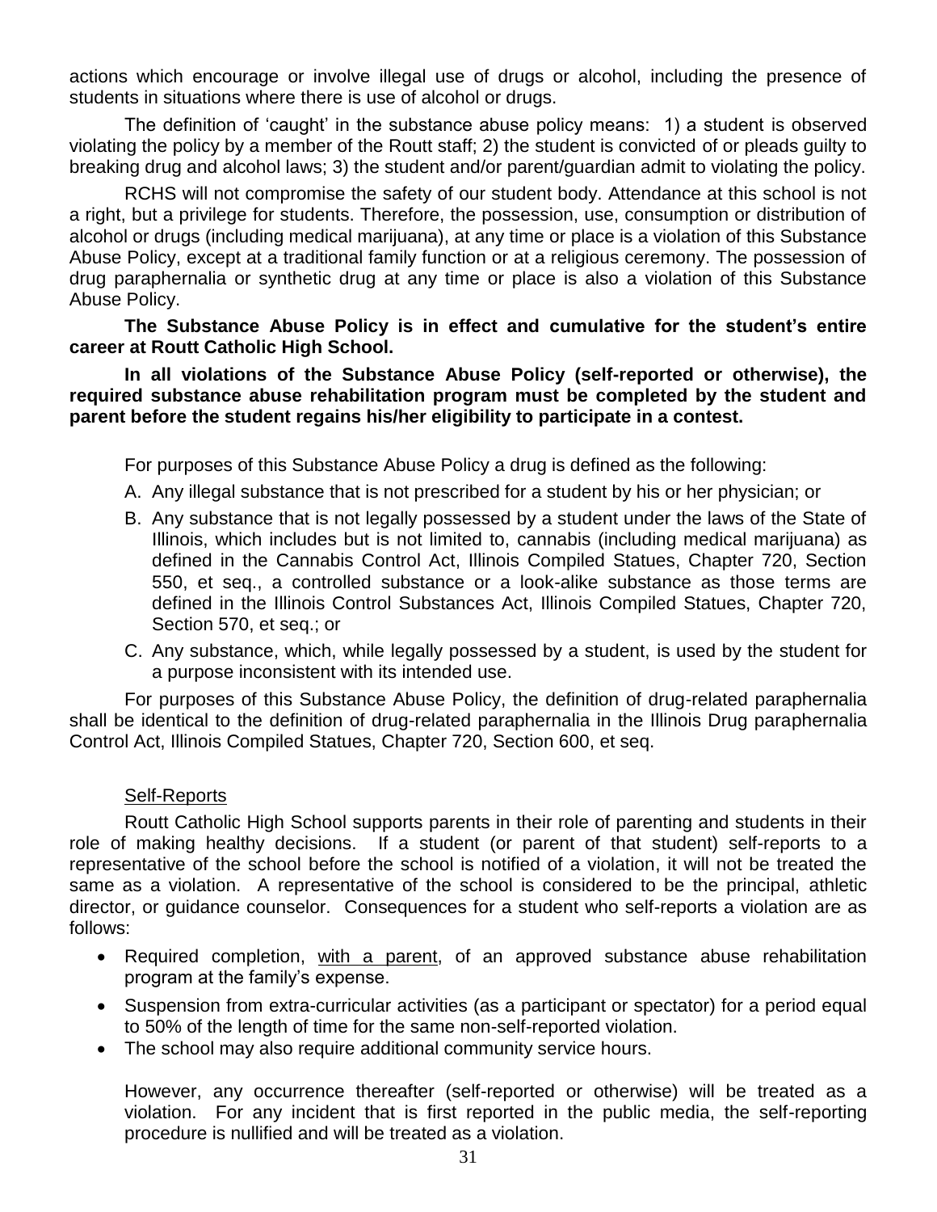actions which encourage or involve illegal use of drugs or alcohol, including the presence of students in situations where there is use of alcohol or drugs.

The definition of 'caught' in the substance abuse policy means: 1) a student is observed violating the policy by a member of the Routt staff; 2) the student is convicted of or pleads guilty to breaking drug and alcohol laws; 3) the student and/or parent/guardian admit to violating the policy.

RCHS will not compromise the safety of our student body. Attendance at this school is not a right, but a privilege for students. Therefore, the possession, use, consumption or distribution of alcohol or drugs (including medical marijuana), at any time or place is a violation of this Substance Abuse Policy, except at a traditional family function or at a religious ceremony. The possession of drug paraphernalia or synthetic drug at any time or place is also a violation of this Substance Abuse Policy.

**The Substance Abuse Policy is in effect and cumulative for the student's entire career at Routt Catholic High School.**

**In all violations of the Substance Abuse Policy (self-reported or otherwise), the required substance abuse rehabilitation program must be completed by the student and parent before the student regains his/her eligibility to participate in a contest.**

For purposes of this Substance Abuse Policy a drug is defined as the following:

A. Any illegal substance that is not prescribed for a student by his or her physician; or
B. Any substance that is not legally possessed by a student under the laws of the State of Illinois, which includes but is not limited to, cannabis (including medical marijuana) as defined in the Cannabis Control Act, Illinois Compiled Statues, Chapter 720, Section 550, et seq., a controlled substance or a look-alike substance as those terms are defined in the Illinois Control Substances Act, Illinois Compiled Statues, Chapter 720, Section 570, et seq.; or
C. Any substance, which, while legally possessed by a student, is used by the student for a purpose inconsistent with its intended use.

For purposes of this Substance Abuse Policy, the definition of drug-related paraphernalia shall be identical to the definition of drug-related paraphernalia in the Illinois Drug paraphernalia Control Act, Illinois Compiled Statues, Chapter 720, Section 600, et seq.

Self-Reports

Routt Catholic High School supports parents in their role of parenting and students in their role of making healthy decisions. If a student (or parent of that student) self-reports to a representative of the school before the school is notified of a violation, it will not be treated the same as a violation. A representative of the school is considered to be the principal, athletic director, or guidance counselor. Consequences for a student who self-reports a violation are as follows:

- Required completion, with a parent, of an approved substance abuse rehabilitation program at the family's expense.
- Suspension from extra-curricular activities (as a participant or spectator) for a period equal to 50% of the length of time for the same non-self-reported violation.
- The school may also require additional community service hours.

However, any occurrence thereafter (self-reported or otherwise) will be treated as a violation. For any incident that is first reported in the public media, the self-reporting procedure is nullified and will be treated as a violation.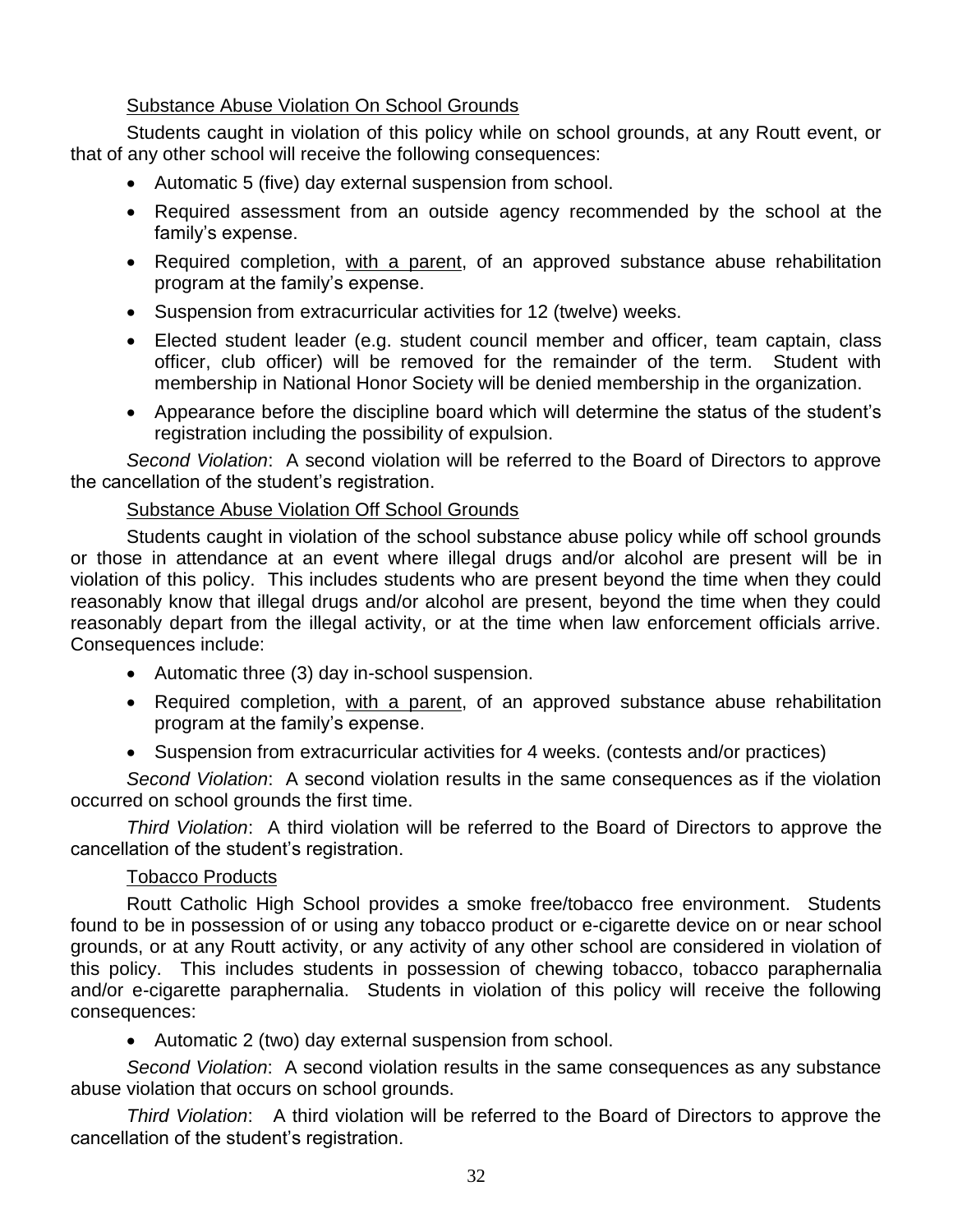Substance Abuse Violation On School Grounds

Students caught in violation of this policy while on school grounds, at any Routt event, or that of any other school will receive the following consequences:

- Automatic 5 (five) day external suspension from school.
- Required assessment from an outside agency recommended by the school at the family's expense.
- Required completion, with a parent, of an approved substance abuse rehabilitation program at the family's expense.
- Suspension from extracurricular activities for 12 (twelve) weeks.
- Elected student leader (e.g. student council member and officer, team captain, class officer, club officer) will be removed for the remainder of the term. Student with membership in National Honor Society will be denied membership in the organization.
- Appearance before the discipline board which will determine the status of the student's registration including the possibility of expulsion.

*Second Violation*: A second violation will be referred to the Board of Directors to approve the cancellation of the student's registration.

Substance Abuse Violation Off School Grounds

Students caught in violation of the school substance abuse policy while off school grounds or those in attendance at an event where illegal drugs and/or alcohol are present will be in violation of this policy. This includes students who are present beyond the time when they could reasonably know that illegal drugs and/or alcohol are present, beyond the time when they could reasonably depart from the illegal activity, or at the time when law enforcement officials arrive. Consequences include:

- Automatic three (3) day in-school suspension.
- Required completion, with a parent, of an approved substance abuse rehabilitation program at the family's expense.
- Suspension from extracurricular activities for 4 weeks. (contests and/or practices)

*Second Violation*: A second violation results in the same consequences as if the violation occurred on school grounds the first time.

*Third Violation*: A third violation will be referred to the Board of Directors to approve the cancellation of the student's registration.

Tobacco Products

Routt Catholic High School provides a smoke free/tobacco free environment. Students found to be in possession of or using any tobacco product or e-cigarette device on or near school grounds, or at any Routt activity, or any activity of any other school are considered in violation of this policy. This includes students in possession of chewing tobacco, tobacco paraphernalia and/or e-cigarette paraphernalia. Students in violation of this policy will receive the following consequences:

- Automatic 2 (two) day external suspension from school.

*Second Violation*: A second violation results in the same consequences as any substance abuse violation that occurs on school grounds.

*Third Violation*: A third violation will be referred to the Board of Directors to approve the cancellation of the student's registration.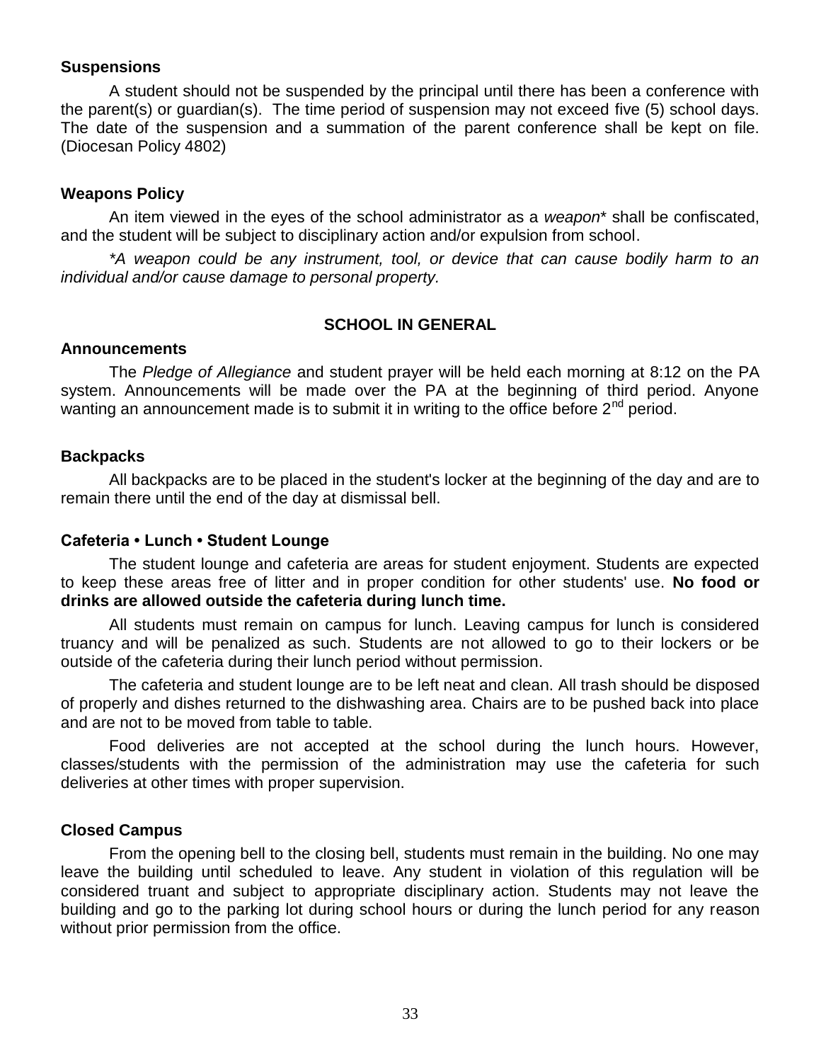### Suspensions

A student should not be suspended by the principal until there has been a conference with the parent(s) or guardian(s). The time period of suspension may not exceed five (5) school days. The date of the suspension and a summation of the parent conference shall be kept on file. (Diocesan Policy 4802)

### Weapons Policy

An item viewed in the eyes of the school administrator as a *weapon** shall be confiscated, and the student will be subject to disciplinary action and/or expulsion from school.

**A weapon could be any instrument, tool, or device that can cause bodily harm to an individual and/or cause damage to personal property.*

## SCHOOL IN GENERAL

### Announcements

The *Pledge of Allegiance* and student prayer will be held each morning at 8:12 on the PA system. Announcements will be made over the PA at the beginning of third period. Anyone wanting an announcement made is to submit it in writing to the office before 2nd period.

### Backpacks

All backpacks are to be placed in the student's locker at the beginning of the day and are to remain there until the end of the day at dismissal bell.

### Cafeteria • Lunch • Student Lounge

The student lounge and cafeteria are areas for student enjoyment. Students are expected to keep these areas free of litter and in proper condition for other students' use. **No food or drinks are allowed outside the cafeteria during lunch time.**

All students must remain on campus for lunch. Leaving campus for lunch is considered truancy and will be penalized as such. Students are not allowed to go to their lockers or be outside of the cafeteria during their lunch period without permission.

The cafeteria and student lounge are to be left neat and clean. All trash should be disposed of properly and dishes returned to the dishwashing area. Chairs are to be pushed back into place and are not to be moved from table to table.

Food deliveries are not accepted at the school during the lunch hours. However, classes/students with the permission of the administration may use the cafeteria for such deliveries at other times with proper supervision.

### Closed Campus

From the opening bell to the closing bell, students must remain in the building. No one may leave the building until scheduled to leave. Any student in violation of this regulation will be considered truant and subject to appropriate disciplinary action. Students may not leave the building and go to the parking lot during school hours or during the lunch period for any reason without prior permission from the office.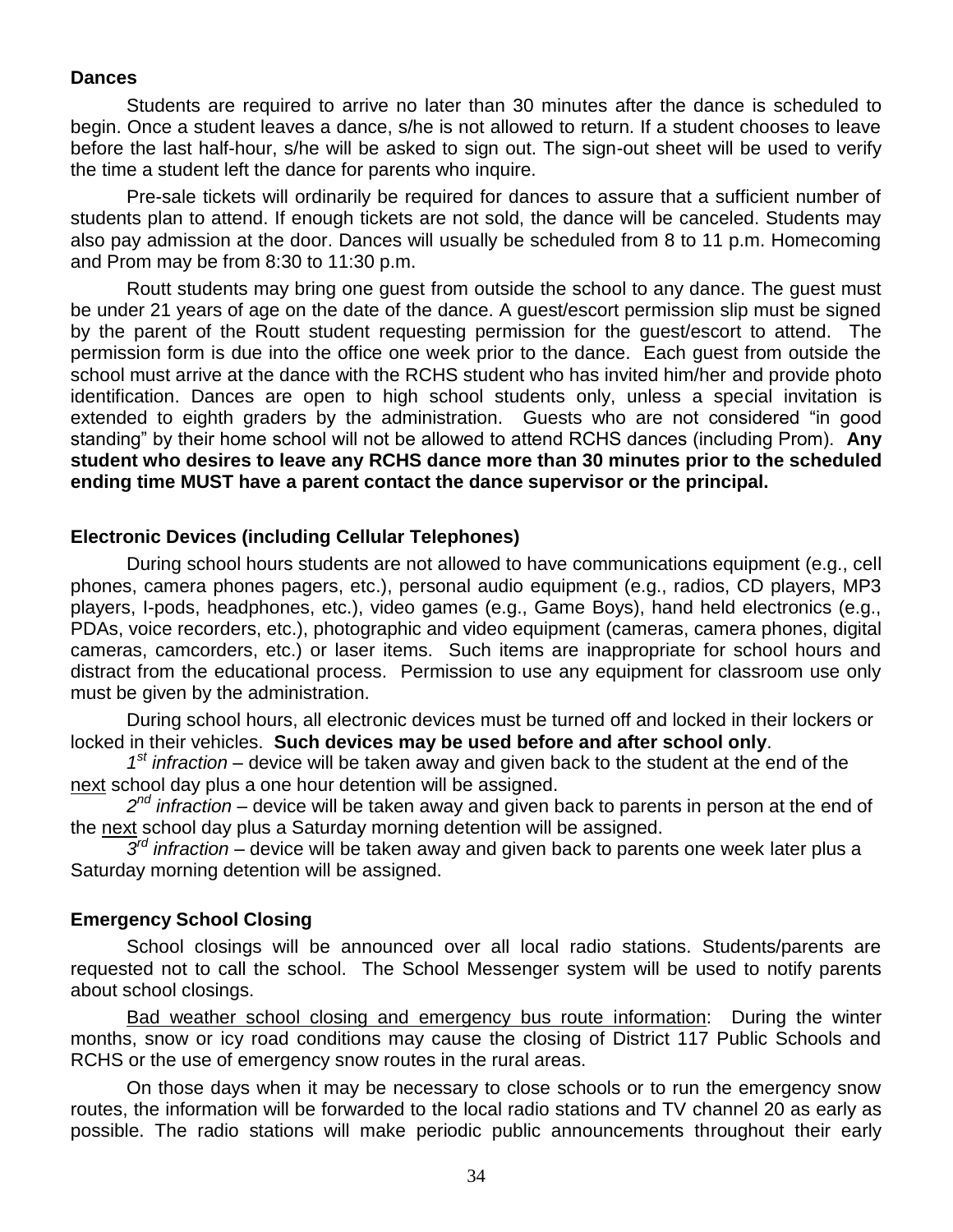**Dances**

Students are required to arrive no later than 30 minutes after the dance is scheduled to begin. Once a student leaves a dance, s/he is not allowed to return. If a student chooses to leave before the last half-hour, s/he will be asked to sign out. The sign-out sheet will be used to verify the time a student left the dance for parents who inquire.

Pre-sale tickets will ordinarily be required for dances to assure that a sufficient number of students plan to attend. If enough tickets are not sold, the dance will be canceled. Students may also pay admission at the door. Dances will usually be scheduled from 8 to 11 p.m. Homecoming and Prom may be from 8:30 to 11:30 p.m.

Routt students may bring one guest from outside the school to any dance. The guest must be under 21 years of age on the date of the dance. A guest/escort permission slip must be signed by the parent of the Routt student requesting permission for the guest/escort to attend. The permission form is due into the office one week prior to the dance. Each guest from outside the school must arrive at the dance with the RCHS student who has invited him/her and provide photo identification. Dances are open to high school students only, unless a special invitation is extended to eighth graders by the administration. Guests who are not considered "in good standing" by their home school will not be allowed to attend RCHS dances (including Prom). **Any student who desires to leave any RCHS dance more than 30 minutes prior to the scheduled ending time MUST have a parent contact the dance supervisor or the principal.**

**Electronic Devices (including Cellular Telephones)**

During school hours students are not allowed to have communications equipment (e.g., cell phones, camera phones pagers, etc.), personal audio equipment (e.g., radios, CD players, MP3 players, I-pods, headphones, etc.), video games (e.g., Game Boys), hand held electronics (e.g., PDAs, voice recorders, etc.), photographic and video equipment (cameras, camera phones, digital cameras, camcorders, etc.) or laser items. Such items are inappropriate for school hours and distract from the educational process. Permission to use any equipment for classroom use only must be given by the administration.

During school hours, all electronic devices must be turned off and locked in their lockers or locked in their vehicles. **Such devices may be used before and after school only**.

*1st infraction* – device will be taken away and given back to the student at the end of the next school day plus a one hour detention will be assigned.

*2nd infraction* – device will be taken away and given back to parents in person at the end of the next school day plus a Saturday morning detention will be assigned.

*3rd infraction* – device will be taken away and given back to parents one week later plus a Saturday morning detention will be assigned.

**Emergency School Closing**

School closings will be announced over all local radio stations. Students/parents are requested not to call the school. The School Messenger system will be used to notify parents about school closings.

Bad weather school closing and emergency bus route information: During the winter months, snow or icy road conditions may cause the closing of District 117 Public Schools and RCHS or the use of emergency snow routes in the rural areas.

On those days when it may be necessary to close schools or to run the emergency snow routes, the information will be forwarded to the local radio stations and TV channel 20 as early as possible. The radio stations will make periodic public announcements throughout their early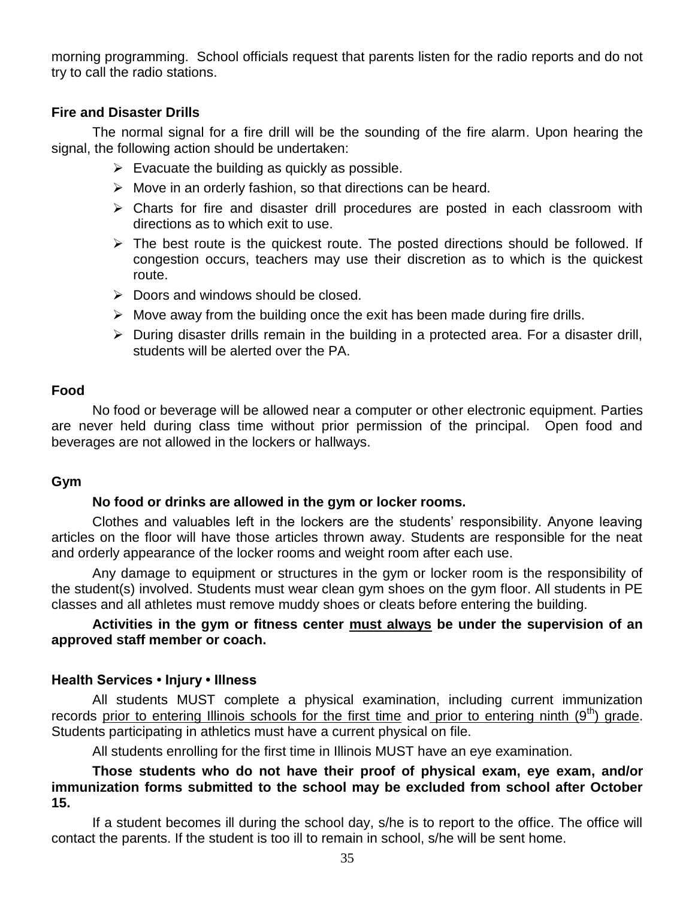morning programming. School officials request that parents listen for the radio reports and do not try to call the radio stations.

### Fire and Disaster Drills

The normal signal for a fire drill will be the sounding of the fire alarm. Upon hearing the signal, the following action should be undertaken:

- Evacuate the building as quickly as possible.
- Move in an orderly fashion, so that directions can be heard.
- Charts for fire and disaster drill procedures are posted in each classroom with directions as to which exit to use.
- The best route is the quickest route. The posted directions should be followed. If congestion occurs, teachers may use their discretion as to which is the quickest route.
- Doors and windows should be closed.
- Move away from the building once the exit has been made during fire drills.
- During disaster drills remain in the building in a protected area. For a disaster drill, students will be alerted over the PA.

### Food

No food or beverage will be allowed near a computer or other electronic equipment. Parties are never held during class time without prior permission of the principal. Open food and beverages are not allowed in the lockers or hallways.

### Gym

**No food or drinks are allowed in the gym or locker rooms.**

Clothes and valuables left in the lockers are the students' responsibility. Anyone leaving articles on the floor will have those articles thrown away. Students are responsible for the neat and orderly appearance of the locker rooms and weight room after each use.

Any damage to equipment or structures in the gym or locker room is the responsibility of the student(s) involved. Students must wear clean gym shoes on the gym floor. All students in PE classes and all athletes must remove muddy shoes or cleats before entering the building.

**Activities in the gym or fitness center <u>must always</u> be under the supervision of an approved staff member or coach.**

### Health Services • Injury • Illness

All students MUST complete a physical examination, including current immunization records <u>prior to entering Illinois schools for the first time</u> and <u>prior to entering ninth (9th) grade</u>. Students participating in athletics must have a current physical on file.

All students enrolling for the first time in Illinois MUST have an eye examination.

**Those students who do not have their proof of physical exam, eye exam, and/or immunization forms submitted to the school may be excluded from school after October 15.**

If a student becomes ill during the school day, s/he is to report to the office. The office will contact the parents. If the student is too ill to remain in school, s/he will be sent home.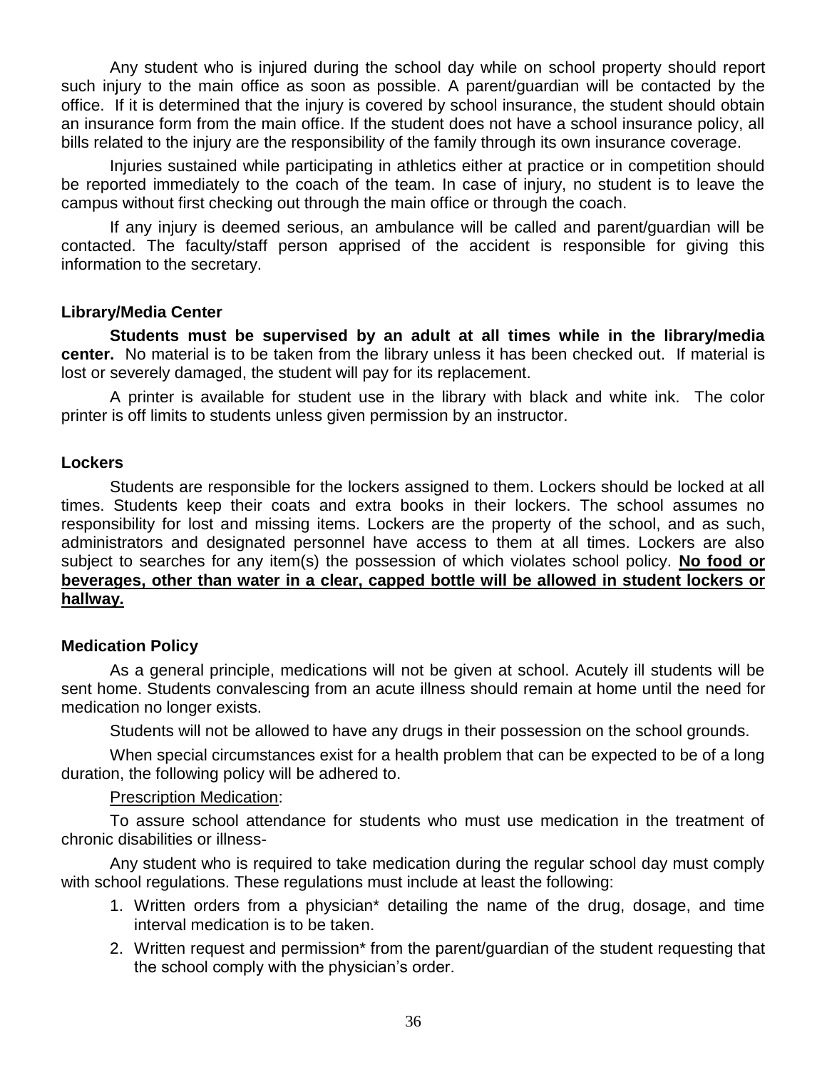Any student who is injured during the school day while on school property should report such injury to the main office as soon as possible. A parent/guardian will be contacted by the office. If it is determined that the injury is covered by school insurance, the student should obtain an insurance form from the main office. If the student does not have a school insurance policy, all bills related to the injury are the responsibility of the family through its own insurance coverage.

Injuries sustained while participating in athletics either at practice or in competition should be reported immediately to the coach of the team. In case of injury, no student is to leave the campus without first checking out through the main office or through the coach.

If any injury is deemed serious, an ambulance will be called and parent/guardian will be contacted. The faculty/staff person apprised of the accident is responsible for giving this information to the secretary.

### Library/Media Center

**Students must be supervised by an adult at all times while in the library/media center.** No material is to be taken from the library unless it has been checked out. If material is lost or severely damaged, the student will pay for its replacement.

A printer is available for student use in the library with black and white ink. The color printer is off limits to students unless given permission by an instructor.

### Lockers

Students are responsible for the lockers assigned to them. Lockers should be locked at all times. Students keep their coats and extra books in their lockers. The school assumes no responsibility for lost and missing items. Lockers are the property of the school, and as such, administrators and designated personnel have access to them at all times. Lockers are also subject to searches for any item(s) the possession of which violates school policy. **<u>No food or beverages, other than water in a clear, capped bottle will be allowed in student lockers or hallway.</u>**

### Medication Policy

As a general principle, medications will not be given at school. Acutely ill students will be sent home. Students convalescing from an acute illness should remain at home until the need for medication no longer exists.

Students will not be allowed to have any drugs in their possession on the school grounds.

When special circumstances exist for a health problem that can be expected to be of a long duration, the following policy will be adhered to.

<u>Prescription Medication</u>:

To assure school attendance for students who must use medication in the treatment of chronic disabilities or illness-

Any student who is required to take medication during the regular school day must comply with school regulations. These regulations must include at least the following:

1. Written orders from a physician* detailing the name of the drug, dosage, and time interval medication is to be taken.
2. Written request and permission* from the parent/guardian of the student requesting that the school comply with the physician's order.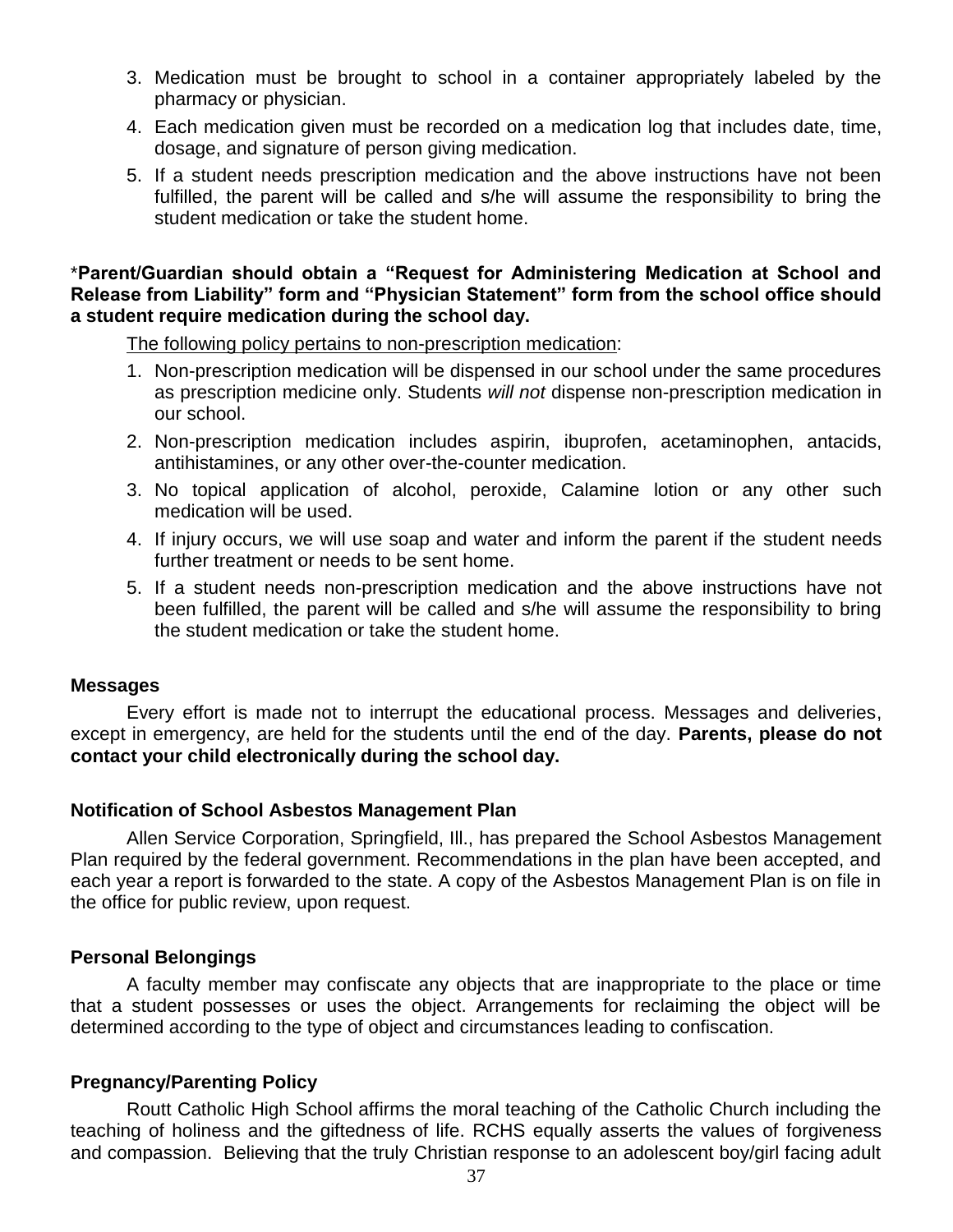3. Medication must be brought to school in a container appropriately labeled by the pharmacy or physician.
4. Each medication given must be recorded on a medication log that includes date, time, dosage, and signature of person giving medication.
5. If a student needs prescription medication and the above instructions have not been fulfilled, the parent will be called and s/he will assume the responsibility to bring the student medication or take the student home.

***Parent/Guardian should obtain a "Request for Administering Medication at School and Release from Liability" form and "Physician Statement" form from the school office should a student require medication during the school day.**

<u>The following policy pertains to non-prescription medication</u>:

1. Non-prescription medication will be dispensed in our school under the same procedures as prescription medicine only. Students *will not* dispense non-prescription medication in our school.
2. Non-prescription medication includes aspirin, ibuprofen, acetaminophen, antacids, antihistamines, or any other over-the-counter medication.
3. No topical application of alcohol, peroxide, Calamine lotion or any other such medication will be used.
4. If injury occurs, we will use soap and water and inform the parent if the student needs further treatment or needs to be sent home.
5. If a student needs non-prescription medication and the above instructions have not been fulfilled, the parent will be called and s/he will assume the responsibility to bring the student medication or take the student home.

**Messages**

Every effort is made not to interrupt the educational process. Messages and deliveries, except in emergency, are held for the students until the end of the day. **Parents, please do not contact your child electronically during the school day.**

**Notification of School Asbestos Management Plan**

Allen Service Corporation, Springfield, Ill., has prepared the School Asbestos Management Plan required by the federal government. Recommendations in the plan have been accepted, and each year a report is forwarded to the state. A copy of the Asbestos Management Plan is on file in the office for public review, upon request.

**Personal Belongings**

A faculty member may confiscate any objects that are inappropriate to the place or time that a student possesses or uses the object. Arrangements for reclaiming the object will be determined according to the type of object and circumstances leading to confiscation.

**Pregnancy/Parenting Policy**

Routt Catholic High School affirms the moral teaching of the Catholic Church including the teaching of holiness and the giftedness of life. RCHS equally asserts the values of forgiveness and compassion. Believing that the truly Christian response to an adolescent boy/girl facing adult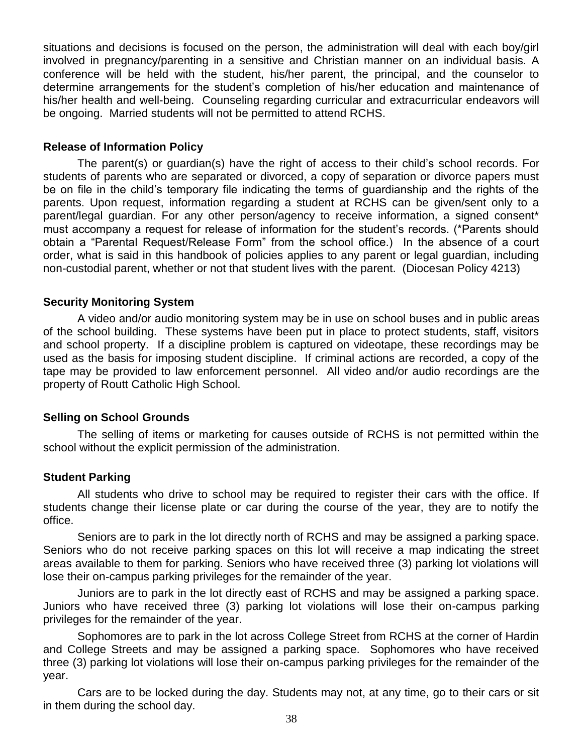situations and decisions is focused on the person, the administration will deal with each boy/girl involved in pregnancy/parenting in a sensitive and Christian manner on an individual basis. A conference will be held with the student, his/her parent, the principal, and the counselor to determine arrangements for the student's completion of his/her education and maintenance of his/her health and well-being. Counseling regarding curricular and extracurricular endeavors will be ongoing. Married students will not be permitted to attend RCHS.

**Release of Information Policy**

The parent(s) or guardian(s) have the right of access to their child's school records. For students of parents who are separated or divorced, a copy of separation or divorce papers must be on file in the child's temporary file indicating the terms of guardianship and the rights of the parents. Upon request, information regarding a student at RCHS can be given/sent only to a parent/legal guardian. For any other person/agency to receive information, a signed consent* must accompany a request for release of information for the student's records. (*Parents should obtain a "Parental Request/Release Form" from the school office.) In the absence of a court order, what is said in this handbook of policies applies to any parent or legal guardian, including non-custodial parent, whether or not that student lives with the parent. (Diocesan Policy 4213)

**Security Monitoring System**

A video and/or audio monitoring system may be in use on school buses and in public areas of the school building. These systems have been put in place to protect students, staff, visitors and school property. If a discipline problem is captured on videotape, these recordings may be used as the basis for imposing student discipline. If criminal actions are recorded, a copy of the tape may be provided to law enforcement personnel. All video and/or audio recordings are the property of Routt Catholic High School.

**Selling on School Grounds**

The selling of items or marketing for causes outside of RCHS is not permitted within the school without the explicit permission of the administration.

**Student Parking**

All students who drive to school may be required to register their cars with the office. If students change their license plate or car during the course of the year, they are to notify the office.

Seniors are to park in the lot directly north of RCHS and may be assigned a parking space. Seniors who do not receive parking spaces on this lot will receive a map indicating the street areas available to them for parking. Seniors who have received three (3) parking lot violations will lose their on-campus parking privileges for the remainder of the year.

Juniors are to park in the lot directly east of RCHS and may be assigned a parking space. Juniors who have received three (3) parking lot violations will lose their on-campus parking privileges for the remainder of the year.

Sophomores are to park in the lot across College Street from RCHS at the corner of Hardin and College Streets and may be assigned a parking space. Sophomores who have received three (3) parking lot violations will lose their on-campus parking privileges for the remainder of the year.

Cars are to be locked during the day. Students may not, at any time, go to their cars or sit in them during the school day.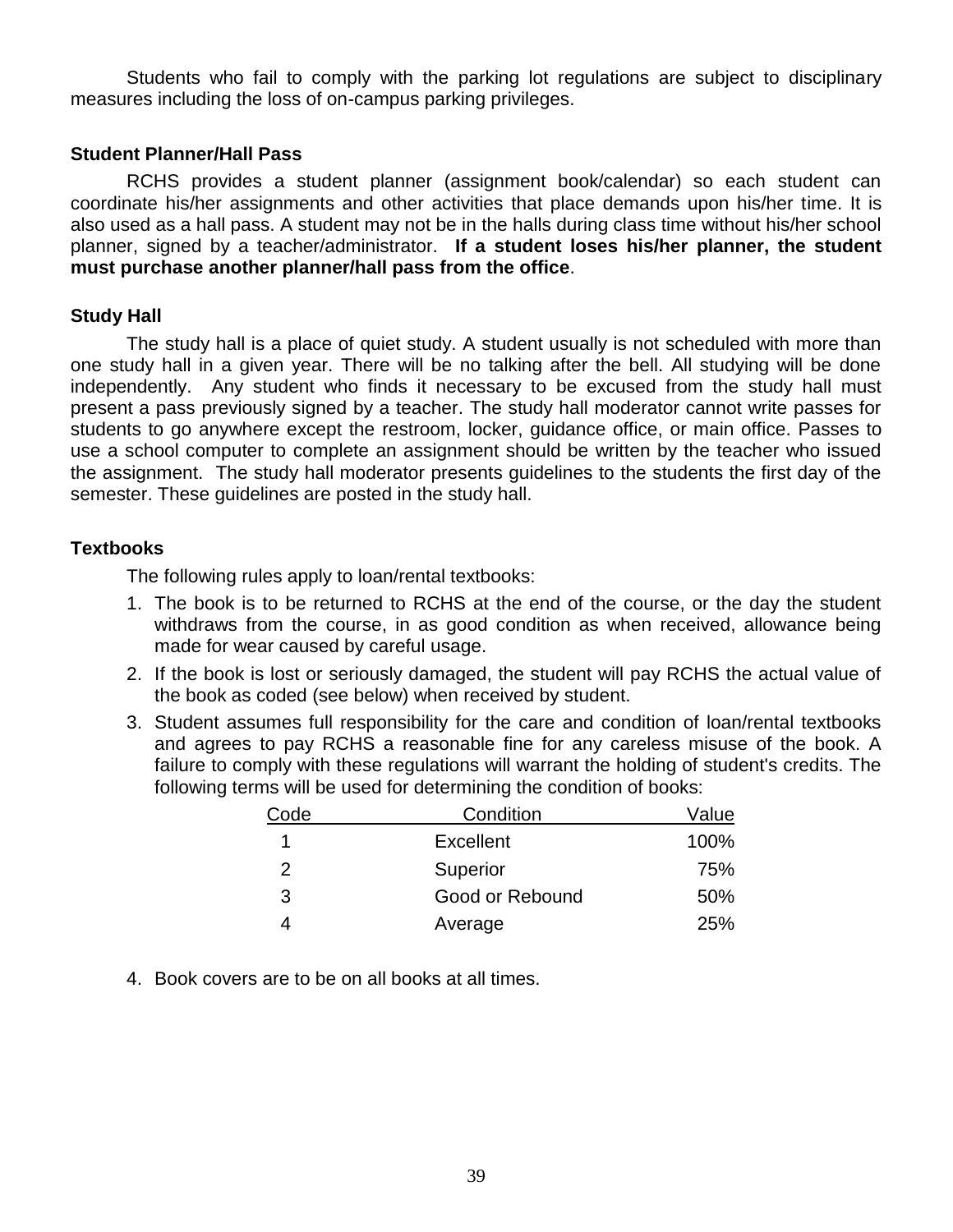Students who fail to comply with the parking lot regulations are subject to disciplinary measures including the loss of on-campus parking privileges.

### Student Planner/Hall Pass

RCHS provides a student planner (assignment book/calendar) so each student can coordinate his/her assignments and other activities that place demands upon his/her time. It is also used as a hall pass. A student may not be in the halls during class time without his/her school planner, signed by a teacher/administrator. **If a student loses his/her planner, the student must purchase another planner/hall pass from the office**.

### Study Hall

The study hall is a place of quiet study. A student usually is not scheduled with more than one study hall in a given year. There will be no talking after the bell. All studying will be done independently. Any student who finds it necessary to be excused from the study hall must present a pass previously signed by a teacher. The study hall moderator cannot write passes for students to go anywhere except the restroom, locker, guidance office, or main office. Passes to use a school computer to complete an assignment should be written by the teacher who issued the assignment. The study hall moderator presents guidelines to the students the first day of the semester. These guidelines are posted in the study hall.

### Textbooks

The following rules apply to loan/rental textbooks:

1. The book is to be returned to RCHS at the end of the course, or the day the student withdraws from the course, in as good condition as when received, allowance being made for wear caused by careful usage.
2. If the book is lost or seriously damaged, the student will pay RCHS the actual value of the book as coded (see below) when received by student.
3. Student assumes full responsibility for the care and condition of loan/rental textbooks and agrees to pay RCHS a reasonable fine for any careless misuse of the book. A failure to comply with these regulations will warrant the holding of student's credits. The following terms will be used for determining the condition of books:

| Code | Condition | Value |
|---|---|---|
| 1 | Excellent | 100% |
| 2 | Superior | 75% |
| 3 | Good or Rebound | 50% |
| 4 | Average | 25% |

4. Book covers are to be on all books at all times.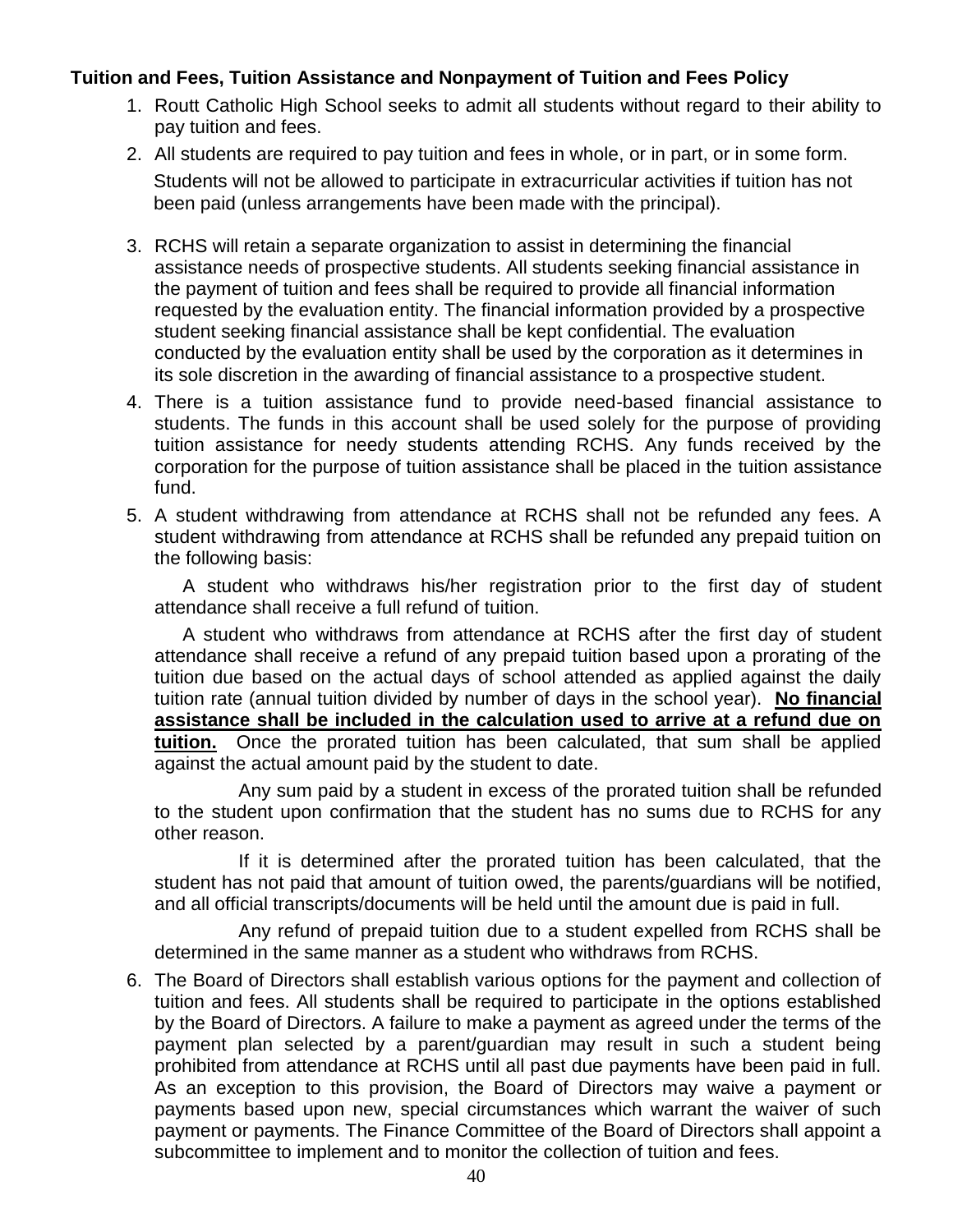**Tuition and Fees, Tuition Assistance and Nonpayment of Tuition and Fees Policy**

1. Routt Catholic High School seeks to admit all students without regard to their ability to pay tuition and fees.
2. All students are required to pay tuition and fees in whole, or in part, or in some form. Students will not be allowed to participate in extracurricular activities if tuition has not been paid (unless arrangements have been made with the principal).
3. RCHS will retain a separate organization to assist in determining the financial assistance needs of prospective students. All students seeking financial assistance in the payment of tuition and fees shall be required to provide all financial information requested by the evaluation entity. The financial information provided by a prospective student seeking financial assistance shall be kept confidential. The evaluation conducted by the evaluation entity shall be used by the corporation as it determines in its sole discretion in the awarding of financial assistance to a prospective student.
4. There is a tuition assistance fund to provide need-based financial assistance to students. The funds in this account shall be used solely for the purpose of providing tuition assistance for needy students attending RCHS. Any funds received by the corporation for the purpose of tuition assistance shall be placed in the tuition assistance fund.
5. A student withdrawing from attendance at RCHS shall not be refunded any fees. A student withdrawing from attendance at RCHS shall be refunded any prepaid tuition on the following basis:

   A student who withdraws his/her registration prior to the first day of student attendance shall receive a full refund of tuition.

   A student who withdraws from attendance at RCHS after the first day of student attendance shall receive a refund of any prepaid tuition based upon a prorating of the tuition due based on the actual days of school attended as applied against the daily tuition rate (annual tuition divided by number of days in the school year). **No financial assistance shall be included in the calculation used to arrive at a refund due on tuition.** Once the prorated tuition has been calculated, that sum shall be applied against the actual amount paid by the student to date.

   Any sum paid by a student in excess of the prorated tuition shall be refunded to the student upon confirmation that the student has no sums due to RCHS for any other reason.

   If it is determined after the prorated tuition has been calculated, that the student has not paid that amount of tuition owed, the parents/guardians will be notified, and all official transcripts/documents will be held until the amount due is paid in full.

   Any refund of prepaid tuition due to a student expelled from RCHS shall be determined in the same manner as a student who withdraws from RCHS.
6. The Board of Directors shall establish various options for the payment and collection of tuition and fees. All students shall be required to participate in the options established by the Board of Directors. A failure to make a payment as agreed under the terms of the payment plan selected by a parent/guardian may result in such a student being prohibited from attendance at RCHS until all past due payments have been paid in full. As an exception to this provision, the Board of Directors may waive a payment or payments based upon new, special circumstances which warrant the waiver of such payment or payments. The Finance Committee of the Board of Directors shall appoint a subcommittee to implement and to monitor the collection of tuition and fees.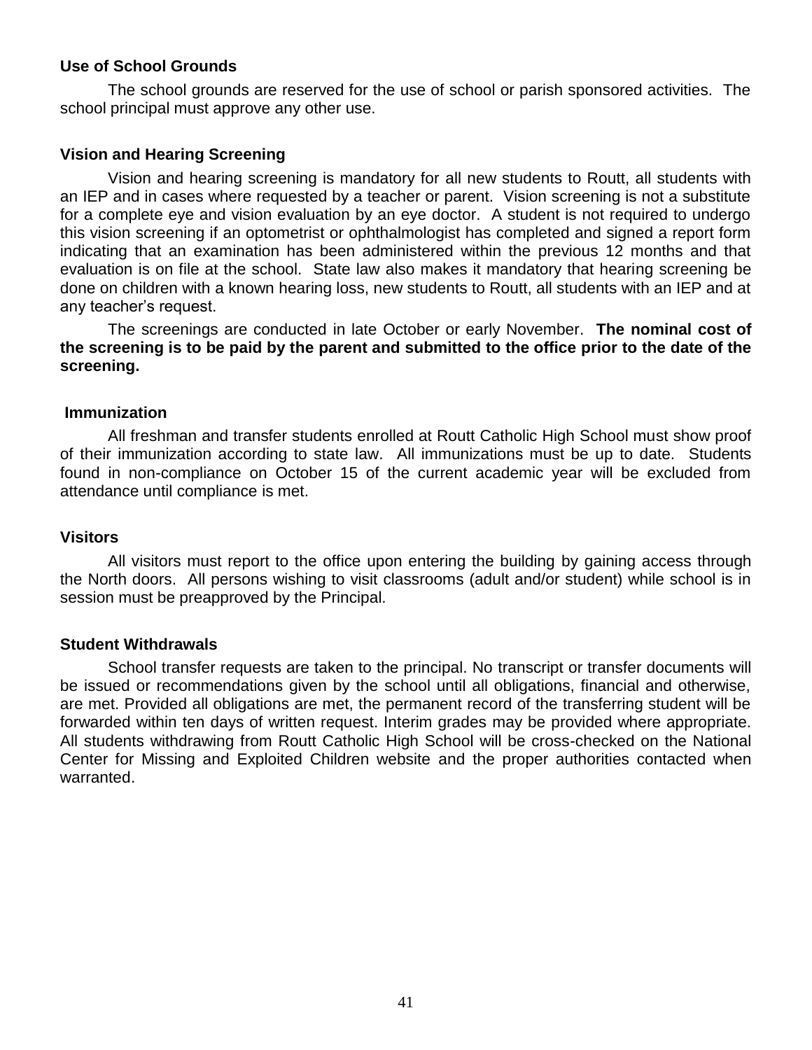**Use of School Grounds**

The school grounds are reserved for the use of school or parish sponsored activities. The school principal must approve any other use.

**Vision and Hearing Screening**

Vision and hearing screening is mandatory for all new students to Routt, all students with an IEP and in cases where requested by a teacher or parent. Vision screening is not a substitute for a complete eye and vision evaluation by an eye doctor. A student is not required to undergo this vision screening if an optometrist or ophthalmologist has completed and signed a report form indicating that an examination has been administered within the previous 12 months and that evaluation is on file at the school. State law also makes it mandatory that hearing screening be done on children with a known hearing loss, new students to Routt, all students with an IEP and at any teacher's request.

The screenings are conducted in late October or early November. **The nominal cost of the screening is to be paid by the parent and submitted to the office prior to the date of the screening.**

**Immunization**

All freshman and transfer students enrolled at Routt Catholic High School must show proof of their immunization according to state law. All immunizations must be up to date. Students found in non-compliance on October 15 of the current academic year will be excluded from attendance until compliance is met.

**Visitors**

All visitors must report to the office upon entering the building by gaining access through the North doors. All persons wishing to visit classrooms (adult and/or student) while school is in session must be preapproved by the Principal.

**Student Withdrawals**

School transfer requests are taken to the principal. No transcript or transfer documents will be issued or recommendations given by the school until all obligations, financial and otherwise, are met. Provided all obligations are met, the permanent record of the transferring student will be forwarded within ten days of written request. Interim grades may be provided where appropriate. All students withdrawing from Routt Catholic High School will be cross-checked on the National Center for Missing and Exploited Children website and the proper authorities contacted when warranted.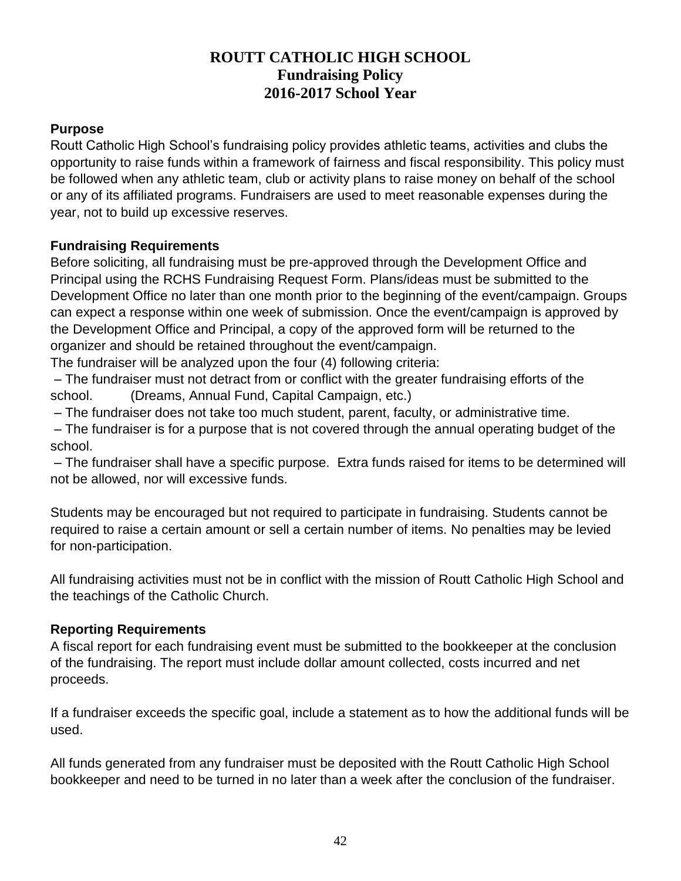# ROUTT CATHOLIC HIGH SCHOOL
## Fundraising Policy
## 2016-2017 School Year

**Purpose**

Routt Catholic High School's fundraising policy provides athletic teams, activities and clubs the opportunity to raise funds within a framework of fairness and fiscal responsibility. This policy must be followed when any athletic team, club or activity plans to raise money on behalf of the school or any of its affiliated programs. Fundraisers are used to meet reasonable expenses during the year, not to build up excessive reserves.

**Fundraising Requirements**

Before soliciting, all fundraising must be pre-approved through the Development Office and Principal using the RCHS Fundraising Request Form. Plans/ideas must be submitted to the Development Office no later than one month prior to the beginning of the event/campaign. Groups can expect a response within one week of submission. Once the event/campaign is approved by the Development Office and Principal, a copy of the approved form will be returned to the organizer and should be retained throughout the event/campaign.

The fundraiser will be analyzed upon the four (4) following criteria:

– The fundraiser must not detract from or conflict with the greater fundraising efforts of the school. (Dreams, Annual Fund, Capital Campaign, etc.)

– The fundraiser does not take too much student, parent, faculty, or administrative time.

– The fundraiser is for a purpose that is not covered through the annual operating budget of the school.

– The fundraiser shall have a specific purpose. Extra funds raised for items to be determined will not be allowed, nor will excessive funds.

Students may be encouraged but not required to participate in fundraising. Students cannot be required to raise a certain amount or sell a certain number of items. No penalties may be levied for non-participation.

All fundraising activities must not be in conflict with the mission of Routt Catholic High School and the teachings of the Catholic Church.

**Reporting Requirements**

A fiscal report for each fundraising event must be submitted to the bookkeeper at the conclusion of the fundraising. The report must include dollar amount collected, costs incurred and net proceeds.

If a fundraiser exceeds the specific goal, include a statement as to how the additional funds will be used.

All funds generated from any fundraiser must be deposited with the Routt Catholic High School bookkeeper and need to be turned in no later than a week after the conclusion of the fundraiser.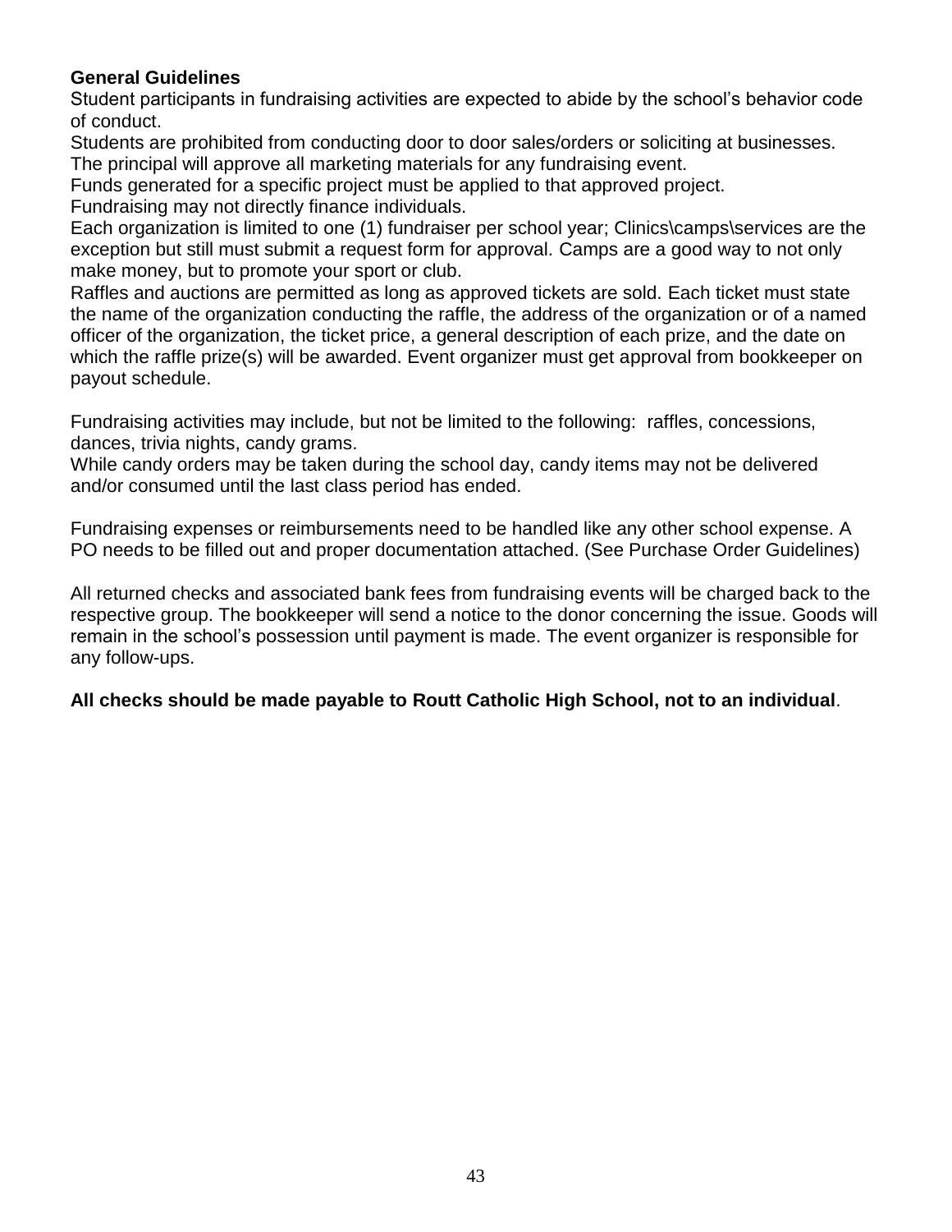**General Guidelines**

Student participants in fundraising activities are expected to abide by the school's behavior code of conduct.

Students are prohibited from conducting door to door sales/orders or soliciting at businesses.

The principal will approve all marketing materials for any fundraising event.

Funds generated for a specific project must be applied to that approved project.

Fundraising may not directly finance individuals.

Each organization is limited to one (1) fundraiser per school year; Clinics\camps\services are the exception but still must submit a request form for approval. Camps are a good way to not only make money, but to promote your sport or club.

Raffles and auctions are permitted as long as approved tickets are sold. Each ticket must state the name of the organization conducting the raffle, the address of the organization or of a named officer of the organization, the ticket price, a general description of each prize, and the date on which the raffle prize(s) will be awarded. Event organizer must get approval from bookkeeper on payout schedule.

Fundraising activities may include, but not be limited to the following: raffles, concessions, dances, trivia nights, candy grams.

While candy orders may be taken during the school day, candy items may not be delivered and/or consumed until the last class period has ended.

Fundraising expenses or reimbursements need to be handled like any other school expense. A PO needs to be filled out and proper documentation attached. (See Purchase Order Guidelines)

All returned checks and associated bank fees from fundraising events will be charged back to the respective group. The bookkeeper will send a notice to the donor concerning the issue. Goods will remain in the school's possession until payment is made. The event organizer is responsible for any follow-ups.

**All checks should be made payable to Routt Catholic High School, not to an individual**.